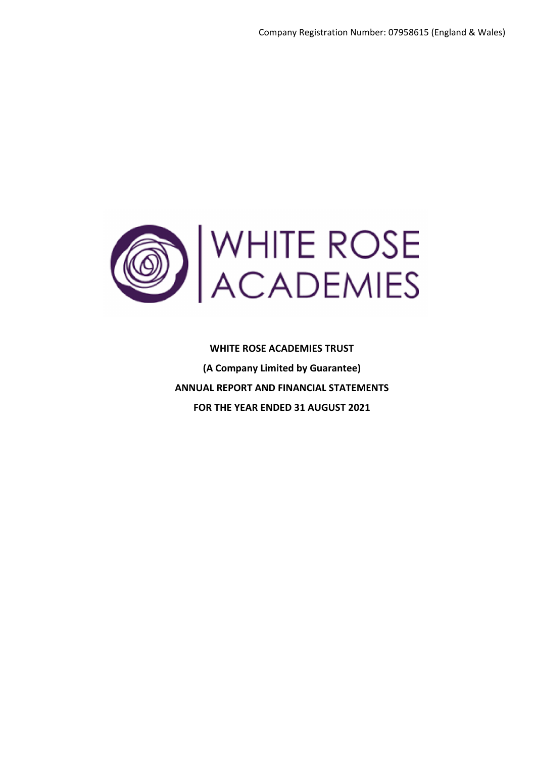Company Registration Number: 07958615 (England & Wales)

WHITE ROSE ACADEMIES

**WHITE ROSE ACADEMIES TRUST**

**(A Company Limited by Guarantee)**

**ANNUAL REPORT AND FINANCIAL STATEMENTS**

**FOR THE YEAR ENDED 31 AUGUST 2021**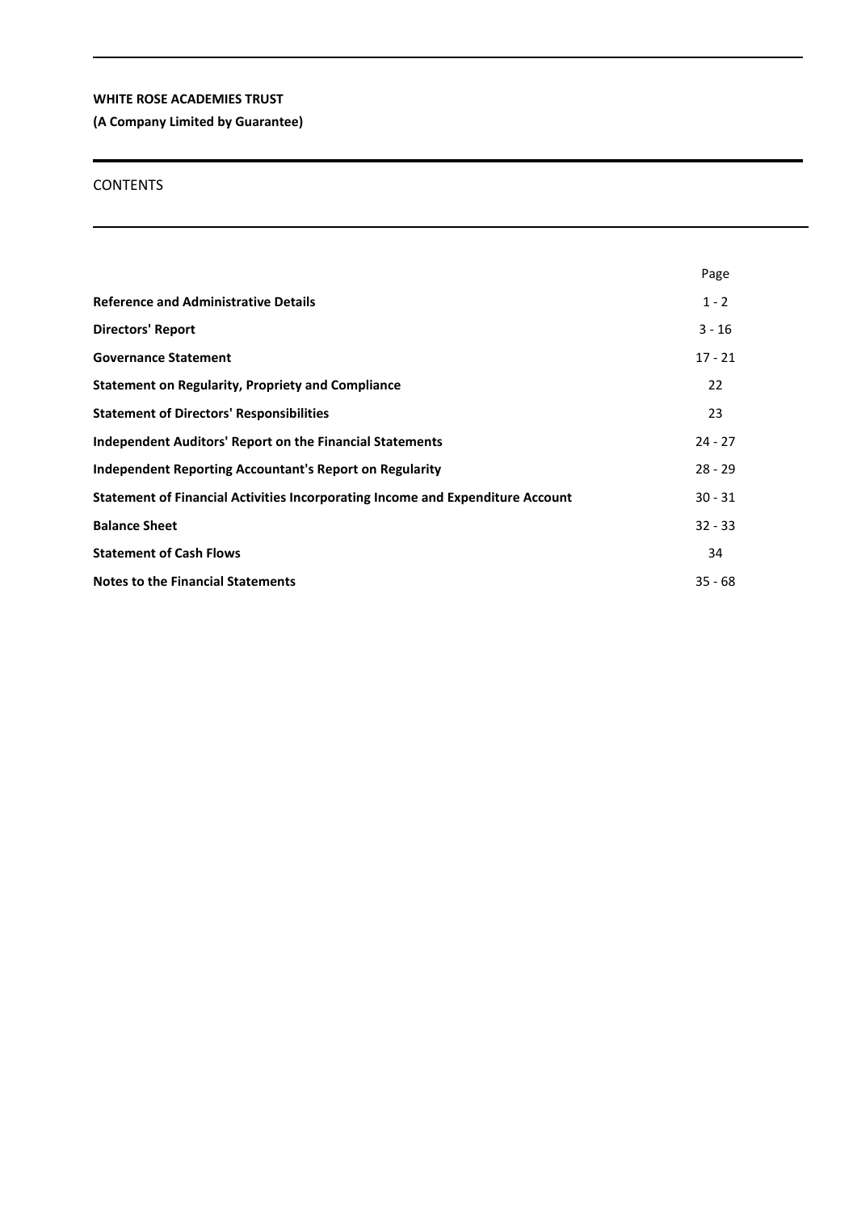**WHITE ROSE ACADEMIES TRUST**

**(A Company Limited by Guarantee)**

CONTENTS

| | Page |
|---|---|
| **Reference and Administrative Details** | 1 - 2 |
| **Directors' Report** | 3 - 16 |
| **Governance Statement** | 17 - 21 |
| **Statement on Regularity, Propriety and Compliance** | 22 |
| **Statement of Directors' Responsibilities** | 23 |
| **Independent Auditors' Report on the Financial Statements** | 24 - 27 |
| **Independent Reporting Accountant's Report on Regularity** | 28 - 29 |
| **Statement of Financial Activities Incorporating Income and Expenditure Account** | 30 - 31 |
| **Balance Sheet** | 32 - 33 |
| **Statement of Cash Flows** | 34 |
| **Notes to the Financial Statements** | 35 - 68 |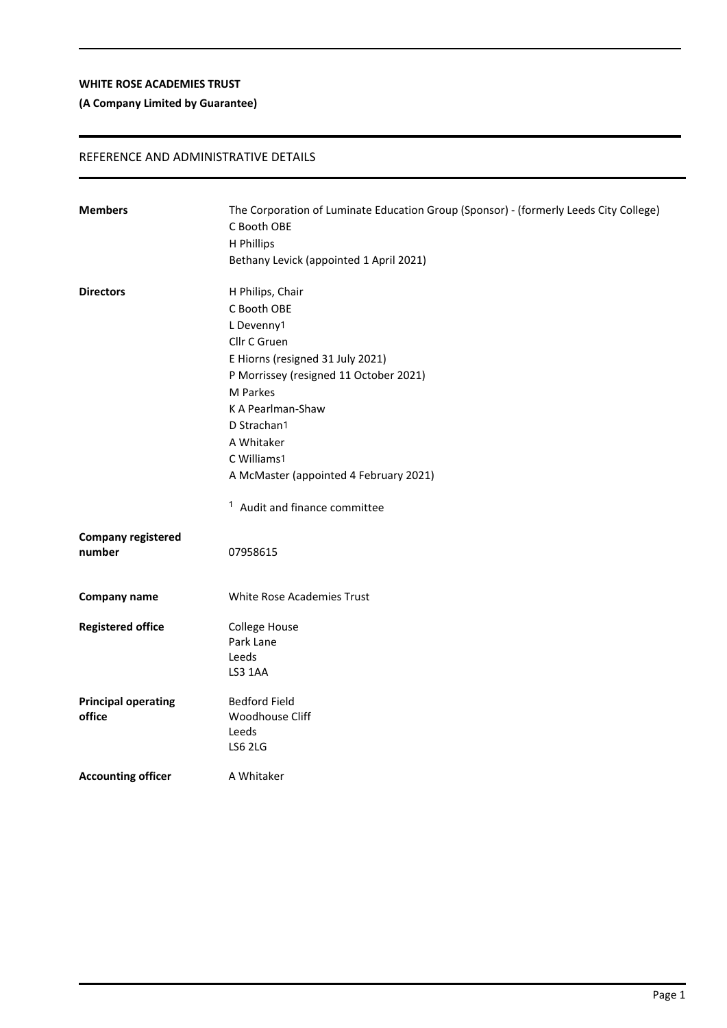**WHITE ROSE ACADEMIES TRUST**

**(A Company Limited by Guarantee)**

## REFERENCE AND ADMINISTRATIVE DETAILS

| | |
|---|---|
| **Members** | The Corporation of Luminate Education Group (Sponsor) - (formerly Leeds City College)<br>C Booth OBE<br>H Phillips<br>Bethany Levick (appointed 1 April 2021) |
| **Directors** | H Philips, Chair<br>C Booth OBE<br>L Devenny[1]<br>Cllr C Gruen<br>E Hiorns (resigned 31 July 2021)<br>P Morrissey (resigned 11 October 2021)<br>M Parkes<br>K A Pearlman-Shaw<br>D Strachan[1]<br>A Whitaker<br>C Williams[1]<br>A McMaster (appointed 4 February 2021)<br><br>[1] Audit and finance committee |
| **Company registered number** | 07958615 |
| **Company name** | White Rose Academies Trust |
| **Registered office** | College House<br>Park Lane<br>Leeds<br>LS3 1AA |
| **Principal operating office** | Bedford Field<br>Woodhouse Cliff<br>Leeds<br>LS6 2LG |
| **Accounting officer** | A Whitaker |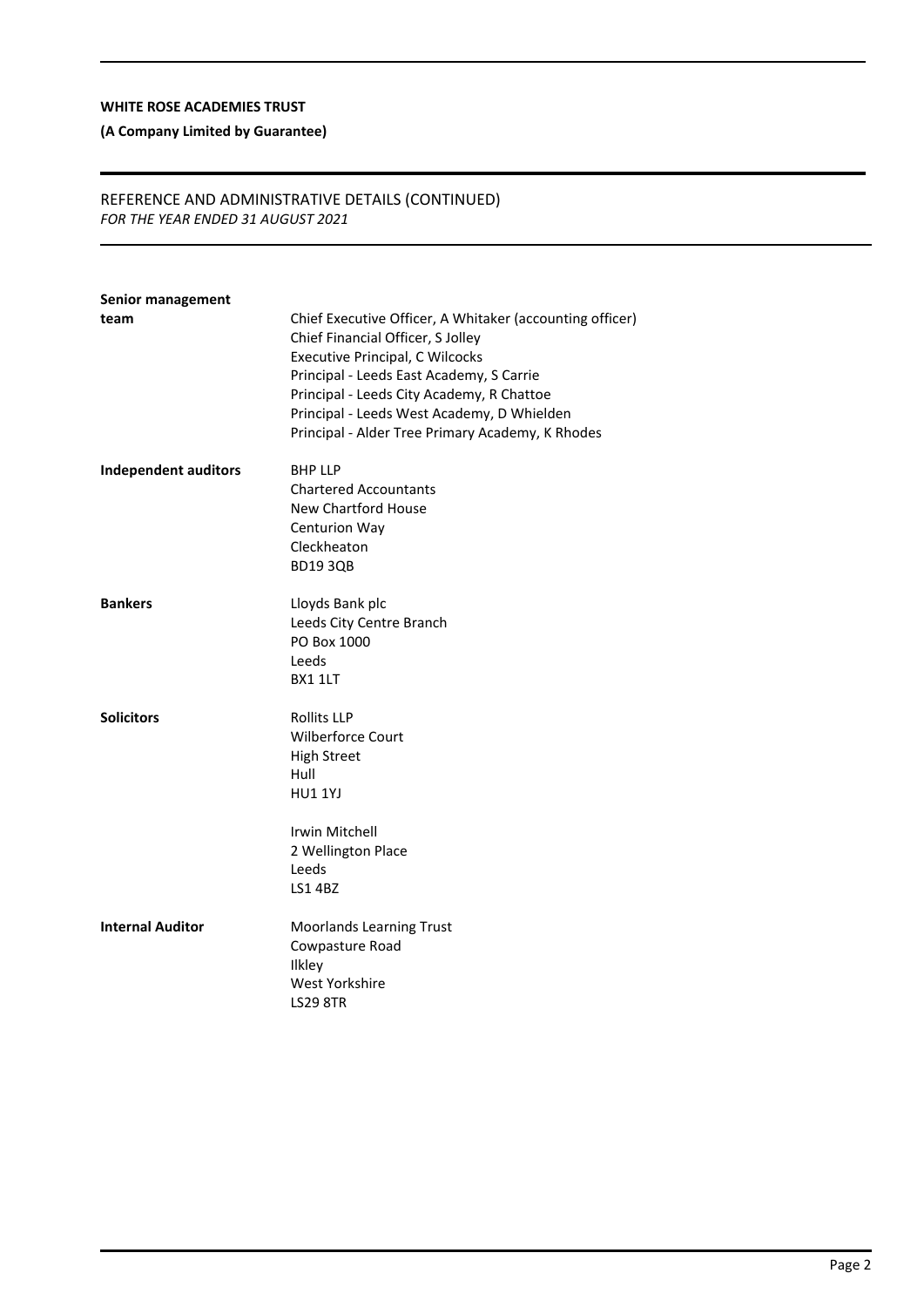**WHITE ROSE ACADEMIES TRUST**

**(A Company Limited by Guarantee)**

REFERENCE AND ADMINISTRATIVE DETAILS (CONTINUED)
*FOR THE YEAR ENDED 31 AUGUST 2021*

**Senior management team**

Chief Executive Officer, A Whitaker (accounting officer)
Chief Financial Officer, S Jolley
Executive Principal, C Wilcocks
Principal - Leeds East Academy, S Carrie
Principal - Leeds City Academy, R Chattoe
Principal - Leeds West Academy, D Whielden
Principal - Alder Tree Primary Academy, K Rhodes

**Independent auditors**

BHP LLP
Chartered Accountants
New Chartford House
Centurion Way
Cleckheaton
BD19 3QB

**Bankers**

Lloyds Bank plc
Leeds City Centre Branch
PO Box 1000
Leeds
BX1 1LT

**Solicitors**

Rollits LLP
Wilberforce Court
High Street
Hull
HU1 1YJ

Irwin Mitchell
2 Wellington Place
Leeds
LS1 4BZ

**Internal Auditor**

Moorlands Learning Trust
Cowpasture Road
Ilkley
West Yorkshire
LS29 8TR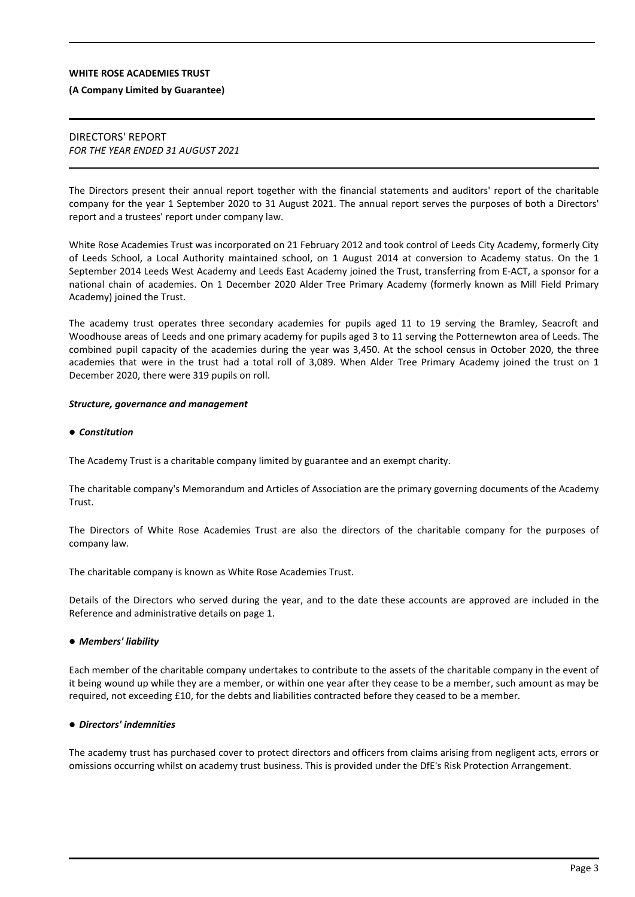**WHITE ROSE ACADEMIES TRUST**

**(A Company Limited by Guarantee)**

# DIRECTORS' REPORT

*FOR THE YEAR ENDED 31 AUGUST 2021*

The Directors present their annual report together with the financial statements and auditors' report of the charitable company for the year 1 September 2020 to 31 August 2021. The annual report serves the purposes of both a Directors' report and a trustees' report under company law.

White Rose Academies Trust was incorporated on 21 February 2012 and took control of Leeds City Academy, formerly City of Leeds School, a Local Authority maintained school, on 1 August 2014 at conversion to Academy status. On the 1 September 2014 Leeds West Academy and Leeds East Academy joined the Trust, transferring from E-ACT, a sponsor for a national chain of academies. On 1 December 2020 Alder Tree Primary Academy (formerly known as Mill Field Primary Academy) joined the Trust.

The academy trust operates three secondary academies for pupils aged 11 to 19 serving the Bramley, Seacroft and Woodhouse areas of Leeds and one primary academy for pupils aged 3 to 11 serving the Potternewton area of Leeds. The combined pupil capacity of the academies during the year was 3,450. At the school census in October 2020, the three academies that were in the trust had a total roll of 3,089. When Alder Tree Primary Academy joined the trust on 1 December 2020, there were 319 pupils on roll.

## *Structure, governance and management*

### ● *Constitution*

The Academy Trust is a charitable company limited by guarantee and an exempt charity.

The charitable company's Memorandum and Articles of Association are the primary governing documents of the Academy Trust.

The Directors of White Rose Academies Trust are also the directors of the charitable company for the purposes of company law.

The charitable company is known as White Rose Academies Trust.

Details of the Directors who served during the year, and to the date these accounts are approved are included in the Reference and administrative details on page 1.

### ● *Members' liability*

Each member of the charitable company undertakes to contribute to the assets of the charitable company in the event of it being wound up while they are a member, or within one year after they cease to be a member, such amount as may be required, not exceeding £10, for the debts and liabilities contracted before they ceased to be a member.

### ● *Directors' indemnities*

The academy trust has purchased cover to protect directors and officers from claims arising from negligent acts, errors or omissions occurring whilst on academy trust business. This is provided under the DfE's Risk Protection Arrangement.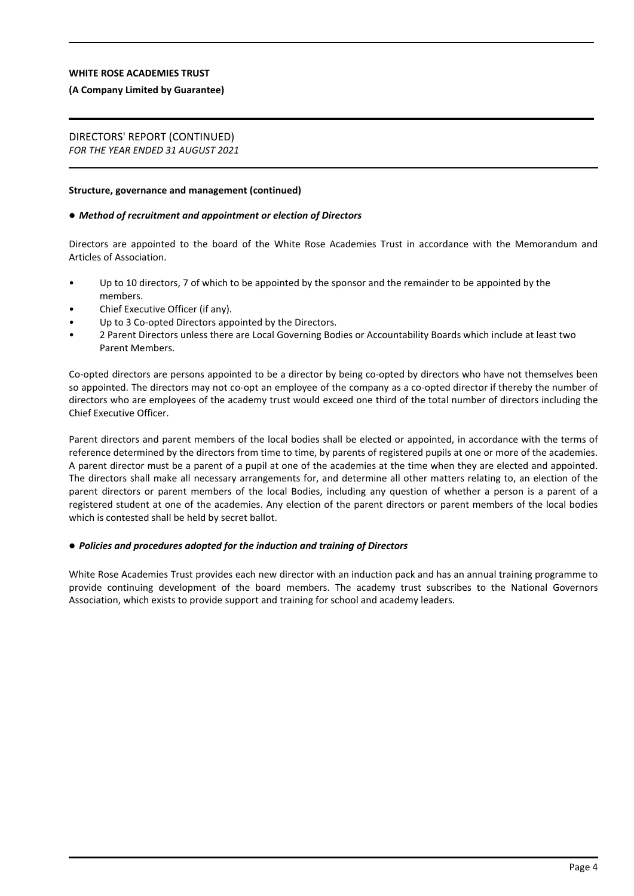WHITE ROSE ACADEMIES TRUST

(A Company Limited by Guarantee)

DIRECTORS' REPORT (CONTINUED)
*FOR THE YEAR ENDED 31 AUGUST 2021*

**Structure, governance and management (continued)**

● ***Method of recruitment and appointment or election of Directors***

Directors are appointed to the board of the White Rose Academies Trust in accordance with the Memorandum and Articles of Association.

- Up to 10 directors, 7 of which to be appointed by the sponsor and the remainder to be appointed by the members.
- Chief Executive Officer (if any).
- Up to 3 Co-opted Directors appointed by the Directors.
- 2 Parent Directors unless there are Local Governing Bodies or Accountability Boards which include at least two Parent Members.

Co-opted directors are persons appointed to be a director by being co-opted by directors who have not themselves been so appointed. The directors may not co-opt an employee of the company as a co-opted director if thereby the number of directors who are employees of the academy trust would exceed one third of the total number of directors including the Chief Executive Officer.

Parent directors and parent members of the local bodies shall be elected or appointed, in accordance with the terms of reference determined by the directors from time to time, by parents of registered pupils at one or more of the academies. A parent director must be a parent of a pupil at one of the academies at the time when they are elected and appointed. The directors shall make all necessary arrangements for, and determine all other matters relating to, an election of the parent directors or parent members of the local Bodies, including any question of whether a person is a parent of a registered student at one of the academies. Any election of the parent directors or parent members of the local bodies which is contested shall be held by secret ballot.

● ***Policies and procedures adopted for the induction and training of Directors***

White Rose Academies Trust provides each new director with an induction pack and has an annual training programme to provide continuing development of the board members. The academy trust subscribes to the National Governors Association, which exists to provide support and training for school and academy leaders.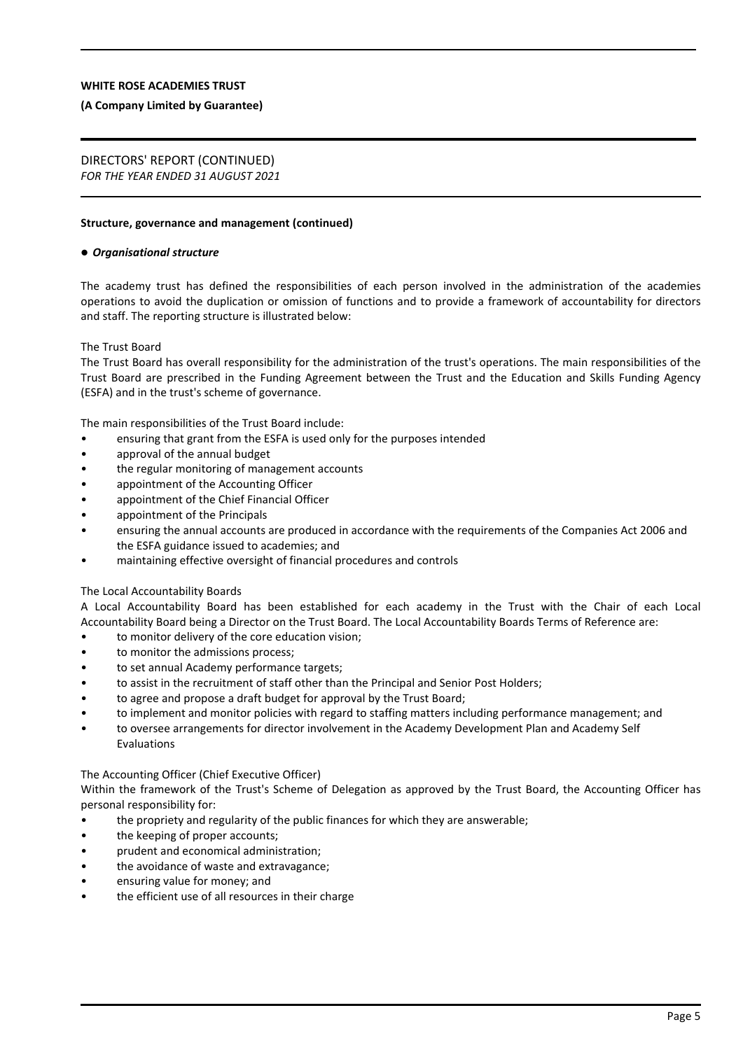**Structure, governance and management (continued)**

● ***Organisational structure***

The academy trust has defined the responsibilities of each person involved in the administration of the academies operations to avoid the duplication or omission of functions and to provide a framework of accountability for directors and staff. The reporting structure is illustrated below:

The Trust Board

The Trust Board has overall responsibility for the administration of the trust's operations. The main responsibilities of the Trust Board are prescribed in the Funding Agreement between the Trust and the Education and Skills Funding Agency (ESFA) and in the trust's scheme of governance.

The main responsibilities of the Trust Board include:

- ensuring that grant from the ESFA is used only for the purposes intended
- approval of the annual budget
- the regular monitoring of management accounts
- appointment of the Accounting Officer
- appointment of the Chief Financial Officer
- appointment of the Principals
- ensuring the annual accounts are produced in accordance with the requirements of the Companies Act 2006 and the ESFA guidance issued to academies; and
- maintaining effective oversight of financial procedures and controls

The Local Accountability Boards

A Local Accountability Board has been established for each academy in the Trust with the Chair of each Local Accountability Board being a Director on the Trust Board. The Local Accountability Boards Terms of Reference are:

- to monitor delivery of the core education vision;
- to monitor the admissions process;
- to set annual Academy performance targets;
- to assist in the recruitment of staff other than the Principal and Senior Post Holders;
- to agree and propose a draft budget for approval by the Trust Board;
- to implement and monitor policies with regard to staffing matters including performance management; and
- to oversee arrangements for director involvement in the Academy Development Plan and Academy Self Evaluations

The Accounting Officer (Chief Executive Officer)

Within the framework of the Trust's Scheme of Delegation as approved by the Trust Board, the Accounting Officer has personal responsibility for:

- the propriety and regularity of the public finances for which they are answerable;
- the keeping of proper accounts;
- prudent and economical administration;
- the avoidance of waste and extravagance;
- ensuring value for money; and
- the efficient use of all resources in their charge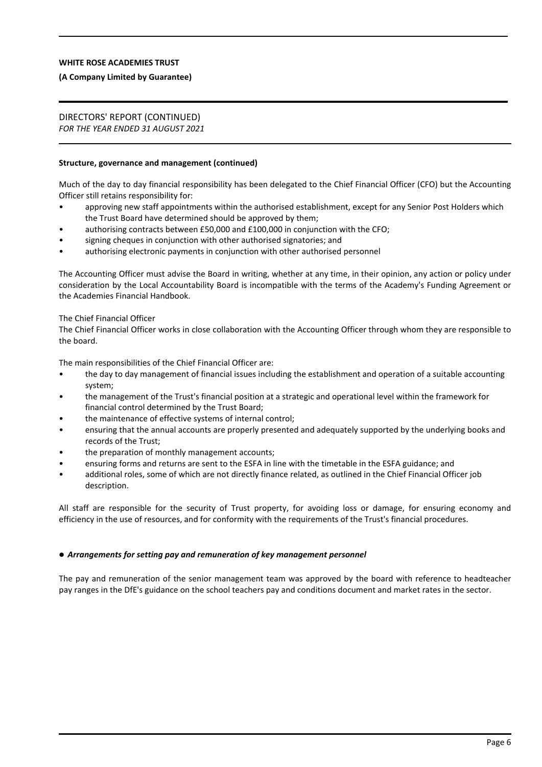**Structure, governance and management (continued)**

Much of the day to day financial responsibility has been delegated to the Chief Financial Officer (CFO) but the Accounting Officer still retains responsibility for:

- approving new staff appointments within the authorised establishment, except for any Senior Post Holders which the Trust Board have determined should be approved by them;
- authorising contracts between £50,000 and £100,000 in conjunction with the CFO;
- signing cheques in conjunction with other authorised signatories; and
- authorising electronic payments in conjunction with other authorised personnel

The Accounting Officer must advise the Board in writing, whether at any time, in their opinion, any action or policy under consideration by the Local Accountability Board is incompatible with the terms of the Academy's Funding Agreement or the Academies Financial Handbook.

The Chief Financial Officer

The Chief Financial Officer works in close collaboration with the Accounting Officer through whom they are responsible to the board.

The main responsibilities of the Chief Financial Officer are:

- the day to day management of financial issues including the establishment and operation of a suitable accounting system;
- the management of the Trust's financial position at a strategic and operational level within the framework for financial control determined by the Trust Board;
- the maintenance of effective systems of internal control;
- ensuring that the annual accounts are properly presented and adequately supported by the underlying books and records of the Trust;
- the preparation of monthly management accounts;
- ensuring forms and returns are sent to the ESFA in line with the timetable in the ESFA guidance; and
- additional roles, some of which are not directly finance related, as outlined in the Chief Financial Officer job description.

All staff are responsible for the security of Trust property, for avoiding loss or damage, for ensuring economy and efficiency in the use of resources, and for conformity with the requirements of the Trust's financial procedures.

● ***Arrangements for setting pay and remuneration of key management personnel***

The pay and remuneration of the senior management team was approved by the board with reference to headteacher pay ranges in the DfE's guidance on the school teachers pay and conditions document and market rates in the sector.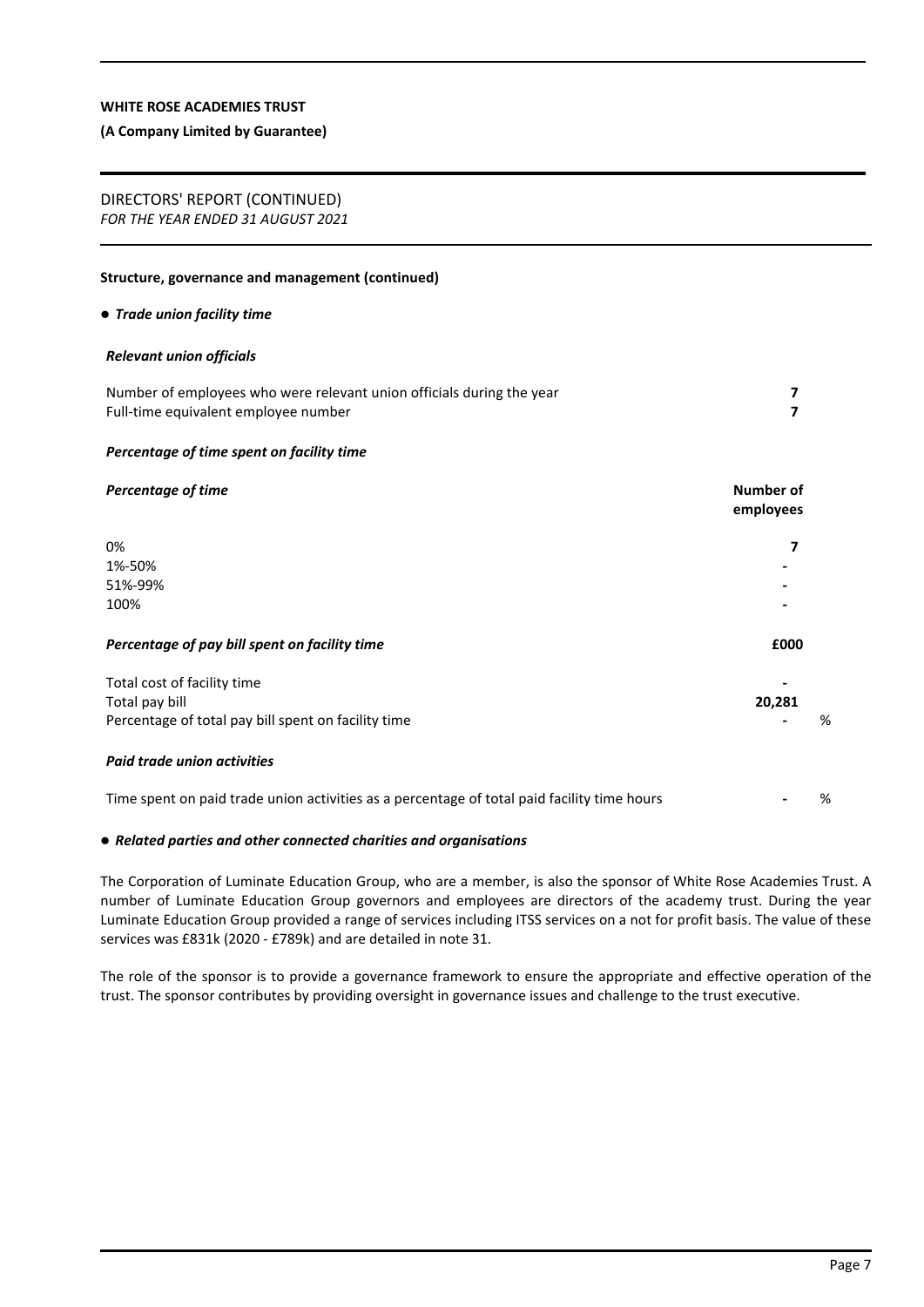**WHITE ROSE ACADEMIES TRUST**

**(A Company Limited by Guarantee)**

DIRECTORS' REPORT (CONTINUED)
*FOR THE YEAR ENDED 31 AUGUST 2021*

**Structure, governance and management (continued)**

● ***Trade union facility time***

***Relevant union officials***

| | |
|---|---|
| Number of employees who were relevant union officials during the year | **7** |
| Full-time equivalent employee number | **7** |

***Percentage of time spent on facility time***

| *Percentage of time* | **Number of employees** |
|---|---|
| 0% | **7** |
| 1%-50% | **-** |
| 51%-99% | **-** |
| 100% | **-** |

| *Percentage of pay bill spent on facility time* | **£000** |
|---|---|
| Total cost of facility time | **-** |
| Total pay bill | **20,281** |
| Percentage of total pay bill spent on facility time | **-** % |

***Paid trade union activities***

| | |
|---|---|
| Time spent on paid trade union activities as a percentage of total paid facility time hours | **-** % |

● ***Related parties and other connected charities and organisations***

The Corporation of Luminate Education Group, who are a member, is also the sponsor of White Rose Academies Trust. A number of Luminate Education Group governors and employees are directors of the academy trust. During the year Luminate Education Group provided a range of services including ITSS services on a not for profit basis. The value of these services was £831k (2020 - £789k) and are detailed in note 31.

The role of the sponsor is to provide a governance framework to ensure the appropriate and effective operation of the trust. The sponsor contributes by providing oversight in governance issues and challenge to the trust executive.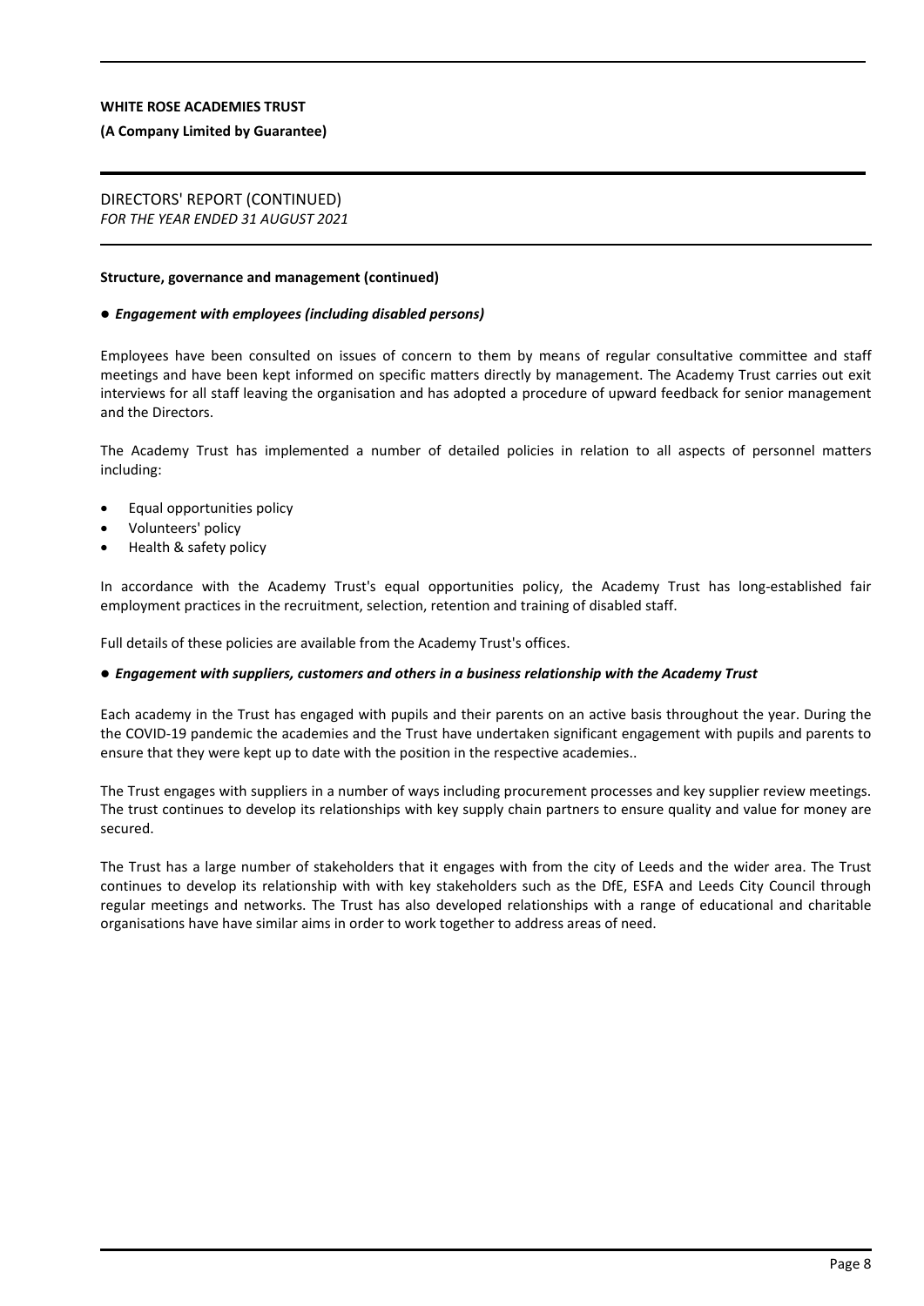**Structure, governance and management (continued)**

● ***Engagement with employees (including disabled persons)***

Employees have been consulted on issues of concern to them by means of regular consultative committee and staff meetings and have been kept informed on specific matters directly by management. The Academy Trust carries out exit interviews for all staff leaving the organisation and has adopted a procedure of upward feedback for senior management and the Directors.

The Academy Trust has implemented a number of detailed policies in relation to all aspects of personnel matters including:

- Equal opportunities policy
- Volunteers' policy
- Health & safety policy

In accordance with the Academy Trust's equal opportunities policy, the Academy Trust has long-established fair employment practices in the recruitment, selection, retention and training of disabled staff.

Full details of these policies are available from the Academy Trust's offices.

● ***Engagement with suppliers, customers and others in a business relationship with the Academy Trust***

Each academy in the Trust has engaged with pupils and their parents on an active basis throughout the year. During the the COVID-19 pandemic the academies and the Trust have undertaken significant engagement with pupils and parents to ensure that they were kept up to date with the position in the respective academies..

The Trust engages with suppliers in a number of ways including procurement processes and key supplier review meetings. The trust continues to develop its relationships with key supply chain partners to ensure quality and value for money are secured.

The Trust has a large number of stakeholders that it engages with from the city of Leeds and the wider area. The Trust continues to develop its relationship with with key stakeholders such as the DfE, ESFA and Leeds City Council through regular meetings and networks. The Trust has also developed relationships with a range of educational and charitable organisations have have similar aims in order to work together to address areas of need.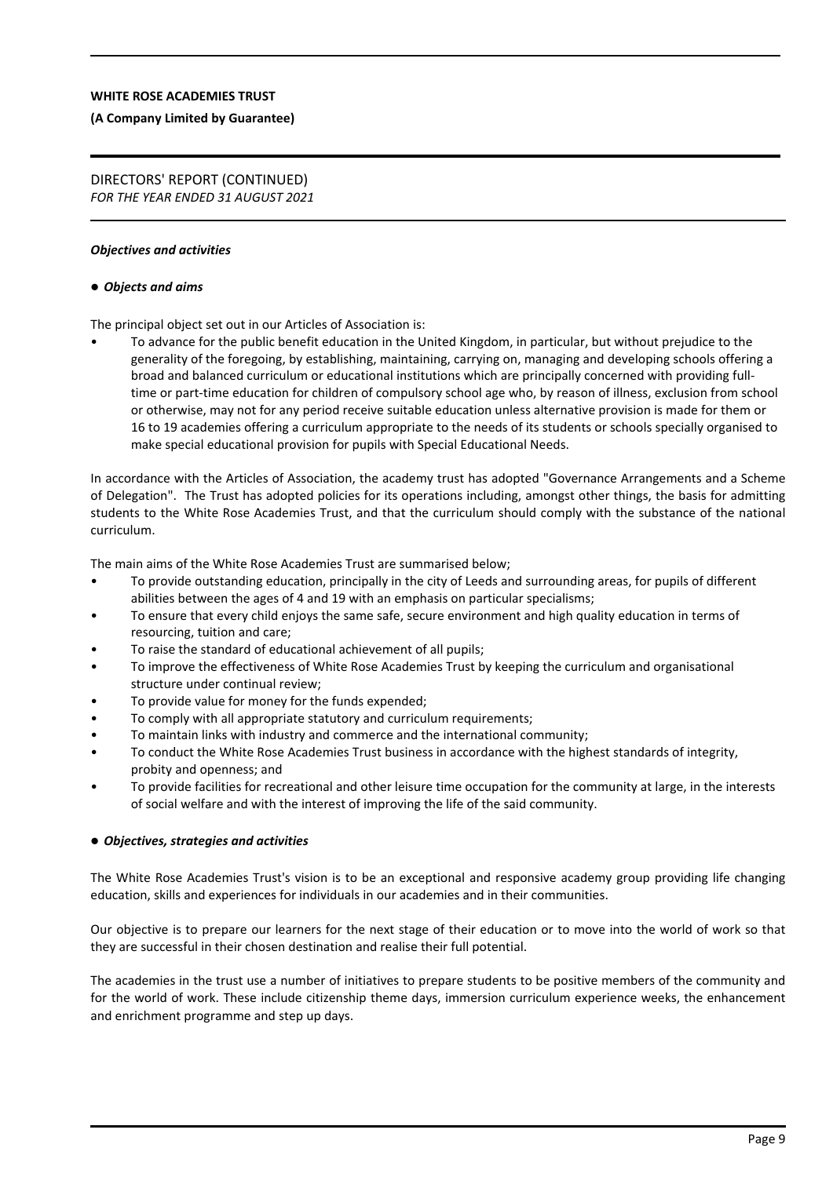### *Objectives and activities*

#### ● *Objects and aims*

The principal object set out in our Articles of Association is:

- To advance for the public benefit education in the United Kingdom, in particular, but without prejudice to the generality of the foregoing, by establishing, maintaining, carrying on, managing and developing schools offering a broad and balanced curriculum or educational institutions which are principally concerned with providing full-time or part-time education for children of compulsory school age who, by reason of illness, exclusion from school or otherwise, may not for any period receive suitable education unless alternative provision is made for them or 16 to 19 academies offering a curriculum appropriate to the needs of its students or schools specially organised to make special educational provision for pupils with Special Educational Needs.

In accordance with the Articles of Association, the academy trust has adopted "Governance Arrangements and a Scheme of Delegation". The Trust has adopted policies for its operations including, amongst other things, the basis for admitting students to the White Rose Academies Trust, and that the curriculum should comply with the substance of the national curriculum.

The main aims of the White Rose Academies Trust are summarised below;

- To provide outstanding education, principally in the city of Leeds and surrounding areas, for pupils of different abilities between the ages of 4 and 19 with an emphasis on particular specialisms;
- To ensure that every child enjoys the same safe, secure environment and high quality education in terms of resourcing, tuition and care;
- To raise the standard of educational achievement of all pupils;
- To improve the effectiveness of White Rose Academies Trust by keeping the curriculum and organisational structure under continual review;
- To provide value for money for the funds expended;
- To comply with all appropriate statutory and curriculum requirements;
- To maintain links with industry and commerce and the international community;
- To conduct the White Rose Academies Trust business in accordance with the highest standards of integrity, probity and openness; and
- To provide facilities for recreational and other leisure time occupation for the community at large, in the interests of social welfare and with the interest of improving the life of the said community.

#### ● *Objectives, strategies and activities*

The White Rose Academies Trust's vision is to be an exceptional and responsive academy group providing life changing education, skills and experiences for individuals in our academies and in their communities.

Our objective is to prepare our learners for the next stage of their education or to move into the world of work so that they are successful in their chosen destination and realise their full potential.

The academies in the trust use a number of initiatives to prepare students to be positive members of the community and for the world of work. These include citizenship theme days, immersion curriculum experience weeks, the enhancement and enrichment programme and step up days.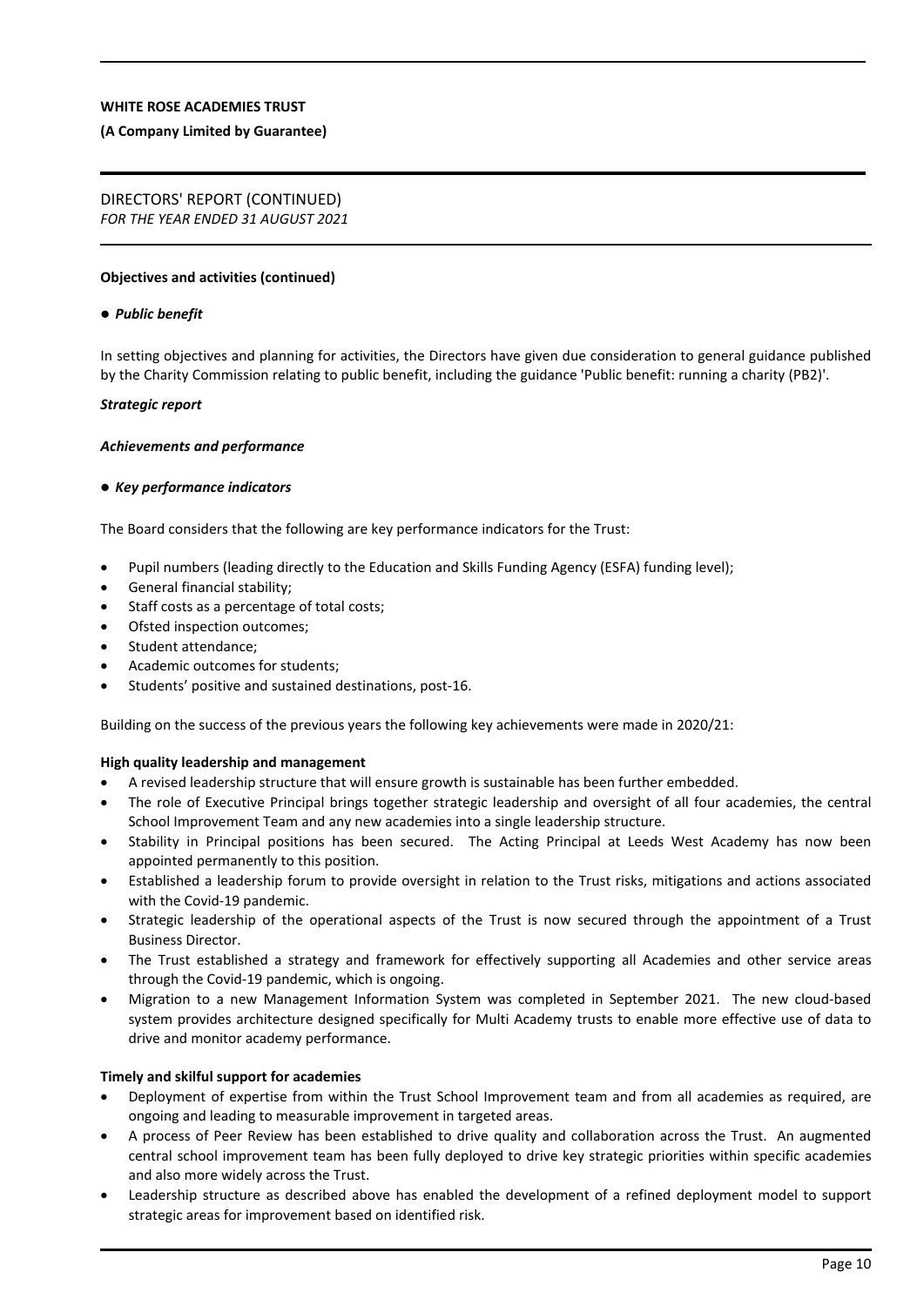**WHITE ROSE ACADEMIES TRUST**

**(A Company Limited by Guarantee)**

DIRECTORS' REPORT (CONTINUED)
*FOR THE YEAR ENDED 31 AUGUST 2021*

**Objectives and activities (continued)**

● ***Public benefit***

In setting objectives and planning for activities, the Directors have given due consideration to general guidance published by the Charity Commission relating to public benefit, including the guidance 'Public benefit: running a charity (PB2)'.

***Strategic report***

***Achievements and performance***

● ***Key performance indicators***

The Board considers that the following are key performance indicators for the Trust:

- Pupil numbers (leading directly to the Education and Skills Funding Agency (ESFA) funding level);
- General financial stability;
- Staff costs as a percentage of total costs;
- Ofsted inspection outcomes;
- Student attendance;
- Academic outcomes for students;
- Students' positive and sustained destinations, post-16.

Building on the success of the previous years the following key achievements were made in 2020/21:

**High quality leadership and management**

- A revised leadership structure that will ensure growth is sustainable has been further embedded.
- The role of Executive Principal brings together strategic leadership and oversight of all four academies, the central School Improvement Team and any new academies into a single leadership structure.
- Stability in Principal positions has been secured. The Acting Principal at Leeds West Academy has now been appointed permanently to this position.
- Established a leadership forum to provide oversight in relation to the Trust risks, mitigations and actions associated with the Covid-19 pandemic.
- Strategic leadership of the operational aspects of the Trust is now secured through the appointment of a Trust Business Director.
- The Trust established a strategy and framework for effectively supporting all Academies and other service areas through the Covid-19 pandemic, which is ongoing.
- Migration to a new Management Information System was completed in September 2021. The new cloud-based system provides architecture designed specifically for Multi Academy trusts to enable more effective use of data to drive and monitor academy performance.

**Timely and skilful support for academies**

- Deployment of expertise from within the Trust School Improvement team and from all academies as required, are ongoing and leading to measurable improvement in targeted areas.
- A process of Peer Review has been established to drive quality and collaboration across the Trust. An augmented central school improvement team has been fully deployed to drive key strategic priorities within specific academies and also more widely across the Trust.
- Leadership structure as described above has enabled the development of a refined deployment model to support strategic areas for improvement based on identified risk.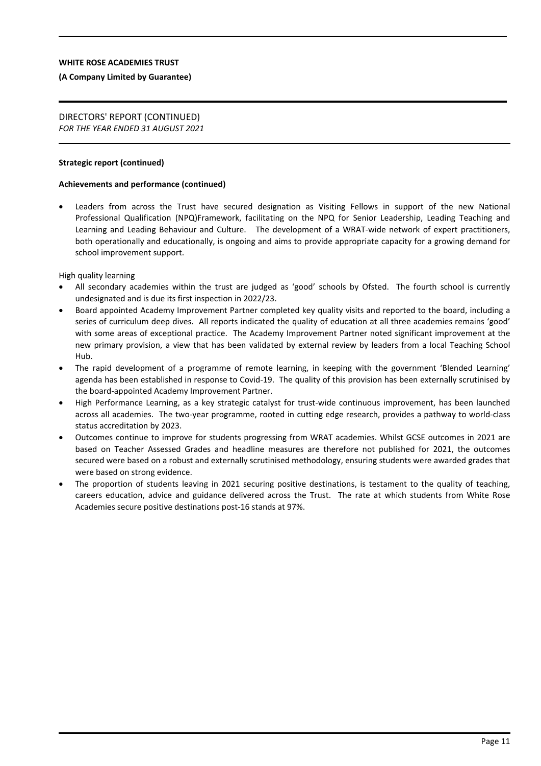**Strategic report (continued)**

**Achievements and performance (continued)**

- Leaders from across the Trust have secured designation as Visiting Fellows in support of the new National Professional Qualification (NPQ)Framework, facilitating on the NPQ for Senior Leadership, Leading Teaching and Learning and Leading Behaviour and Culture. The development of a WRAT-wide network of expert practitioners, both operationally and educationally, is ongoing and aims to provide appropriate capacity for a growing demand for school improvement support.

High quality learning

- All secondary academies within the trust are judged as 'good' schools by Ofsted. The fourth school is currently undesignated and is due its first inspection in 2022/23.
- Board appointed Academy Improvement Partner completed key quality visits and reported to the board, including a series of curriculum deep dives. All reports indicated the quality of education at all three academies remains 'good' with some areas of exceptional practice. The Academy Improvement Partner noted significant improvement at the new primary provision, a view that has been validated by external review by leaders from a local Teaching School Hub.
- The rapid development of a programme of remote learning, in keeping with the government 'Blended Learning' agenda has been established in response to Covid-19. The quality of this provision has been externally scrutinised by the board-appointed Academy Improvement Partner.
- High Performance Learning, as a key strategic catalyst for trust-wide continuous improvement, has been launched across all academies. The two-year programme, rooted in cutting edge research, provides a pathway to world-class status accreditation by 2023.
- Outcomes continue to improve for students progressing from WRAT academies. Whilst GCSE outcomes in 2021 are based on Teacher Assessed Grades and headline measures are therefore not published for 2021, the outcomes secured were based on a robust and externally scrutinised methodology, ensuring students were awarded grades that were based on strong evidence.
- The proportion of students leaving in 2021 securing positive destinations, is testament to the quality of teaching, careers education, advice and guidance delivered across the Trust. The rate at which students from White Rose Academies secure positive destinations post-16 stands at 97%.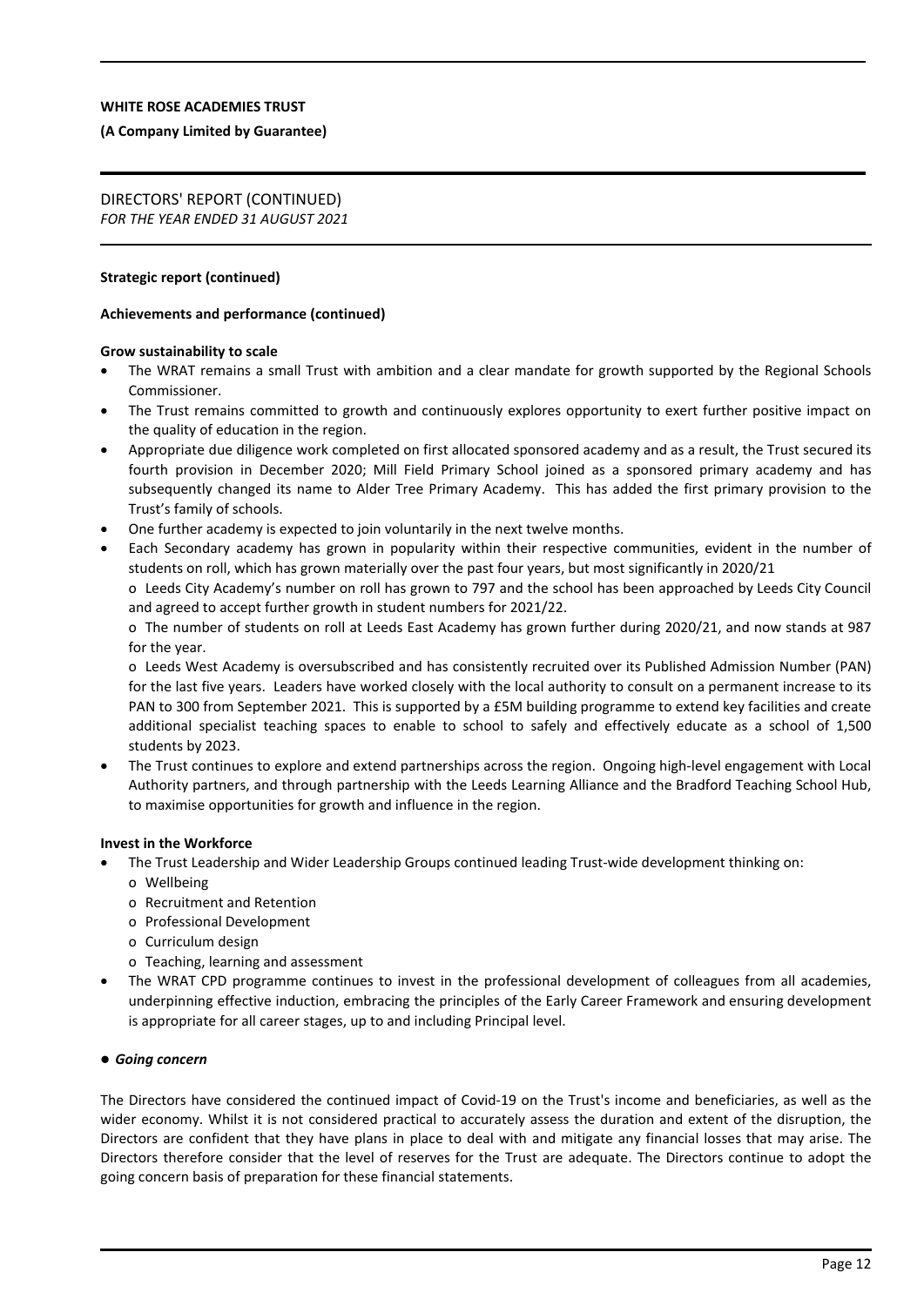**WHITE ROSE ACADEMIES TRUST**

**(A Company Limited by Guarantee)**

DIRECTORS' REPORT (CONTINUED)
*FOR THE YEAR ENDED 31 AUGUST 2021*

**Strategic report (continued)**

**Achievements and performance (continued)**

**Grow sustainability to scale**

- The WRAT remains a small Trust with ambition and a clear mandate for growth supported by the Regional Schools Commissioner.
- The Trust remains committed to growth and continuously explores opportunity to exert further positive impact on the quality of education in the region.
- Appropriate due diligence work completed on first allocated sponsored academy and as a result, the Trust secured its fourth provision in December 2020; Mill Field Primary School joined as a sponsored primary academy and has subsequently changed its name to Alder Tree Primary Academy. This has added the first primary provision to the Trust's family of schools.
- One further academy is expected to join voluntarily in the next twelve months.
- Each Secondary academy has grown in popularity within their respective communities, evident in the number of students on roll, which has grown materially over the past four years, but most significantly in 2020/21
  - o Leeds City Academy's number on roll has grown to 797 and the school has been approached by Leeds City Council and agreed to accept further growth in student numbers for 2021/22.
  - o The number of students on roll at Leeds East Academy has grown further during 2020/21, and now stands at 987 for the year.
  - o Leeds West Academy is oversubscribed and has consistently recruited over its Published Admission Number (PAN) for the last five years. Leaders have worked closely with the local authority to consult on a permanent increase to its PAN to 300 from September 2021. This is supported by a £5M building programme to extend key facilities and create additional specialist teaching spaces to enable to school to safely and effectively educate as a school of 1,500 students by 2023.
- The Trust continues to explore and extend partnerships across the region. Ongoing high-level engagement with Local Authority partners, and through partnership with the Leeds Learning Alliance and the Bradford Teaching School Hub, to maximise opportunities for growth and influence in the region.

**Invest in the Workforce**

- The Trust Leadership and Wider Leadership Groups continued leading Trust-wide development thinking on:
  - o Wellbeing
  - o Recruitment and Retention
  - o Professional Development
  - o Curriculum design
  - o Teaching, learning and assessment
- The WRAT CPD programme continues to invest in the professional development of colleagues from all academies, underpinning effective induction, embracing the principles of the Early Career Framework and ensuring development is appropriate for all career stages, up to and including Principal level.

● ***Going concern***

The Directors have considered the continued impact of Covid-19 on the Trust's income and beneficiaries, as well as the wider economy. Whilst it is not considered practical to accurately assess the duration and extent of the disruption, the Directors are confident that they have plans in place to deal with and mitigate any financial losses that may arise. The Directors therefore consider that the level of reserves for the Trust are adequate. The Directors continue to adopt the going concern basis of preparation for these financial statements.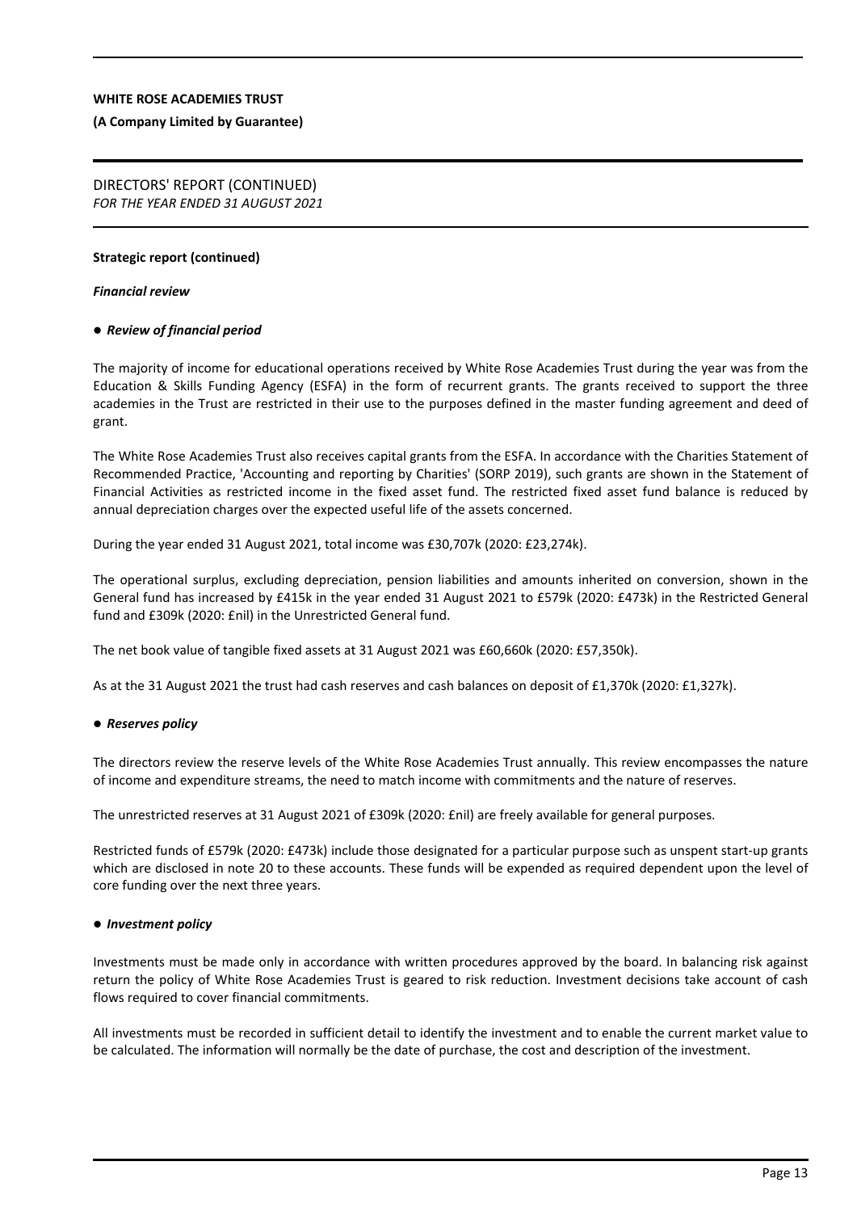# WHITE ROSE ACADEMIES TRUST

**(A Company Limited by Guarantee)**

DIRECTORS' REPORT (CONTINUED)
*FOR THE YEAR ENDED 31 AUGUST 2021*

**Strategic report (continued)**

***Financial review***

- ***Review of financial period***

The majority of income for educational operations received by White Rose Academies Trust during the year was from the Education & Skills Funding Agency (ESFA) in the form of recurrent grants. The grants received to support the three academies in the Trust are restricted in their use to the purposes defined in the master funding agreement and deed of grant.

The White Rose Academies Trust also receives capital grants from the ESFA. In accordance with the Charities Statement of Recommended Practice, 'Accounting and reporting by Charities' (SORP 2019), such grants are shown in the Statement of Financial Activities as restricted income in the fixed asset fund. The restricted fixed asset fund balance is reduced by annual depreciation charges over the expected useful life of the assets concerned.

During the year ended 31 August 2021, total income was £30,707k (2020: £23,274k).

The operational surplus, excluding depreciation, pension liabilities and amounts inherited on conversion, shown in the General fund has increased by £415k in the year ended 31 August 2021 to £579k (2020: £473k) in the Restricted General fund and £309k (2020: £nil) in the Unrestricted General fund.

The net book value of tangible fixed assets at 31 August 2021 was £60,660k (2020: £57,350k).

As at the 31 August 2021 the trust had cash reserves and cash balances on deposit of £1,370k (2020: £1,327k).

- ***Reserves policy***

The directors review the reserve levels of the White Rose Academies Trust annually. This review encompasses the nature of income and expenditure streams, the need to match income with commitments and the nature of reserves.

The unrestricted reserves at 31 August 2021 of £309k (2020: £nil) are freely available for general purposes.

Restricted funds of £579k (2020: £473k) include those designated for a particular purpose such as unspent start-up grants which are disclosed in note 20 to these accounts. These funds will be expended as required dependent upon the level of core funding over the next three years.

- ***Investment policy***

Investments must be made only in accordance with written procedures approved by the board. In balancing risk against return the policy of White Rose Academies Trust is geared to risk reduction. Investment decisions take account of cash flows required to cover financial commitments.

All investments must be recorded in sufficient detail to identify the investment and to enable the current market value to be calculated. The information will normally be the date of purchase, the cost and description of the investment.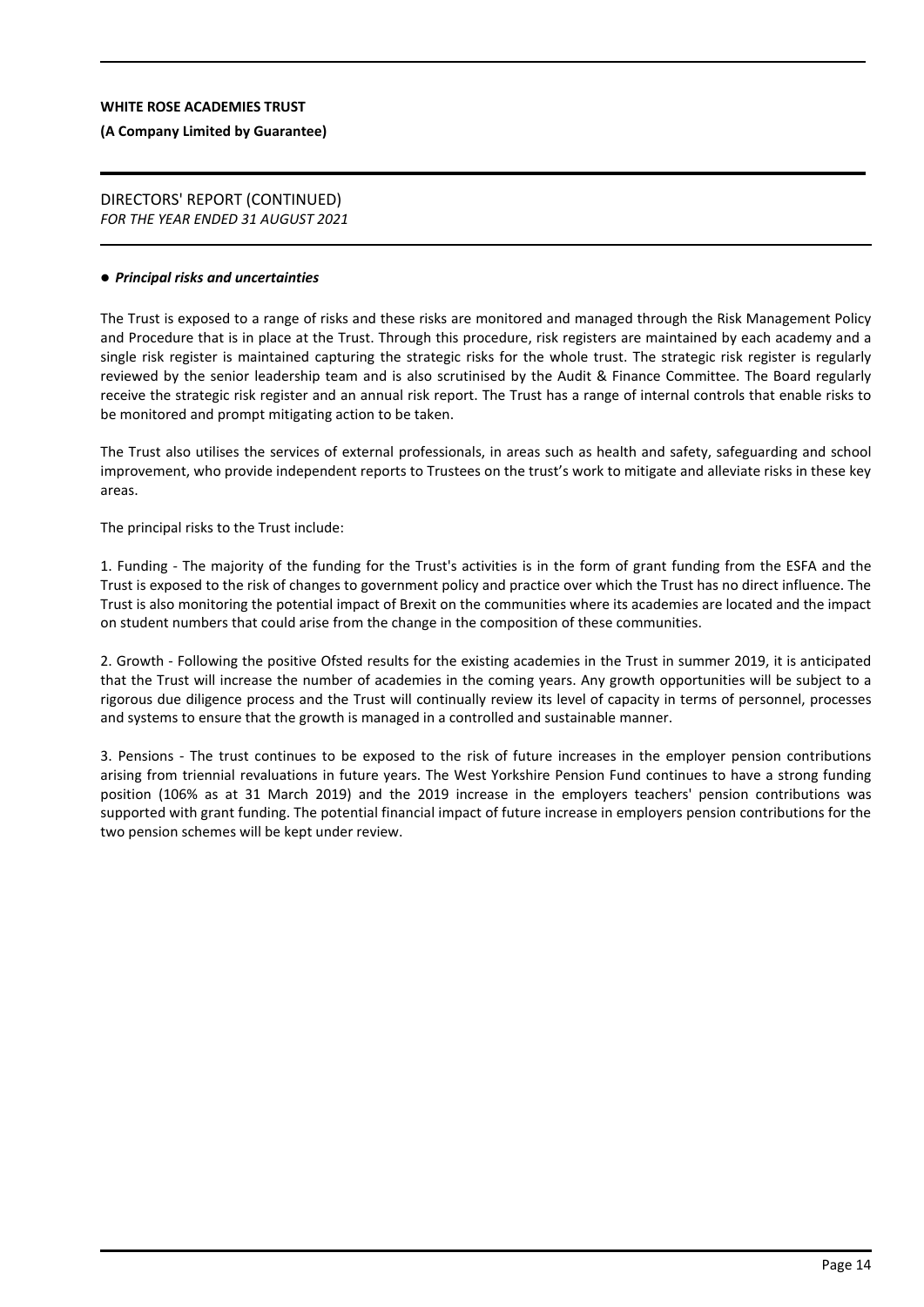- ***Principal risks and uncertainties***

The Trust is exposed to a range of risks and these risks are monitored and managed through the Risk Management Policy and Procedure that is in place at the Trust. Through this procedure, risk registers are maintained by each academy and a single risk register is maintained capturing the strategic risks for the whole trust. The strategic risk register is regularly reviewed by the senior leadership team and is also scrutinised by the Audit & Finance Committee. The Board regularly receive the strategic risk register and an annual risk report. The Trust has a range of internal controls that enable risks to be monitored and prompt mitigating action to be taken.

The Trust also utilises the services of external professionals, in areas such as health and safety, safeguarding and school improvement, who provide independent reports to Trustees on the trust's work to mitigate and alleviate risks in these key areas.

The principal risks to the Trust include:

1. Funding - The majority of the funding for the Trust's activities is in the form of grant funding from the ESFA and the Trust is exposed to the risk of changes to government policy and practice over which the Trust has no direct influence. The Trust is also monitoring the potential impact of Brexit on the communities where its academies are located and the impact on student numbers that could arise from the change in the composition of these communities.

2. Growth - Following the positive Ofsted results for the existing academies in the Trust in summer 2019, it is anticipated that the Trust will increase the number of academies in the coming years. Any growth opportunities will be subject to a rigorous due diligence process and the Trust will continually review its level of capacity in terms of personnel, processes and systems to ensure that the growth is managed in a controlled and sustainable manner.

3. Pensions - The trust continues to be exposed to the risk of future increases in the employer pension contributions arising from triennial revaluations in future years. The West Yorkshire Pension Fund continues to have a strong funding position (106% as at 31 March 2019) and the 2019 increase in the employers teachers' pension contributions was supported with grant funding. The potential financial impact of future increase in employers pension contributions for the two pension schemes will be kept under review.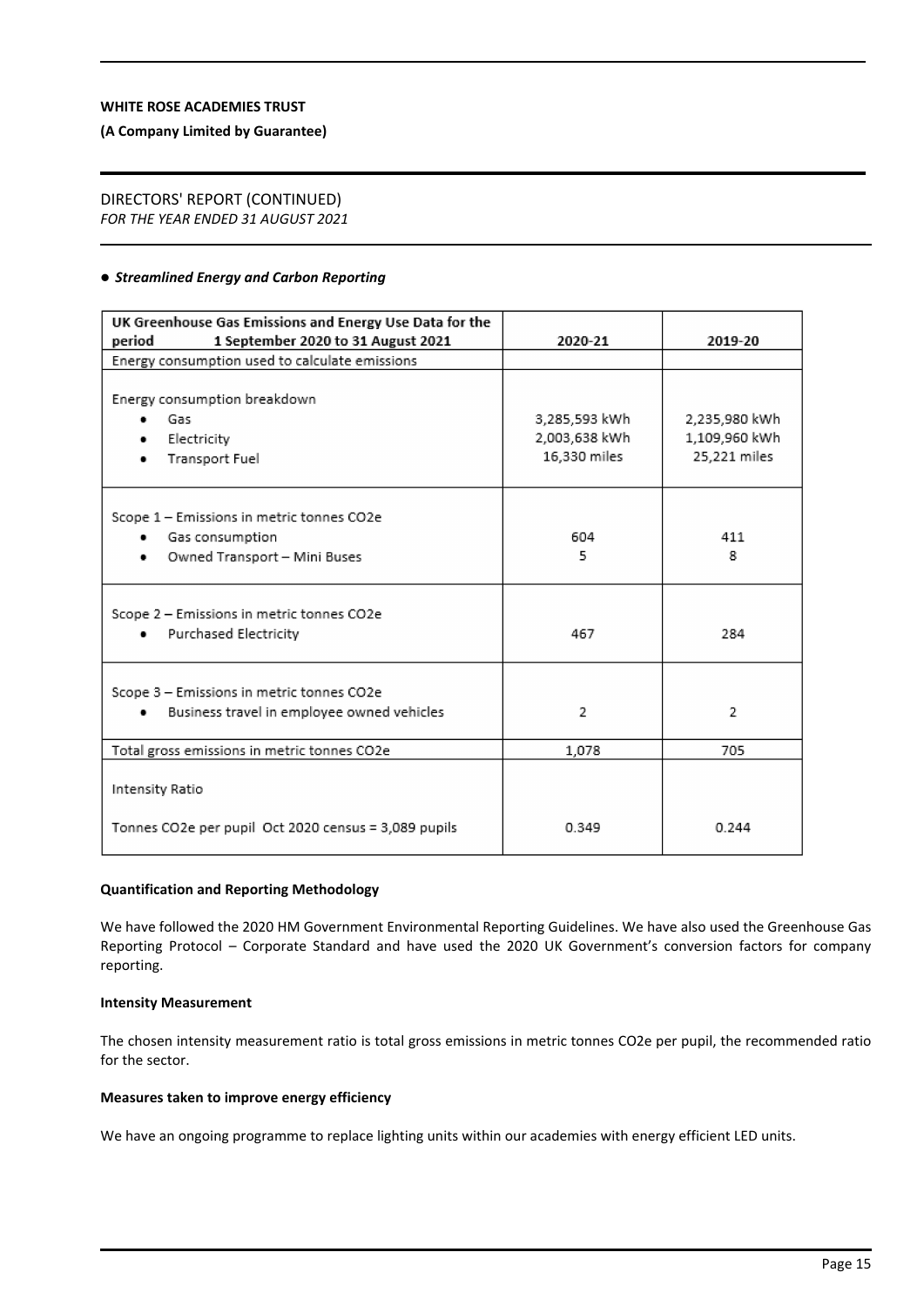**WHITE ROSE ACADEMIES TRUST**

**(A Company Limited by Guarantee)**

DIRECTORS' REPORT (CONTINUED)
*FOR THE YEAR ENDED 31 AUGUST 2021*

● ***Streamlined Energy and Carbon Reporting***

| UK Greenhouse Gas Emissions and Energy Use Data for the period 1 September 2020 to 31 August 2021 | 2020-21 | 2019-20 |
|---|---|---|
| Energy consumption used to calculate emissions | | |
| Energy consumption breakdown<br>• Gas<br>• Electricity<br>• Transport Fuel | <br>3,285,593 kWh<br>2,003,638 kWh<br>16,330 miles | <br>2,235,980 kWh<br>1,109,960 kWh<br>25,221 miles |
| Scope 1 – Emissions in metric tonnes CO2e<br>• Gas consumption<br>• Owned Transport – Mini Buses | <br>604<br>5 | <br>411<br>8 |
| Scope 2 – Emissions in metric tonnes CO2e<br>• Purchased Electricity | <br>467 | <br>284 |
| Scope 3 – Emissions in metric tonnes CO2e<br>• Business travel in employee owned vehicles | <br>2 | <br>2 |
| Total gross emissions in metric tonnes CO2e | 1,078 | 705 |
| Intensity Ratio<br><br>Tonnes CO2e per pupil Oct 2020 census = 3,089 pupils | <br><br>0.349 | <br><br>0.244 |

**Quantification and Reporting Methodology**

We have followed the 2020 HM Government Environmental Reporting Guidelines. We have also used the Greenhouse Gas Reporting Protocol – Corporate Standard and have used the 2020 UK Government's conversion factors for company reporting.

**Intensity Measurement**

The chosen intensity measurement ratio is total gross emissions in metric tonnes CO2e per pupil, the recommended ratio for the sector.

**Measures taken to improve energy efficiency**

We have an ongoing programme to replace lighting units within our academies with energy efficient LED units.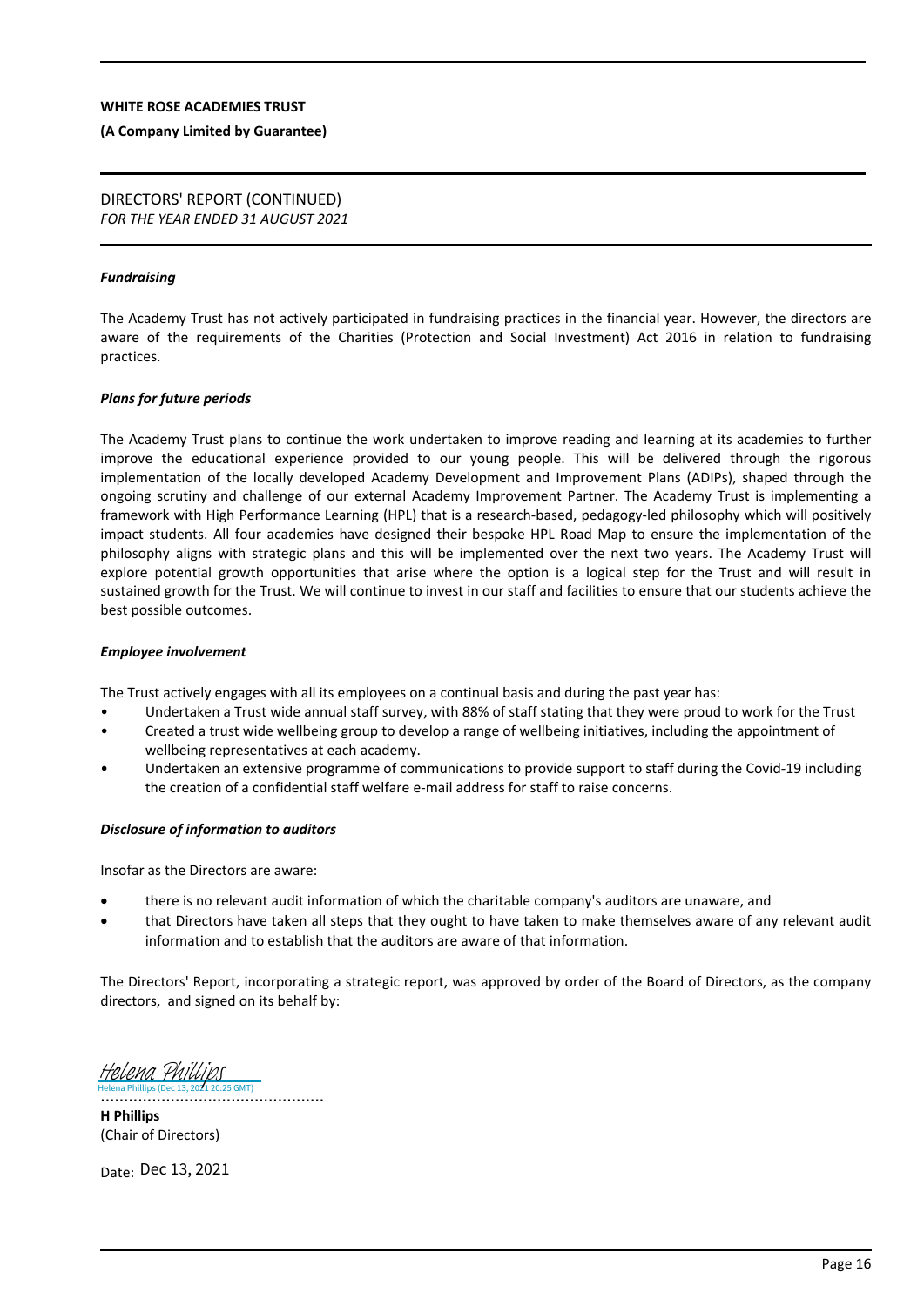**WHITE ROSE ACADEMIES TRUST**

**(A Company Limited by Guarantee)**

DIRECTORS' REPORT (CONTINUED)
*FOR THE YEAR ENDED 31 AUGUST 2021*

***Fundraising***

The Academy Trust has not actively participated in fundraising practices in the financial year. However, the directors are aware of the requirements of the Charities (Protection and Social Investment) Act 2016 in relation to fundraising practices.

***Plans for future periods***

The Academy Trust plans to continue the work undertaken to improve reading and learning at its academies to further improve the educational experience provided to our young people. This will be delivered through the rigorous implementation of the locally developed Academy Development and Improvement Plans (ADIPs), shaped through the ongoing scrutiny and challenge of our external Academy Improvement Partner. The Academy Trust is implementing a framework with High Performance Learning (HPL) that is a research-based, pedagogy-led philosophy which will positively impact students. All four academies have designed their bespoke HPL Road Map to ensure the implementation of the philosophy aligns with strategic plans and this will be implemented over the next two years. The Academy Trust will explore potential growth opportunities that arise where the option is a logical step for the Trust and will result in sustained growth for the Trust. We will continue to invest in our staff and facilities to ensure that our students achieve the best possible outcomes.

***Employee involvement***

The Trust actively engages with all its employees on a continual basis and during the past year has:

- Undertaken a Trust wide annual staff survey, with 88% of staff stating that they were proud to work for the Trust
- Created a trust wide wellbeing group to develop a range of wellbeing initiatives, including the appointment of wellbeing representatives at each academy.
- Undertaken an extensive programme of communications to provide support to staff during the Covid-19 including the creation of a confidential staff welfare e-mail address for staff to raise concerns.

***Disclosure of information to auditors***

Insofar as the Directors are aware:

- there is no relevant audit information of which the charitable company's auditors are unaware, and
- that Directors have taken all steps that they ought to have taken to make themselves aware of any relevant audit information and to establish that the auditors are aware of that information.

The Directors' Report, incorporating a strategic report, was approved by order of the Board of Directors, as the company directors, and signed on its behalf by:

Helena Phillips
Helena Phillips (Dec 13, 2021 20:25 GMT)
................................................

**H Phillips**
(Chair of Directors)

Date: Dec 13, 2021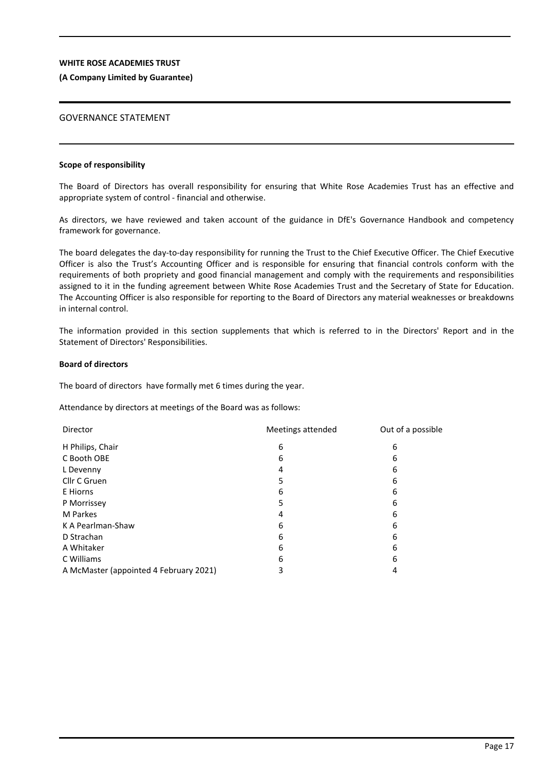**WHITE ROSE ACADEMIES TRUST**

**(A Company Limited by Guarantee)**

GOVERNANCE STATEMENT

**Scope of responsibility**

The Board of Directors has overall responsibility for ensuring that White Rose Academies Trust has an effective and appropriate system of control - financial and otherwise.

As directors, we have reviewed and taken account of the guidance in DfE's Governance Handbook and competency framework for governance.

The board delegates the day-to-day responsibility for running the Trust to the Chief Executive Officer. The Chief Executive Officer is also the Trust's Accounting Officer and is responsible for ensuring that financial controls conform with the requirements of both propriety and good financial management and comply with the requirements and responsibilities assigned to it in the funding agreement between White Rose Academies Trust and the Secretary of State for Education. The Accounting Officer is also responsible for reporting to the Board of Directors any material weaknesses or breakdowns in internal control.

The information provided in this section supplements that which is referred to in the Directors' Report and in the Statement of Directors' Responsibilities.

**Board of directors**

The board of directors have formally met 6 times during the year.

Attendance by directors at meetings of the Board was as follows:

| Director | Meetings attended | Out of a possible |
|---|---|---|
| H Philips, Chair | 6 | 6 |
| C Booth OBE | 6 | 6 |
| L Devenny | 4 | 6 |
| Cllr C Gruen | 5 | 6 |
| E Hiorns | 6 | 6 |
| P Morrissey | 5 | 6 |
| M Parkes | 4 | 6 |
| K A Pearlman-Shaw | 6 | 6 |
| D Strachan | 6 | 6 |
| A Whitaker | 6 | 6 |
| C Williams | 6 | 6 |
| A McMaster (appointed 4 February 2021) | 3 | 4 |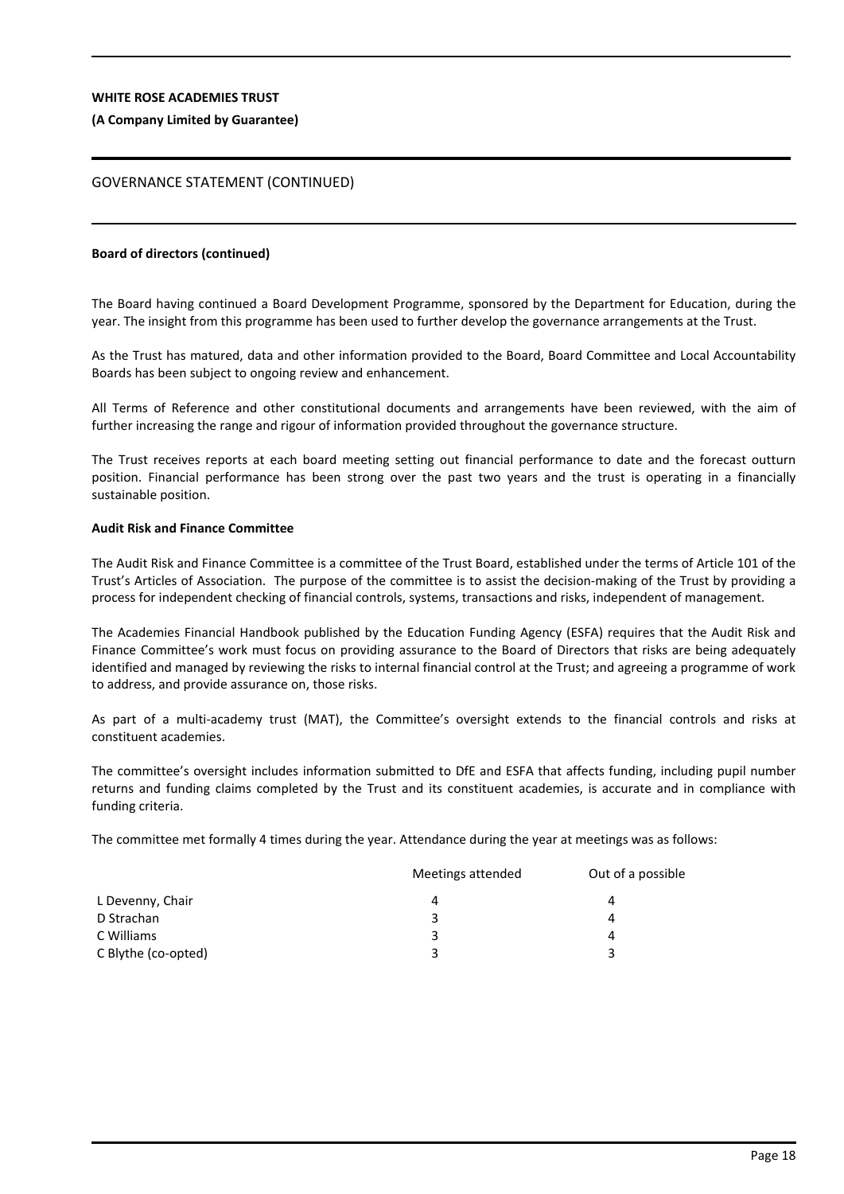## Board of directors (continued)

The Board having continued a Board Development Programme, sponsored by the Department for Education, during the year. The insight from this programme has been used to further develop the governance arrangements at the Trust.

As the Trust has matured, data and other information provided to the Board, Board Committee and Local Accountability Boards has been subject to ongoing review and enhancement.

All Terms of Reference and other constitutional documents and arrangements have been reviewed, with the aim of further increasing the range and rigour of information provided throughout the governance structure.

The Trust receives reports at each board meeting setting out financial performance to date and the forecast outturn position. Financial performance has been strong over the past two years and the trust is operating in a financially sustainable position.

## Audit Risk and Finance Committee

The Audit Risk and Finance Committee is a committee of the Trust Board, established under the terms of Article 101 of the Trust's Articles of Association. The purpose of the committee is to assist the decision-making of the Trust by providing a process for independent checking of financial controls, systems, transactions and risks, independent of management.

The Academies Financial Handbook published by the Education Funding Agency (ESFA) requires that the Audit Risk and Finance Committee's work must focus on providing assurance to the Board of Directors that risks are being adequately identified and managed by reviewing the risks to internal financial control at the Trust; and agreeing a programme of work to address, and provide assurance on, those risks.

As part of a multi-academy trust (MAT), the Committee's oversight extends to the financial controls and risks at constituent academies.

The committee's oversight includes information submitted to DfE and ESFA that affects funding, including pupil number returns and funding claims completed by the Trust and its constituent academies, is accurate and in compliance with funding criteria.

The committee met formally 4 times during the year. Attendance during the year at meetings was as follows:

| | Meetings attended | Out of a possible |
|---|---|---|
| L Devenny, Chair | 4 | 4 |
| D Strachan | 3 | 4 |
| C Williams | 3 | 4 |
| C Blythe (co-opted) | 3 | 3 |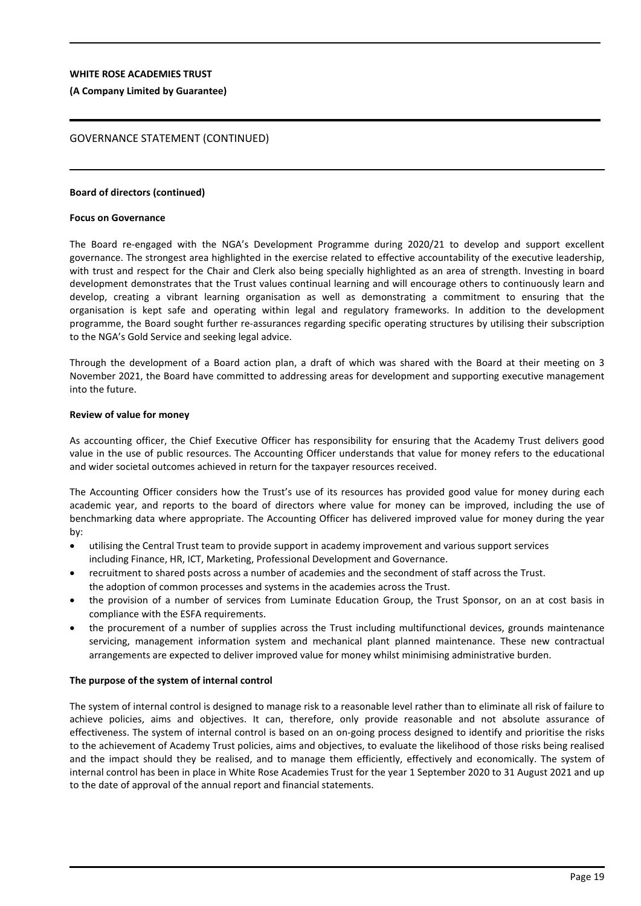## GOVERNANCE STATEMENT (CONTINUED)

**Board of directors (continued)**

**Focus on Governance**

The Board re-engaged with the NGA's Development Programme during 2020/21 to develop and support excellent governance. The strongest area highlighted in the exercise related to effective accountability of the executive leadership, with trust and respect for the Chair and Clerk also being specially highlighted as an area of strength. Investing in board development demonstrates that the Trust values continual learning and will encourage others to continuously learn and develop, creating a vibrant learning organisation as well as demonstrating a commitment to ensuring that the organisation is kept safe and operating within legal and regulatory frameworks. In addition to the development programme, the Board sought further re-assurances regarding specific operating structures by utilising their subscription to the NGA's Gold Service and seeking legal advice.

Through the development of a Board action plan, a draft of which was shared with the Board at their meeting on 3 November 2021, the Board have committed to addressing areas for development and supporting executive management into the future.

**Review of value for money**

As accounting officer, the Chief Executive Officer has responsibility for ensuring that the Academy Trust delivers good value in the use of public resources. The Accounting Officer understands that value for money refers to the educational and wider societal outcomes achieved in return for the taxpayer resources received.

The Accounting Officer considers how the Trust's use of its resources has provided good value for money during each academic year, and reports to the board of directors where value for money can be improved, including the use of benchmarking data where appropriate. The Accounting Officer has delivered improved value for money during the year by:

- utilising the Central Trust team to provide support in academy improvement and various support services including Finance, HR, ICT, Marketing, Professional Development and Governance.
- recruitment to shared posts across a number of academies and the secondment of staff across the Trust. the adoption of common processes and systems in the academies across the Trust.
- the provision of a number of services from Luminate Education Group, the Trust Sponsor, on an at cost basis in compliance with the ESFA requirements.
- the procurement of a number of supplies across the Trust including multifunctional devices, grounds maintenance servicing, management information system and mechanical plant planned maintenance. These new contractual arrangements are expected to deliver improved value for money whilst minimising administrative burden.

**The purpose of the system of internal control**

The system of internal control is designed to manage risk to a reasonable level rather than to eliminate all risk of failure to achieve policies, aims and objectives. It can, therefore, only provide reasonable and not absolute assurance of effectiveness. The system of internal control is based on an on-going process designed to identify and prioritise the risks to the achievement of Academy Trust policies, aims and objectives, to evaluate the likelihood of those risks being realised and the impact should they be realised, and to manage them efficiently, effectively and economically. The system of internal control has been in place in White Rose Academies Trust for the year 1 September 2020 to 31 August 2021 and up to the date of approval of the annual report and financial statements.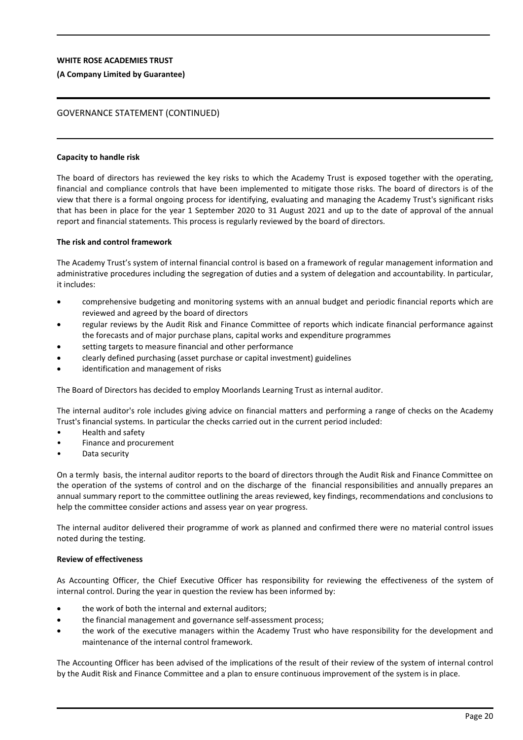## GOVERNANCE STATEMENT (CONTINUED)

### Capacity to handle risk

The board of directors has reviewed the key risks to which the Academy Trust is exposed together with the operating, financial and compliance controls that have been implemented to mitigate those risks. The board of directors is of the view that there is a formal ongoing process for identifying, evaluating and managing the Academy Trust's significant risks that has been in place for the year 1 September 2020 to 31 August 2021 and up to the date of approval of the annual report and financial statements. This process is regularly reviewed by the board of directors.

### The risk and control framework

The Academy Trust's system of internal financial control is based on a framework of regular management information and administrative procedures including the segregation of duties and a system of delegation and accountability. In particular, it includes:

- comprehensive budgeting and monitoring systems with an annual budget and periodic financial reports which are reviewed and agreed by the board of directors
- regular reviews by the Audit Risk and Finance Committee of reports which indicate financial performance against the forecasts and of major purchase plans, capital works and expenditure programmes
- setting targets to measure financial and other performance
- clearly defined purchasing (asset purchase or capital investment) guidelines
- identification and management of risks

The Board of Directors has decided to employ Moorlands Learning Trust as internal auditor.

The internal auditor's role includes giving advice on financial matters and performing a range of checks on the Academy Trust's financial systems. In particular the checks carried out in the current period included:

- Health and safety
- Finance and procurement
- Data security

On a termly basis, the internal auditor reports to the board of directors through the Audit Risk and Finance Committee on the operation of the systems of control and on the discharge of the financial responsibilities and annually prepares an annual summary report to the committee outlining the areas reviewed, key findings, recommendations and conclusions to help the committee consider actions and assess year on year progress.

The internal auditor delivered their programme of work as planned and confirmed there were no material control issues noted during the testing.

### Review of effectiveness

As Accounting Officer, the Chief Executive Officer has responsibility for reviewing the effectiveness of the system of internal control. During the year in question the review has been informed by:

- the work of both the internal and external auditors;
- the financial management and governance self-assessment process;
- the work of the executive managers within the Academy Trust who have responsibility for the development and maintenance of the internal control framework.

The Accounting Officer has been advised of the implications of the result of their review of the system of internal control by the Audit Risk and Finance Committee and a plan to ensure continuous improvement of the system is in place.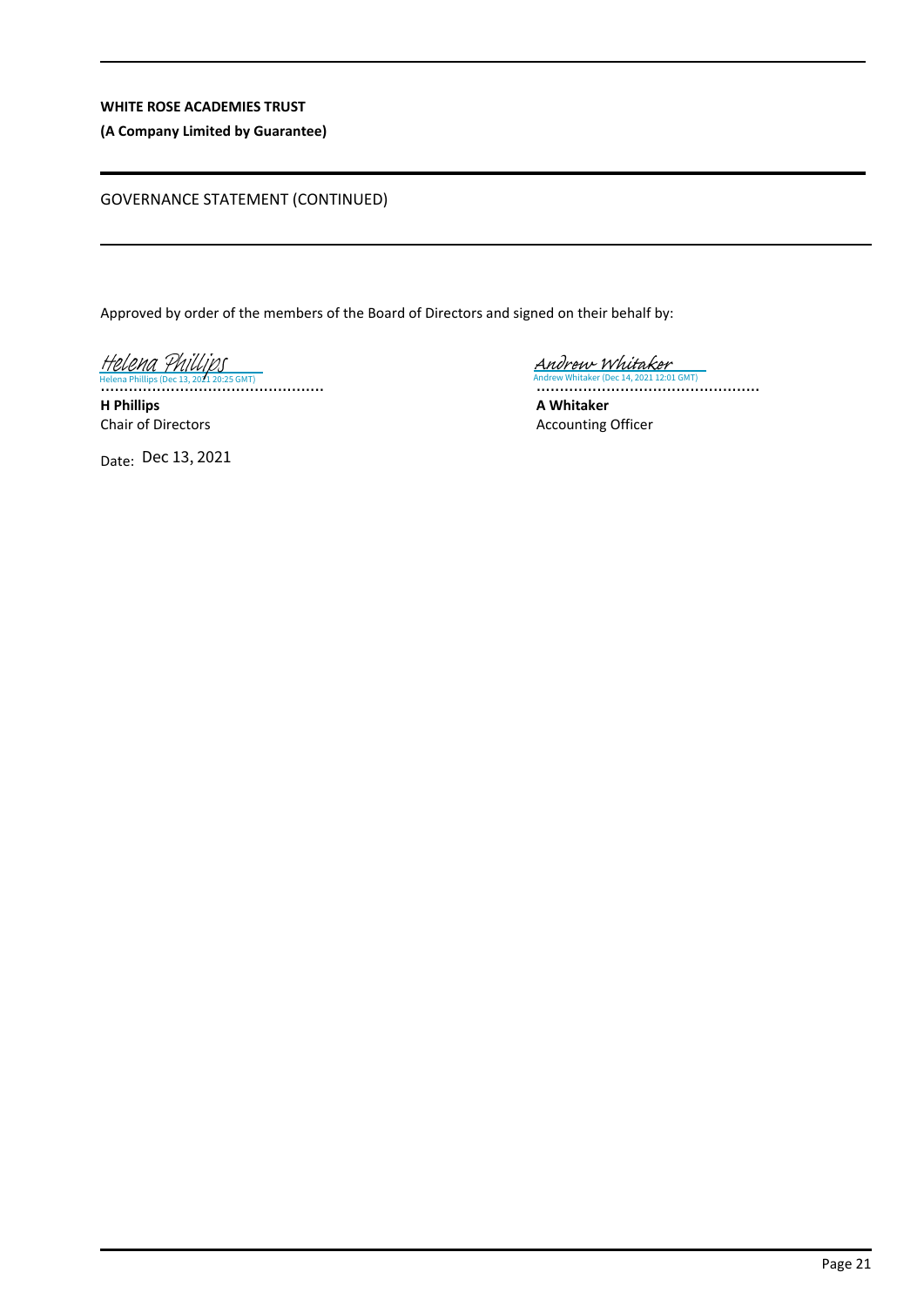**WHITE ROSE ACADEMIES TRUST**

**(A Company Limited by Guarantee)**

GOVERNANCE STATEMENT (CONTINUED)

Approved by order of the members of the Board of Directors and signed on their behalf by:

Helena Phillips
Helena Phillips (Dec 13, 2021 20:25 GMT)

................................................

**H Phillips**
Chair of Directors

Date: Dec 13, 2021

Andrew Whitaker
Andrew Whitaker (Dec 14, 2021 12:01 GMT)

................................................

**A Whitaker**
Accounting Officer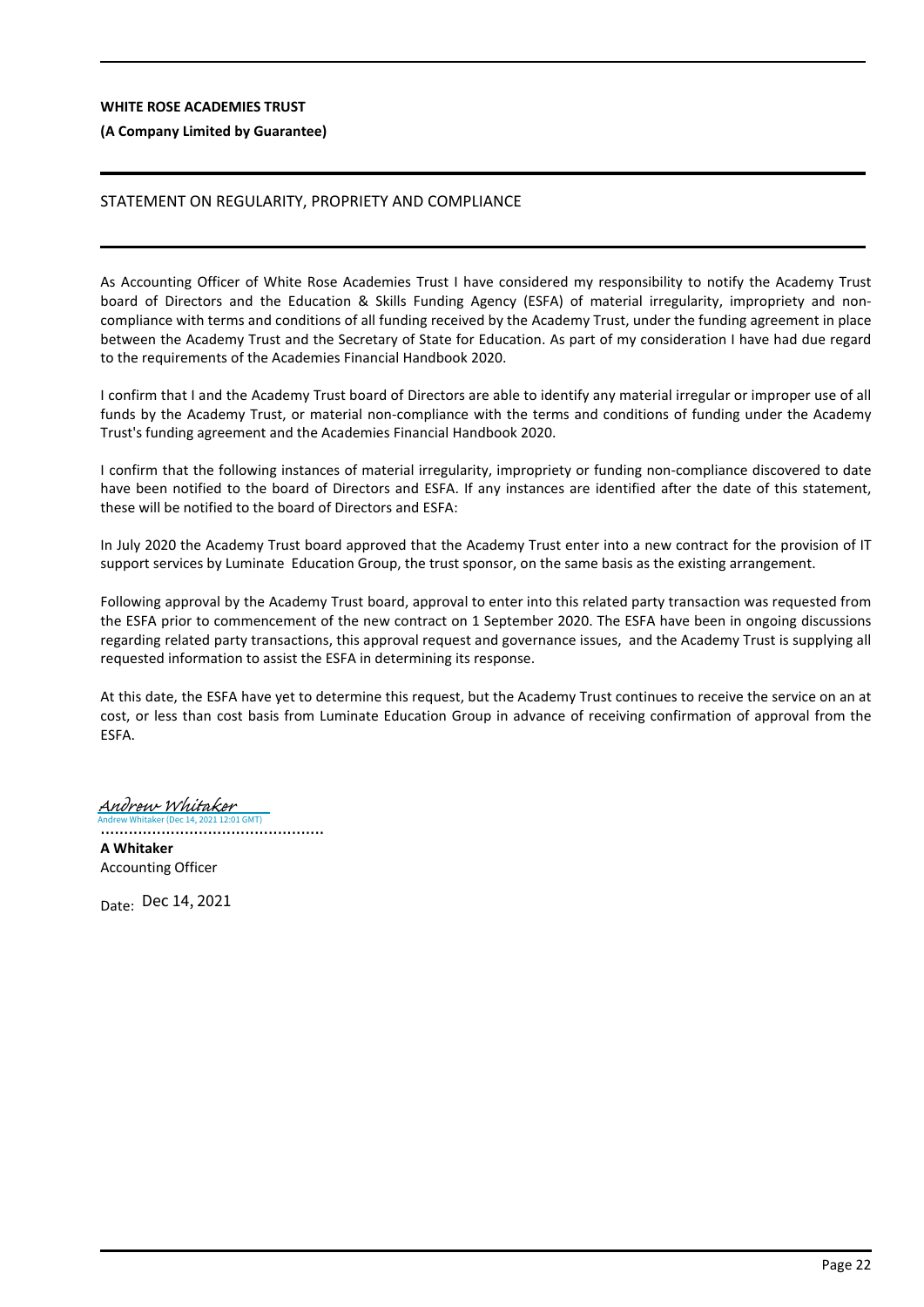**WHITE ROSE ACADEMIES TRUST**

**(A Company Limited by Guarantee)**

## STATEMENT ON REGULARITY, PROPRIETY AND COMPLIANCE

As Accounting Officer of White Rose Academies Trust I have considered my responsibility to notify the Academy Trust board of Directors and the Education & Skills Funding Agency (ESFA) of material irregularity, impropriety and non-compliance with terms and conditions of all funding received by the Academy Trust, under the funding agreement in place between the Academy Trust and the Secretary of State for Education. As part of my consideration I have had due regard to the requirements of the Academies Financial Handbook 2020.

I confirm that I and the Academy Trust board of Directors are able to identify any material irregular or improper use of all funds by the Academy Trust, or material non-compliance with the terms and conditions of funding under the Academy Trust's funding agreement and the Academies Financial Handbook 2020.

I confirm that the following instances of material irregularity, impropriety or funding non-compliance discovered to date have been notified to the board of Directors and ESFA. If any instances are identified after the date of this statement, these will be notified to the board of Directors and ESFA:

In July 2020 the Academy Trust board approved that the Academy Trust enter into a new contract for the provision of IT support services by Luminate Education Group, the trust sponsor, on the same basis as the existing arrangement.

Following approval by the Academy Trust board, approval to enter into this related party transaction was requested from the ESFA prior to commencement of the new contract on 1 September 2020. The ESFA have been in ongoing discussions regarding related party transactions, this approval request and governance issues, and the Academy Trust is supplying all requested information to assist the ESFA in determining its response.

At this date, the ESFA have yet to determine this request, but the Academy Trust continues to receive the service on an at cost, or less than cost basis from Luminate Education Group in advance of receiving confirmation of approval from the ESFA.

Andrew Whitaker
Andrew Whitaker (Dec 14, 2021 12:01 GMT)

................................................

**A Whitaker**
Accounting Officer

Date: Dec 14, 2021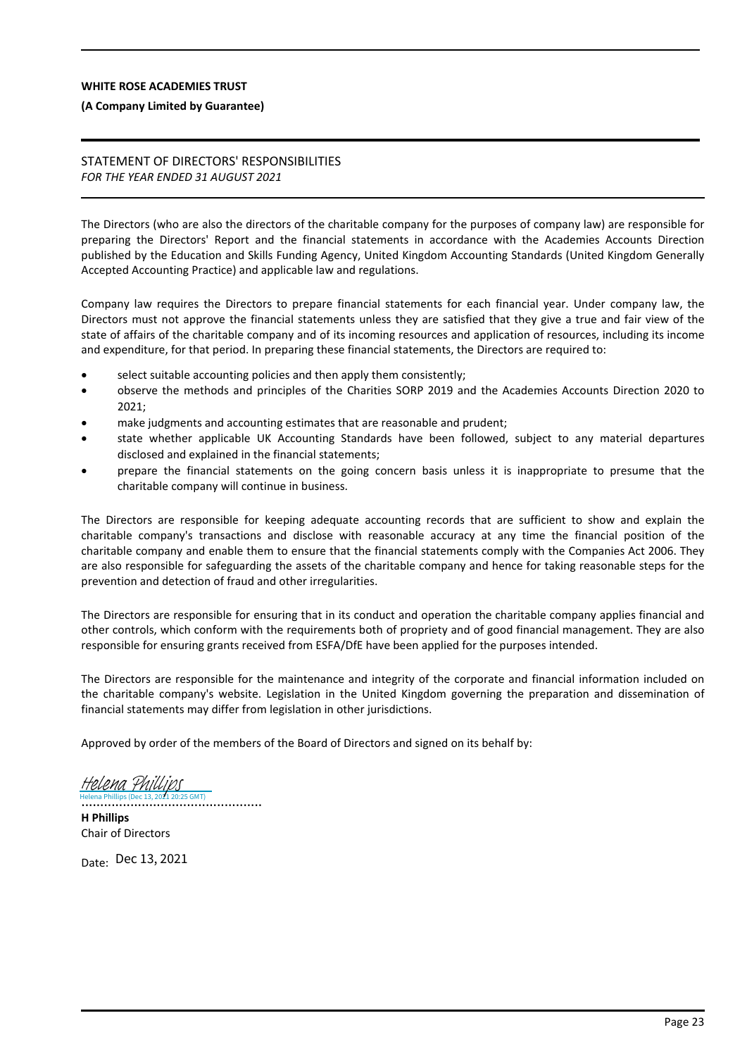**WHITE ROSE ACADEMIES TRUST**

**(A Company Limited by Guarantee)**

## STATEMENT OF DIRECTORS' RESPONSIBILITIES

*FOR THE YEAR ENDED 31 AUGUST 2021*

The Directors (who are also the directors of the charitable company for the purposes of company law) are responsible for preparing the Directors' Report and the financial statements in accordance with the Academies Accounts Direction published by the Education and Skills Funding Agency, United Kingdom Accounting Standards (United Kingdom Generally Accepted Accounting Practice) and applicable law and regulations.

Company law requires the Directors to prepare financial statements for each financial year. Under company law, the Directors must not approve the financial statements unless they are satisfied that they give a true and fair view of the state of affairs of the charitable company and of its incoming resources and application of resources, including its income and expenditure, for that period. In preparing these financial statements, the Directors are required to:

- select suitable accounting policies and then apply them consistently;
- observe the methods and principles of the Charities SORP 2019 and the Academies Accounts Direction 2020 to 2021;
- make judgments and accounting estimates that are reasonable and prudent;
- state whether applicable UK Accounting Standards have been followed, subject to any material departures disclosed and explained in the financial statements;
- prepare the financial statements on the going concern basis unless it is inappropriate to presume that the charitable company will continue in business.

The Directors are responsible for keeping adequate accounting records that are sufficient to show and explain the charitable company's transactions and disclose with reasonable accuracy at any time the financial position of the charitable company and enable them to ensure that the financial statements comply with the Companies Act 2006. They are also responsible for safeguarding the assets of the charitable company and hence for taking reasonable steps for the prevention and detection of fraud and other irregularities.

The Directors are responsible for ensuring that in its conduct and operation the charitable company applies financial and other controls, which conform with the requirements both of propriety and of good financial management. They are also responsible for ensuring grants received from ESFA/DfE have been applied for the purposes intended.

The Directors are responsible for the maintenance and integrity of the corporate and financial information included on the charitable company's website. Legislation in the United Kingdom governing the preparation and dissemination of financial statements may differ from legislation in other jurisdictions.

Approved by order of the members of the Board of Directors and signed on its behalf by:

Helena Phillips
Helena Phillips (Dec 13, 2021 20:25 GMT)
................................................

**H Phillips**
Chair of Directors

Date: Dec 13, 2021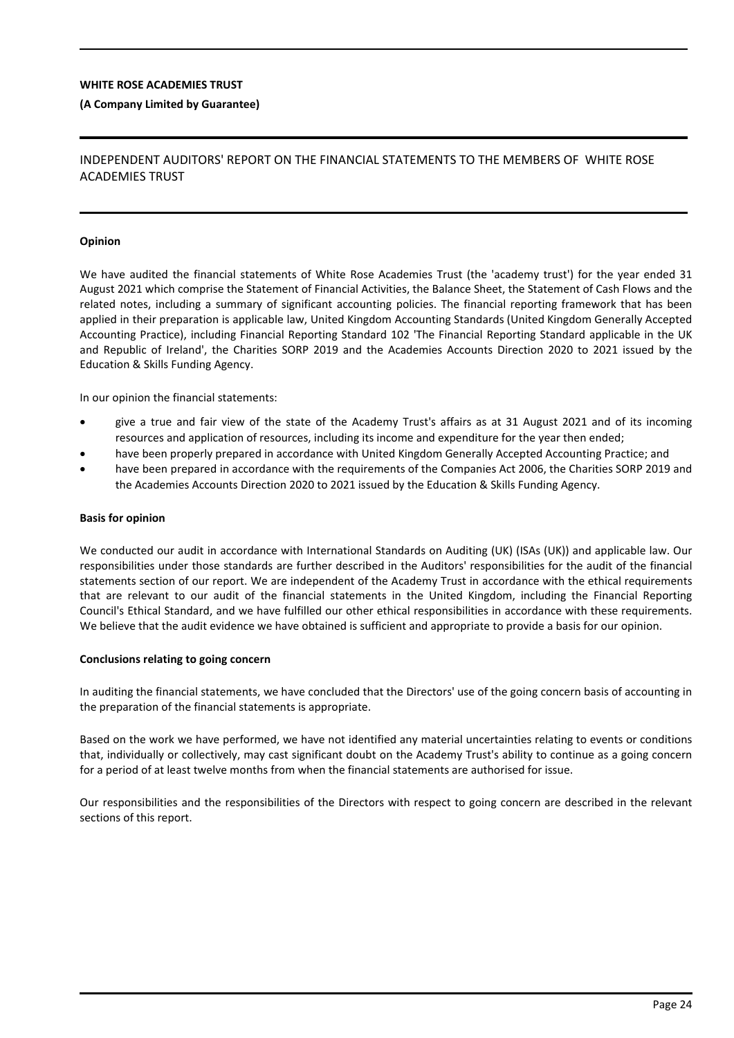**WHITE ROSE ACADEMIES TRUST**

**(A Company Limited by Guarantee)**

# INDEPENDENT AUDITORS' REPORT ON THE FINANCIAL STATEMENTS TO THE MEMBERS OF WHITE ROSE ACADEMIES TRUST

**Opinion**

We have audited the financial statements of White Rose Academies Trust (the 'academy trust') for the year ended 31 August 2021 which comprise the Statement of Financial Activities, the Balance Sheet, the Statement of Cash Flows and the related notes, including a summary of significant accounting policies. The financial reporting framework that has been applied in their preparation is applicable law, United Kingdom Accounting Standards (United Kingdom Generally Accepted Accounting Practice), including Financial Reporting Standard 102 'The Financial Reporting Standard applicable in the UK and Republic of Ireland', the Charities SORP 2019 and the Academies Accounts Direction 2020 to 2021 issued by the Education & Skills Funding Agency.

In our opinion the financial statements:

- give a true and fair view of the state of the Academy Trust's affairs as at 31 August 2021 and of its incoming resources and application of resources, including its income and expenditure for the year then ended;
- have been properly prepared in accordance with United Kingdom Generally Accepted Accounting Practice; and
- have been prepared in accordance with the requirements of the Companies Act 2006, the Charities SORP 2019 and the Academies Accounts Direction 2020 to 2021 issued by the Education & Skills Funding Agency.

**Basis for opinion**

We conducted our audit in accordance with International Standards on Auditing (UK) (ISAs (UK)) and applicable law. Our responsibilities under those standards are further described in the Auditors' responsibilities for the audit of the financial statements section of our report. We are independent of the Academy Trust in accordance with the ethical requirements that are relevant to our audit of the financial statements in the United Kingdom, including the Financial Reporting Council's Ethical Standard, and we have fulfilled our other ethical responsibilities in accordance with these requirements. We believe that the audit evidence we have obtained is sufficient and appropriate to provide a basis for our opinion.

**Conclusions relating to going concern**

In auditing the financial statements, we have concluded that the Directors' use of the going concern basis of accounting in the preparation of the financial statements is appropriate.

Based on the work we have performed, we have not identified any material uncertainties relating to events or conditions that, individually or collectively, may cast significant doubt on the Academy Trust's ability to continue as a going concern for a period of at least twelve months from when the financial statements are authorised for issue.

Our responsibilities and the responsibilities of the Directors with respect to going concern are described in the relevant sections of this report.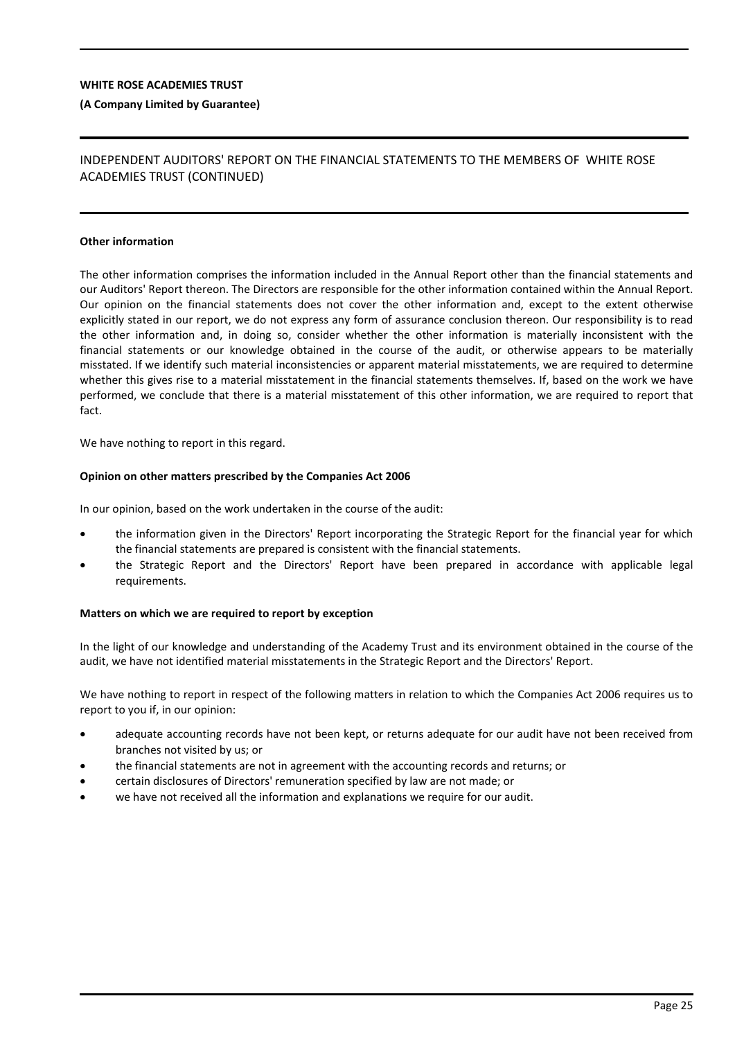**WHITE ROSE ACADEMIES TRUST**

**(A Company Limited by Guarantee)**

## INDEPENDENT AUDITORS' REPORT ON THE FINANCIAL STATEMENTS TO THE MEMBERS OF WHITE ROSE ACADEMIES TRUST (CONTINUED)

**Other information**

The other information comprises the information included in the Annual Report other than the financial statements and our Auditors' Report thereon. The Directors are responsible for the other information contained within the Annual Report. Our opinion on the financial statements does not cover the other information and, except to the extent otherwise explicitly stated in our report, we do not express any form of assurance conclusion thereon. Our responsibility is to read the other information and, in doing so, consider whether the other information is materially inconsistent with the financial statements or our knowledge obtained in the course of the audit, or otherwise appears to be materially misstated. If we identify such material inconsistencies or apparent material misstatements, we are required to determine whether this gives rise to a material misstatement in the financial statements themselves. If, based on the work we have performed, we conclude that there is a material misstatement of this other information, we are required to report that fact.

We have nothing to report in this regard.

**Opinion on other matters prescribed by the Companies Act 2006**

In our opinion, based on the work undertaken in the course of the audit:

- the information given in the Directors' Report incorporating the Strategic Report for the financial year for which the financial statements are prepared is consistent with the financial statements.
- the Strategic Report and the Directors' Report have been prepared in accordance with applicable legal requirements.

**Matters on which we are required to report by exception**

In the light of our knowledge and understanding of the Academy Trust and its environment obtained in the course of the audit, we have not identified material misstatements in the Strategic Report and the Directors' Report.

We have nothing to report in respect of the following matters in relation to which the Companies Act 2006 requires us to report to you if, in our opinion:

- adequate accounting records have not been kept, or returns adequate for our audit have not been received from branches not visited by us; or
- the financial statements are not in agreement with the accounting records and returns; or
- certain disclosures of Directors' remuneration specified by law are not made; or
- we have not received all the information and explanations we require for our audit.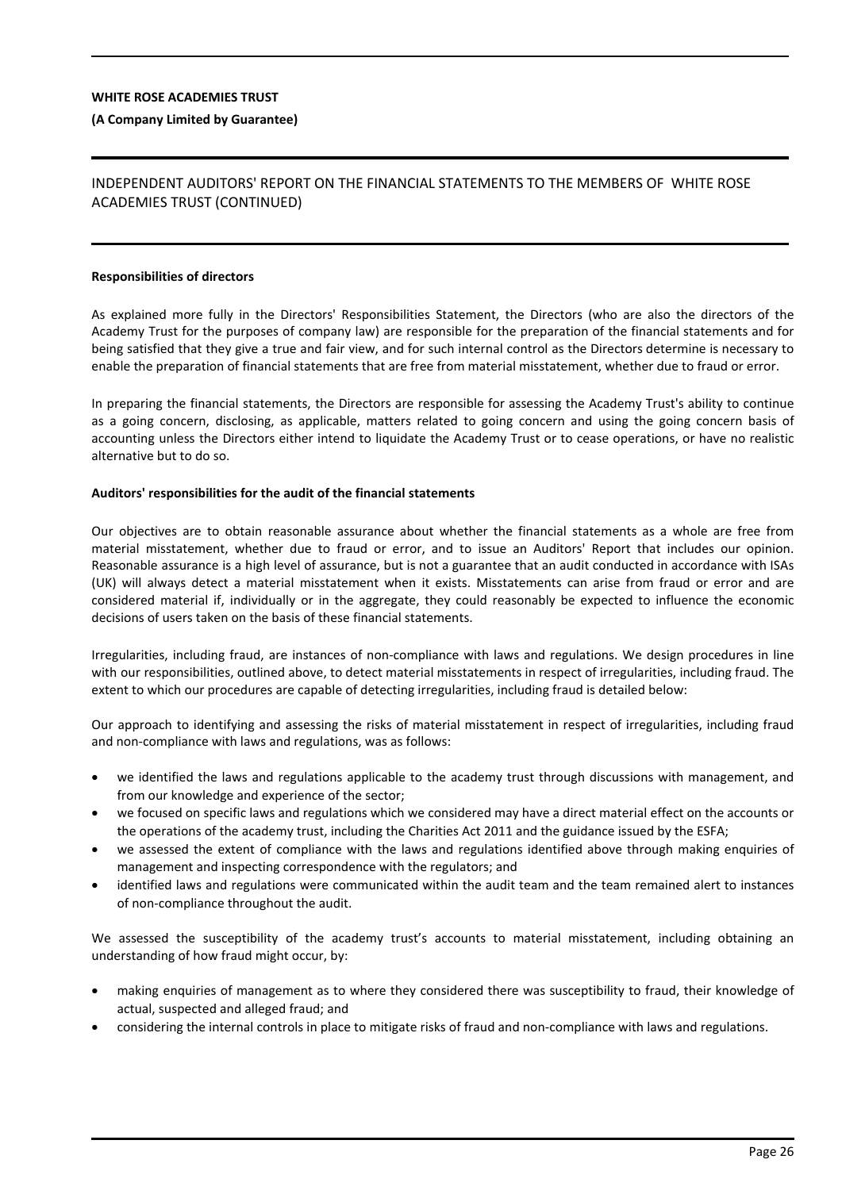**WHITE ROSE ACADEMIES TRUST**

**(A Company Limited by Guarantee)**

# INDEPENDENT AUDITORS' REPORT ON THE FINANCIAL STATEMENTS TO THE MEMBERS OF WHITE ROSE ACADEMIES TRUST (CONTINUED)

**Responsibilities of directors**

As explained more fully in the Directors' Responsibilities Statement, the Directors (who are also the directors of the Academy Trust for the purposes of company law) are responsible for the preparation of the financial statements and for being satisfied that they give a true and fair view, and for such internal control as the Directors determine is necessary to enable the preparation of financial statements that are free from material misstatement, whether due to fraud or error.

In preparing the financial statements, the Directors are responsible for assessing the Academy Trust's ability to continue as a going concern, disclosing, as applicable, matters related to going concern and using the going concern basis of accounting unless the Directors either intend to liquidate the Academy Trust or to cease operations, or have no realistic alternative but to do so.

**Auditors' responsibilities for the audit of the financial statements**

Our objectives are to obtain reasonable assurance about whether the financial statements as a whole are free from material misstatement, whether due to fraud or error, and to issue an Auditors' Report that includes our opinion. Reasonable assurance is a high level of assurance, but is not a guarantee that an audit conducted in accordance with ISAs (UK) will always detect a material misstatement when it exists. Misstatements can arise from fraud or error and are considered material if, individually or in the aggregate, they could reasonably be expected to influence the economic decisions of users taken on the basis of these financial statements.

Irregularities, including fraud, are instances of non-compliance with laws and regulations. We design procedures in line with our responsibilities, outlined above, to detect material misstatements in respect of irregularities, including fraud. The extent to which our procedures are capable of detecting irregularities, including fraud is detailed below:

Our approach to identifying and assessing the risks of material misstatement in respect of irregularities, including fraud and non-compliance with laws and regulations, was as follows:

- we identified the laws and regulations applicable to the academy trust through discussions with management, and from our knowledge and experience of the sector;
- we focused on specific laws and regulations which we considered may have a direct material effect on the accounts or the operations of the academy trust, including the Charities Act 2011 and the guidance issued by the ESFA;
- we assessed the extent of compliance with the laws and regulations identified above through making enquiries of management and inspecting correspondence with the regulators; and
- identified laws and regulations were communicated within the audit team and the team remained alert to instances of non-compliance throughout the audit.

We assessed the susceptibility of the academy trust's accounts to material misstatement, including obtaining an understanding of how fraud might occur, by:

- making enquiries of management as to where they considered there was susceptibility to fraud, their knowledge of actual, suspected and alleged fraud; and
- considering the internal controls in place to mitigate risks of fraud and non-compliance with laws and regulations.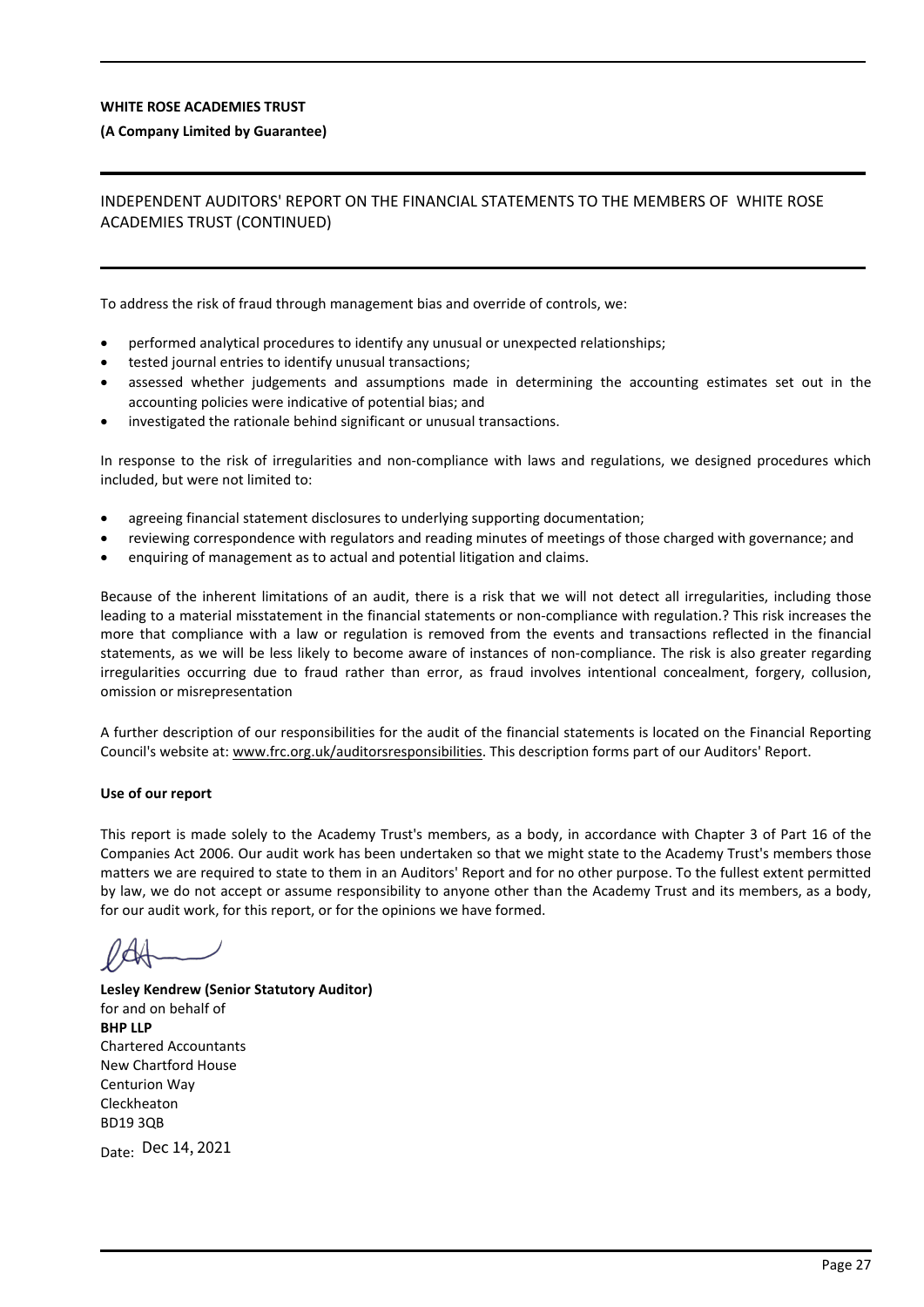To address the risk of fraud through management bias and override of controls, we:

- performed analytical procedures to identify any unusual or unexpected relationships;
- tested journal entries to identify unusual transactions;
- assessed whether judgements and assumptions made in determining the accounting estimates set out in the accounting policies were indicative of potential bias; and
- investigated the rationale behind significant or unusual transactions.

In response to the risk of irregularities and non-compliance with laws and regulations, we designed procedures which included, but were not limited to:

- agreeing financial statement disclosures to underlying supporting documentation;
- reviewing correspondence with regulators and reading minutes of meetings of those charged with governance; and
- enquiring of management as to actual and potential litigation and claims.

Because of the inherent limitations of an audit, there is a risk that we will not detect all irregularities, including those leading to a material misstatement in the financial statements or non-compliance with regulation.? This risk increases the more that compliance with a law or regulation is removed from the events and transactions reflected in the financial statements, as we will be less likely to become aware of instances of non-compliance. The risk is also greater regarding irregularities occurring due to fraud rather than error, as fraud involves intentional concealment, forgery, collusion, omission or misrepresentation

A further description of our responsibilities for the audit of the financial statements is located on the Financial Reporting Council's website at: www.frc.org.uk/auditorsresponsibilities. This description forms part of our Auditors' Report.

**Use of our report**

This report is made solely to the Academy Trust's members, as a body, in accordance with Chapter 3 of Part 16 of the Companies Act 2006. Our audit work has been undertaken so that we might state to the Academy Trust's members those matters we are required to state to them in an Auditors' Report and for no other purpose. To the fullest extent permitted by law, we do not accept or assume responsibility to anyone other than the Academy Trust and its members, as a body, for our audit work, for this report, or for the opinions we have formed.

**Lesley Kendrew (Senior Statutory Auditor)**
for and on behalf of
**BHP LLP**
Chartered Accountants
New Chartford House
Centurion Way
Cleckheaton
BD19 3QB

Date: Dec 14, 2021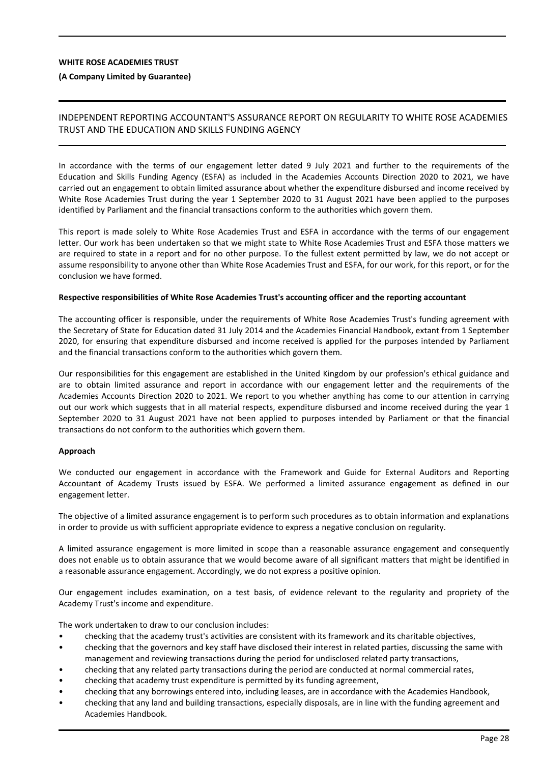**WHITE ROSE ACADEMIES TRUST**

**(A Company Limited by Guarantee)**

# INDEPENDENT REPORTING ACCOUNTANT'S ASSURANCE REPORT ON REGULARITY TO WHITE ROSE ACADEMIES TRUST AND THE EDUCATION AND SKILLS FUNDING AGENCY

In accordance with the terms of our engagement letter dated 9 July 2021 and further to the requirements of the Education and Skills Funding Agency (ESFA) as included in the Academies Accounts Direction 2020 to 2021, we have carried out an engagement to obtain limited assurance about whether the expenditure disbursed and income received by White Rose Academies Trust during the year 1 September 2020 to 31 August 2021 have been applied to the purposes identified by Parliament and the financial transactions conform to the authorities which govern them.

This report is made solely to White Rose Academies Trust and ESFA in accordance with the terms of our engagement letter. Our work has been undertaken so that we might state to White Rose Academies Trust and ESFA those matters we are required to state in a report and for no other purpose. To the fullest extent permitted by law, we do not accept or assume responsibility to anyone other than White Rose Academies Trust and ESFA, for our work, for this report, or for the conclusion we have formed.

**Respective responsibilities of White Rose Academies Trust's accounting officer and the reporting accountant**

The accounting officer is responsible, under the requirements of White Rose Academies Trust's funding agreement with the Secretary of State for Education dated 31 July 2014 and the Academies Financial Handbook, extant from 1 September 2020, for ensuring that expenditure disbursed and income received is applied for the purposes intended by Parliament and the financial transactions conform to the authorities which govern them.

Our responsibilities for this engagement are established in the United Kingdom by our profession's ethical guidance and are to obtain limited assurance and report in accordance with our engagement letter and the requirements of the Academies Accounts Direction 2020 to 2021. We report to you whether anything has come to our attention in carrying out our work which suggests that in all material respects, expenditure disbursed and income received during the year 1 September 2020 to 31 August 2021 have not been applied to purposes intended by Parliament or that the financial transactions do not conform to the authorities which govern them.

**Approach**

We conducted our engagement in accordance with the Framework and Guide for External Auditors and Reporting Accountant of Academy Trusts issued by ESFA. We performed a limited assurance engagement as defined in our engagement letter.

The objective of a limited assurance engagement is to perform such procedures as to obtain information and explanations in order to provide us with sufficient appropriate evidence to express a negative conclusion on regularity.

A limited assurance engagement is more limited in scope than a reasonable assurance engagement and consequently does not enable us to obtain assurance that we would become aware of all significant matters that might be identified in a reasonable assurance engagement. Accordingly, we do not express a positive opinion.

Our engagement includes examination, on a test basis, of evidence relevant to the regularity and propriety of the Academy Trust's income and expenditure.

The work undertaken to draw to our conclusion includes:

- checking that the academy trust's activities are consistent with its framework and its charitable objectives,
- checking that the governors and key staff have disclosed their interest in related parties, discussing the same with management and reviewing transactions during the period for undisclosed related party transactions,
- checking that any related party transactions during the period are conducted at normal commercial rates,
- checking that academy trust expenditure is permitted by its funding agreement,
- checking that any borrowings entered into, including leases, are in accordance with the Academies Handbook,
- checking that any land and building transactions, especially disposals, are in line with the funding agreement and Academies Handbook.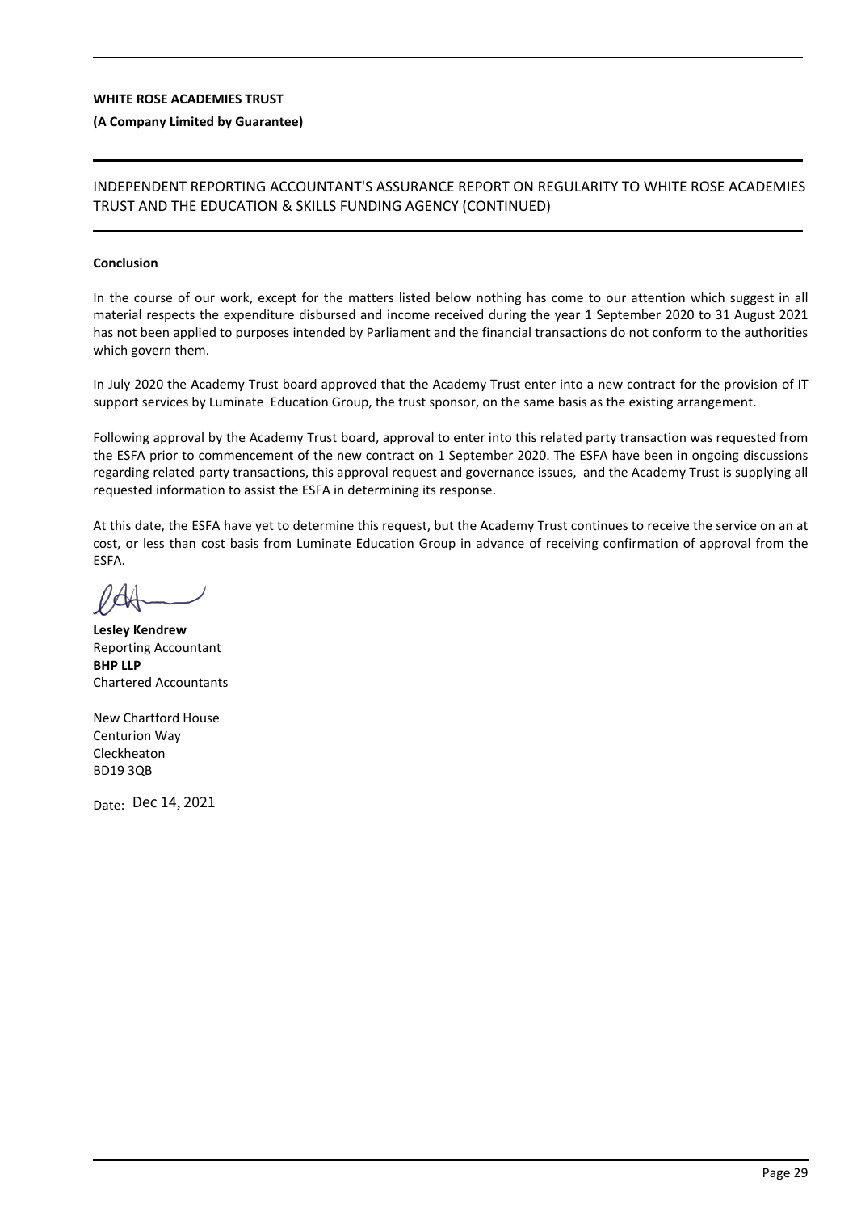**WHITE ROSE ACADEMIES TRUST**

**(A Company Limited by Guarantee)**

INDEPENDENT REPORTING ACCOUNTANT'S ASSURANCE REPORT ON REGULARITY TO WHITE ROSE ACADEMIES TRUST AND THE EDUCATION & SKILLS FUNDING AGENCY (CONTINUED)

**Conclusion**

In the course of our work, except for the matters listed below nothing has come to our attention which suggest in all material respects the expenditure disbursed and income received during the year 1 September 2020 to 31 August 2021 has not been applied to purposes intended by Parliament and the financial transactions do not conform to the authorities which govern them.

In July 2020 the Academy Trust board approved that the Academy Trust enter into a new contract for the provision of IT support services by Luminate Education Group, the trust sponsor, on the same basis as the existing arrangement.

Following approval by the Academy Trust board, approval to enter into this related party transaction was requested from the ESFA prior to commencement of the new contract on 1 September 2020. The ESFA have been in ongoing discussions regarding related party transactions, this approval request and governance issues, and the Academy Trust is supplying all requested information to assist the ESFA in determining its response.

At this date, the ESFA have yet to determine this request, but the Academy Trust continues to receive the service on an at cost, or less than cost basis from Luminate Education Group in advance of receiving confirmation of approval from the ESFA.

**Lesley Kendrew**
Reporting Accountant
**BHP LLP**
Chartered Accountants

New Chartford House
Centurion Way
Cleckheaton
BD19 3QB

Date: Dec 14, 2021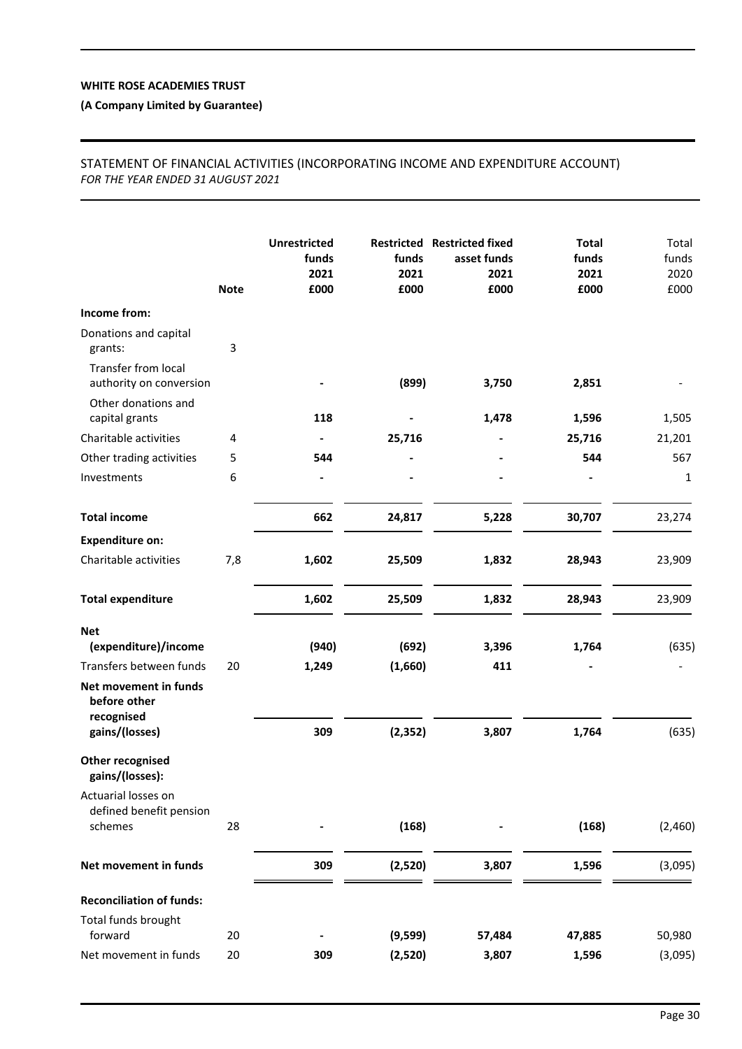**WHITE ROSE ACADEMIES TRUST**

**(A Company Limited by Guarantee)**

STATEMENT OF FINANCIAL ACTIVITIES (INCORPORATING INCOME AND EXPENDITURE ACCOUNT)
*FOR THE YEAR ENDED 31 AUGUST 2021*

| | Note | Unrestricted funds 2021 £000 | Restricted funds 2021 £000 | Restricted fixed asset funds 2021 £000 | Total funds 2021 £000 | Total funds 2020 £000 |
|---|---|---|---|---|---|---|
| **Income from:** | | | | | | |
| Donations and capital grants: | 3 | | | | | |
| Transfer from local authority on conversion | | - | (899) | 3,750 | 2,851 | - |
| Other donations and capital grants | | 118 | - | 1,478 | 1,596 | 1,505 |
| Charitable activities | 4 | - | 25,716 | - | 25,716 | 21,201 |
| Other trading activities | 5 | 544 | - | - | 544 | 567 |
| Investments | 6 | - | - | - | - | 1 |
| **Total income** | | 662 | 24,817 | 5,228 | 30,707 | 23,274 |
| **Expenditure on:** | | | | | | |
| Charitable activities | 7,8 | 1,602 | 25,509 | 1,832 | 28,943 | 23,909 |
| **Total expenditure** | | 1,602 | 25,509 | 1,832 | 28,943 | 23,909 |
| **Net (expenditure)/income** | | (940) | (692) | 3,396 | 1,764 | (635) |
| Transfers between funds | 20 | 1,249 | (1,660) | 411 | - | - |
| **Net movement in funds before other recognised gains/(losses)** | | 309 | (2,352) | 3,807 | 1,764 | (635) |
| **Other recognised gains/(losses):** | | | | | | |
| Actuarial losses on defined benefit pension schemes | 28 | - | (168) | - | (168) | (2,460) |
| **Net movement in funds** | | 309 | (2,520) | 3,807 | 1,596 | (3,095) |
| **Reconciliation of funds:** | | | | | | |
| Total funds brought forward | 20 | - | (9,599) | 57,484 | 47,885 | 50,980 |
| Net movement in funds | 20 | 309 | (2,520) | 3,807 | 1,596 | (3,095) |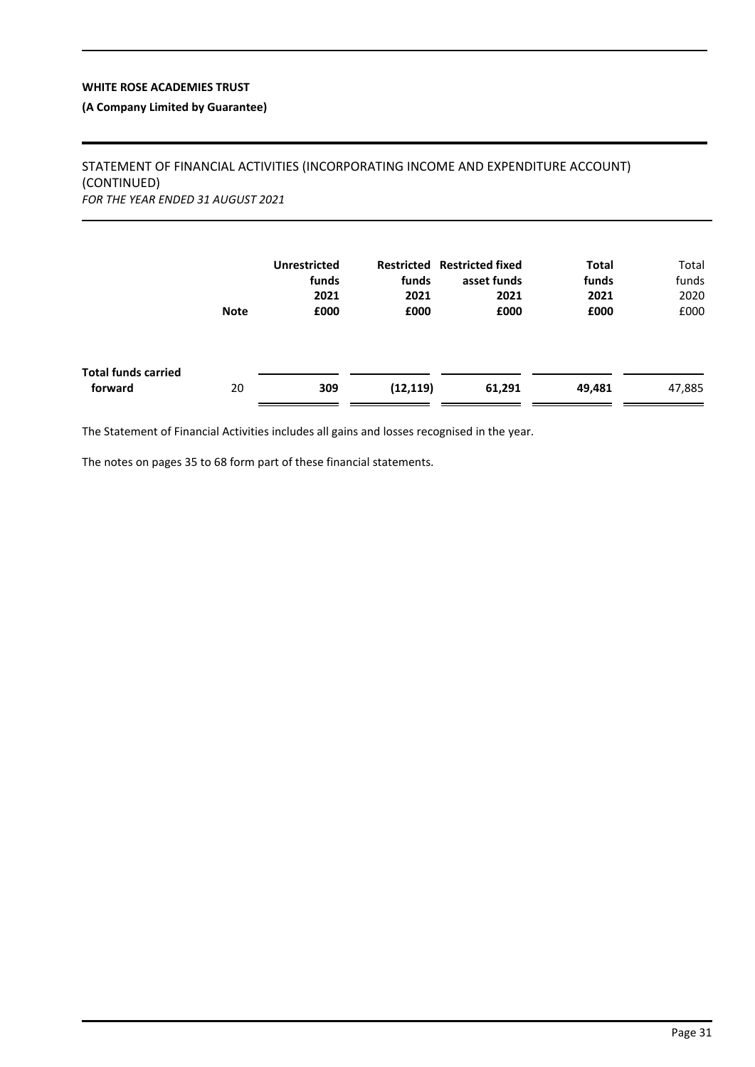**WHITE ROSE ACADEMIES TRUST**

**(A Company Limited by Guarantee)**

STATEMENT OF FINANCIAL ACTIVITIES (INCORPORATING INCOME AND EXPENDITURE ACCOUNT) (CONTINUED)
*FOR THE YEAR ENDED 31 AUGUST 2021*

| | Note | Unrestricted funds 2021 £000 | Restricted funds 2021 £000 | Restricted fixed asset funds 2021 £000 | Total funds 2021 £000 | Total funds 2020 £000 |
|---|---|---|---|---|---|---|
| **Total funds carried forward** | 20 | **309** | **(12,119)** | **61,291** | **49,481** | 47,885 |

The Statement of Financial Activities includes all gains and losses recognised in the year.

The notes on pages 35 to 68 form part of these financial statements.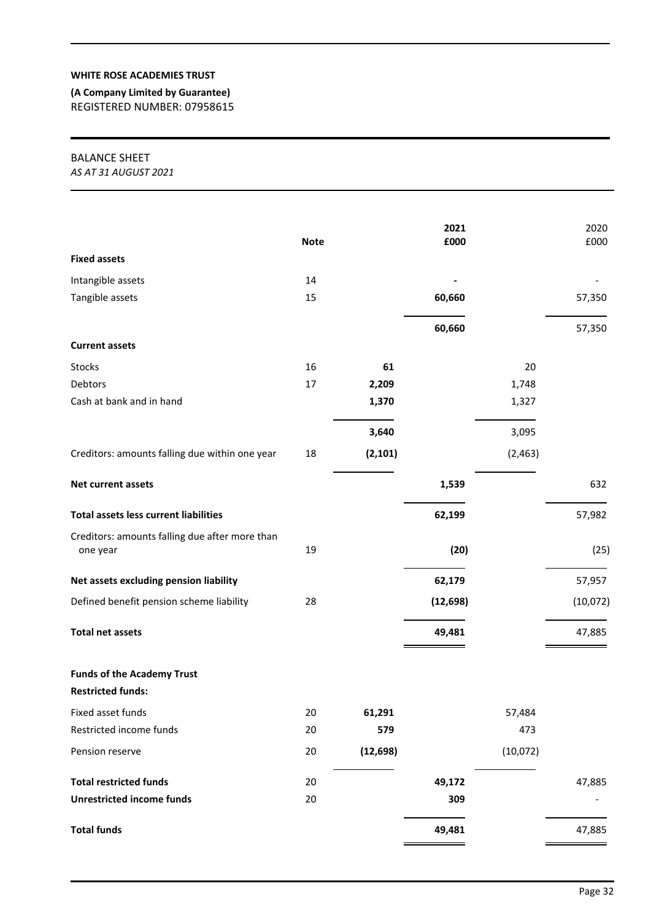**WHITE ROSE ACADEMIES TRUST**

**(A Company Limited by Guarantee)**
REGISTERED NUMBER: 07958615

BALANCE SHEET
*AS AT 31 AUGUST 2021*

| | Note | | 2021 £000 | | 2020 £000 |
|---|---|---|---|---|---|
| **Fixed assets** | | | | | |
| Intangible assets | 14 | | - | | - |
| Tangible assets | 15 | | **60,660** | | 57,350 |
| | | | **60,660** | | 57,350 |
| **Current assets** | | | | | |
| Stocks | 16 | **61** | | 20 | |
| Debtors | 17 | **2,209** | | 1,748 | |
| Cash at bank and in hand | | **1,370** | | 1,327 | |
| | | **3,640** | | 3,095 | |
| Creditors: amounts falling due within one year | 18 | **(2,101)** | | (2,463) | |
| **Net current assets** | | | **1,539** | | 632 |
| **Total assets less current liabilities** | | | **62,199** | | 57,982 |
| Creditors: amounts falling due after more than one year | 19 | | **(20)** | | (25) |
| **Net assets excluding pension liability** | | | **62,179** | | 57,957 |
| Defined benefit pension scheme liability | 28 | | **(12,698)** | | (10,072) |
| **Total net assets** | | | **49,481** | | 47,885 |
| **Funds of the Academy Trust** | | | | | |
| **Restricted funds:** | | | | | |
| Fixed asset funds | 20 | **61,291** | | 57,484 | |
| Restricted income funds | 20 | **579** | | 473 | |
| Pension reserve | 20 | **(12,698)** | | (10,072) | |
| **Total restricted funds** | 20 | | **49,172** | | 47,885 |
| **Unrestricted income funds** | 20 | | **309** | | - |
| **Total funds** | | | **49,481** | | 47,885 |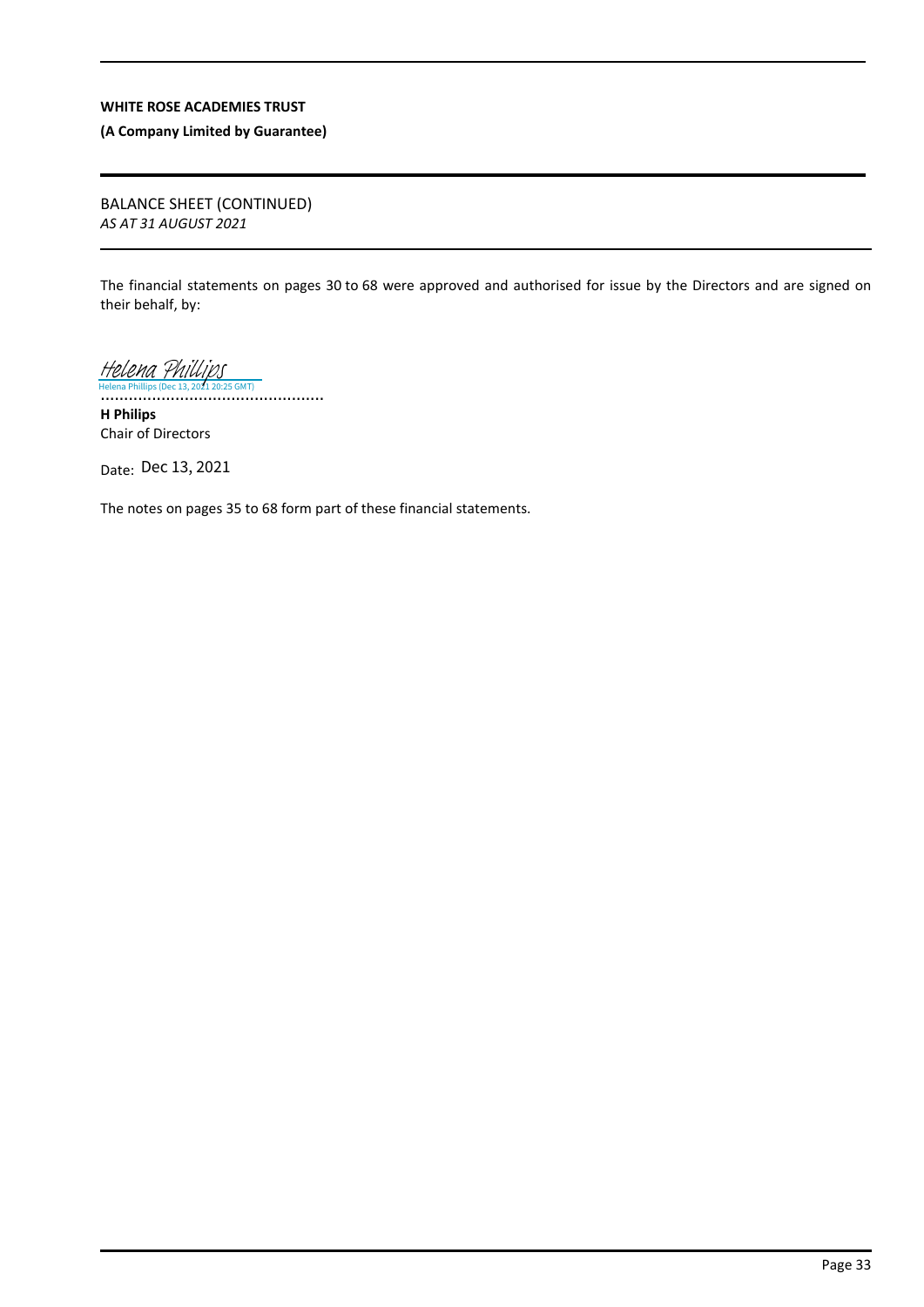**WHITE ROSE ACADEMIES TRUST**

**(A Company Limited by Guarantee)**

BALANCE SHEET (CONTINUED)
*AS AT 31 AUGUST 2021*

The financial statements on pages 30 to 68 were approved and authorised for issue by the Directors and are signed on their behalf, by:

Helena Phillips
Helena Phillips (Dec 13, 2021 20:25 GMT)
................................................

**H Philips**
Chair of Directors

Date: Dec 13, 2021

The notes on pages 35 to 68 form part of these financial statements.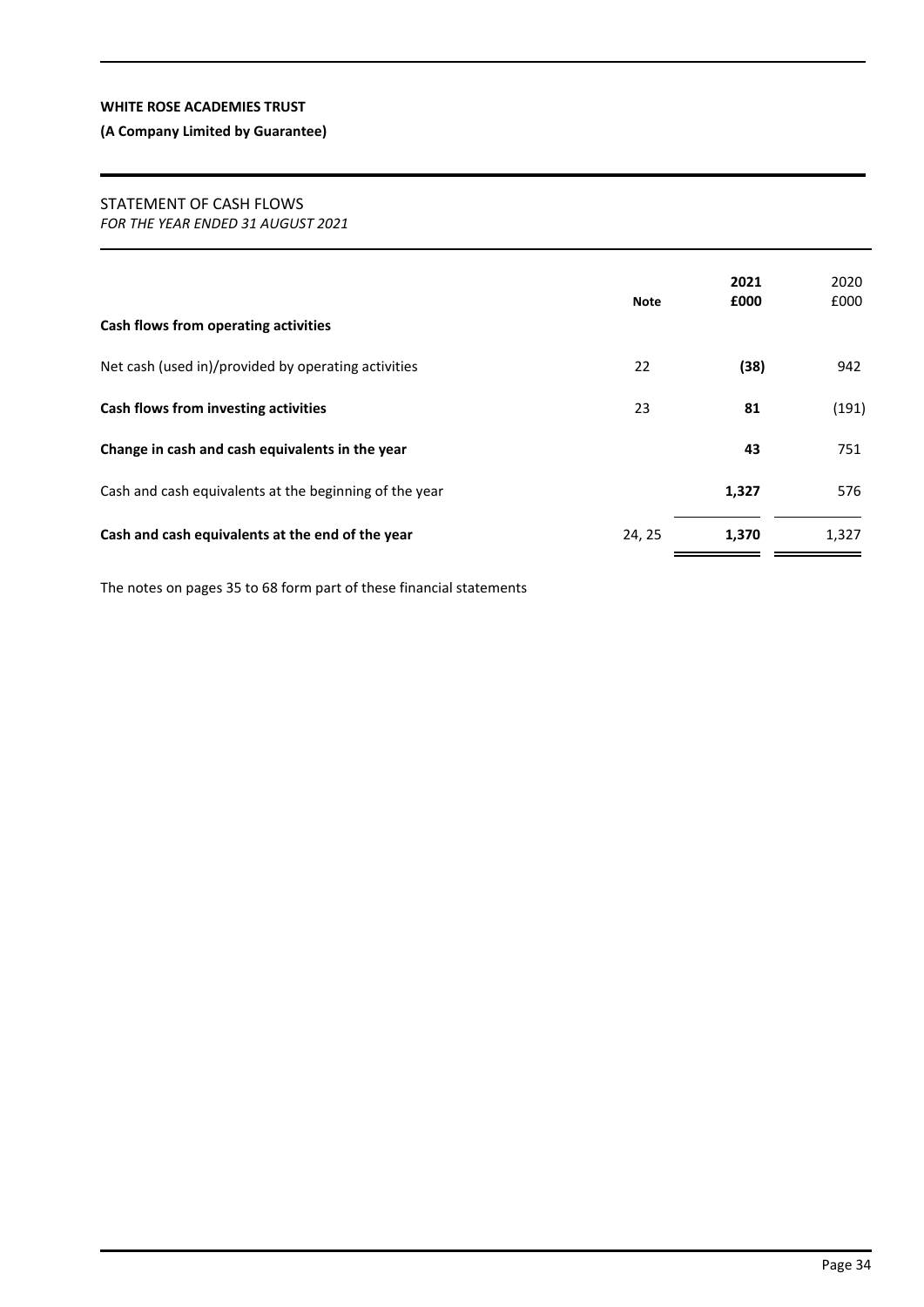**WHITE ROSE ACADEMIES TRUST**

**(A Company Limited by Guarantee)**

## STATEMENT OF CASH FLOWS

*FOR THE YEAR ENDED 31 AUGUST 2021*

| | Note | 2021 £000 | 2020 £000 |
|---|---|---|---|
| **Cash flows from operating activities** | | | |
| Net cash (used in)/provided by operating activities | 22 | **(38)** | 942 |
| **Cash flows from investing activities** | 23 | **81** | (191) |
| **Change in cash and cash equivalents in the year** | | **43** | 751 |
| Cash and cash equivalents at the beginning of the year | | **1,327** | 576 |
| **Cash and cash equivalents at the end of the year** | 24, 25 | **1,370** | 1,327 |

The notes on pages 35 to 68 form part of these financial statements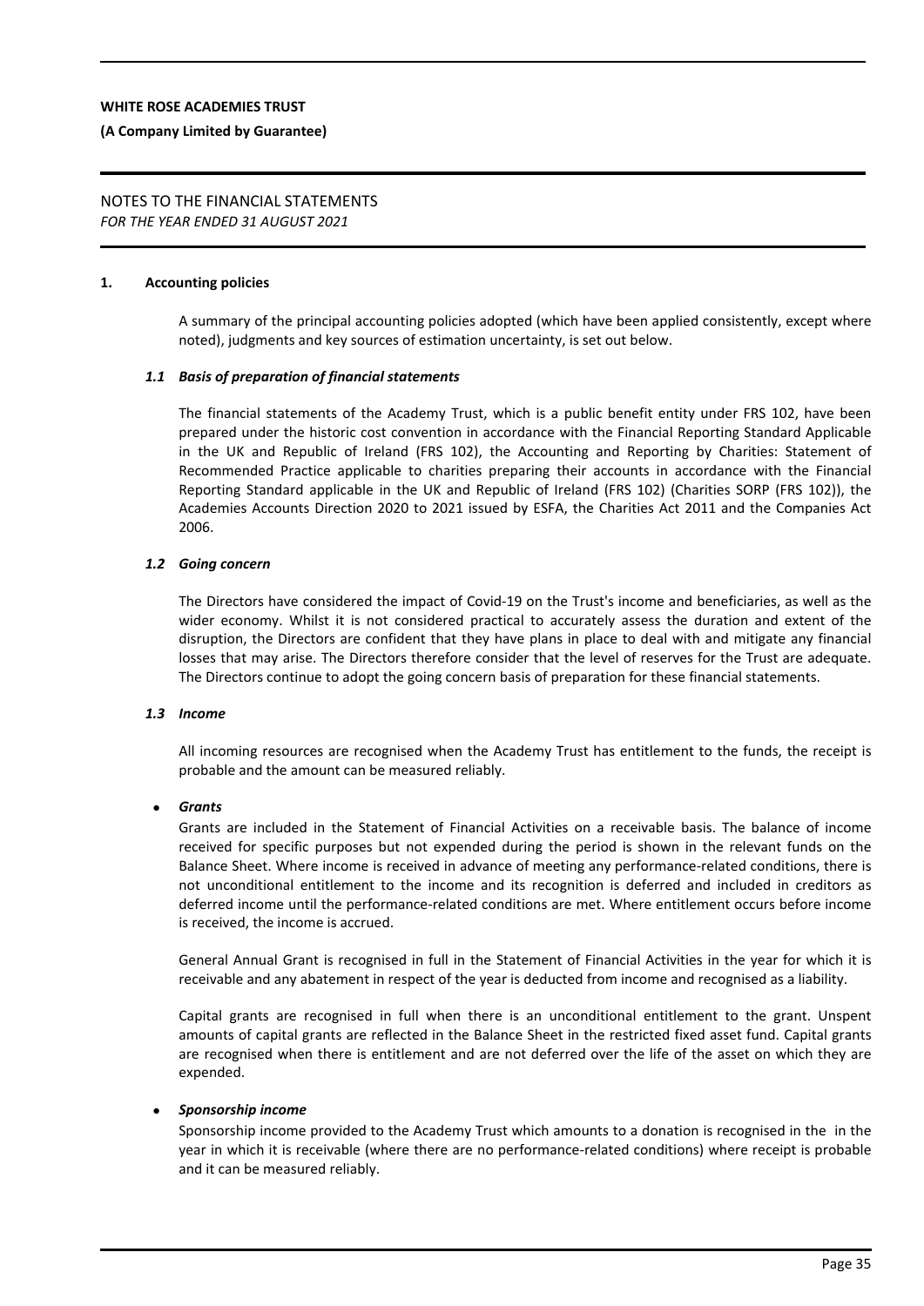**WHITE ROSE ACADEMIES TRUST**

**(A Company Limited by Guarantee)**

NOTES TO THE FINANCIAL STATEMENTS
*FOR THE YEAR ENDED 31 AUGUST 2021*

## 1. Accounting policies

A summary of the principal accounting policies adopted (which have been applied consistently, except where noted), judgments and key sources of estimation uncertainty, is set out below.

### *1.1 Basis of preparation of financial statements*

The financial statements of the Academy Trust, which is a public benefit entity under FRS 102, have been prepared under the historic cost convention in accordance with the Financial Reporting Standard Applicable in the UK and Republic of Ireland (FRS 102), the Accounting and Reporting by Charities: Statement of Recommended Practice applicable to charities preparing their accounts in accordance with the Financial Reporting Standard applicable in the UK and Republic of Ireland (FRS 102) (Charities SORP (FRS 102)), the Academies Accounts Direction 2020 to 2021 issued by ESFA, the Charities Act 2011 and the Companies Act 2006.

### *1.2 Going concern*

The Directors have considered the impact of Covid-19 on the Trust's income and beneficiaries, as well as the wider economy. Whilst it is not considered practical to accurately assess the duration and extent of the disruption, the Directors are confident that they have plans in place to deal with and mitigate any financial losses that may arise. The Directors therefore consider that the level of reserves for the Trust are adequate. The Directors continue to adopt the going concern basis of preparation for these financial statements.

### *1.3 Income*

All incoming resources are recognised when the Academy Trust has entitlement to the funds, the receipt is probable and the amount can be measured reliably.

- ***Grants***

  Grants are included in the Statement of Financial Activities on a receivable basis. The balance of income received for specific purposes but not expended during the period is shown in the relevant funds on the Balance Sheet. Where income is received in advance of meeting any performance-related conditions, there is not unconditional entitlement to the income and its recognition is deferred and included in creditors as deferred income until the performance-related conditions are met. Where entitlement occurs before income is received, the income is accrued.

  General Annual Grant is recognised in full in the Statement of Financial Activities in the year for which it is receivable and any abatement in respect of the year is deducted from income and recognised as a liability.

  Capital grants are recognised in full when there is an unconditional entitlement to the grant. Unspent amounts of capital grants are reflected in the Balance Sheet in the restricted fixed asset fund. Capital grants are recognised when there is entitlement and are not deferred over the life of the asset on which they are expended.

- ***Sponsorship income***

  Sponsorship income provided to the Academy Trust which amounts to a donation is recognised in the in the year in which it is receivable (where there are no performance-related conditions) where receipt is probable and it can be measured reliably.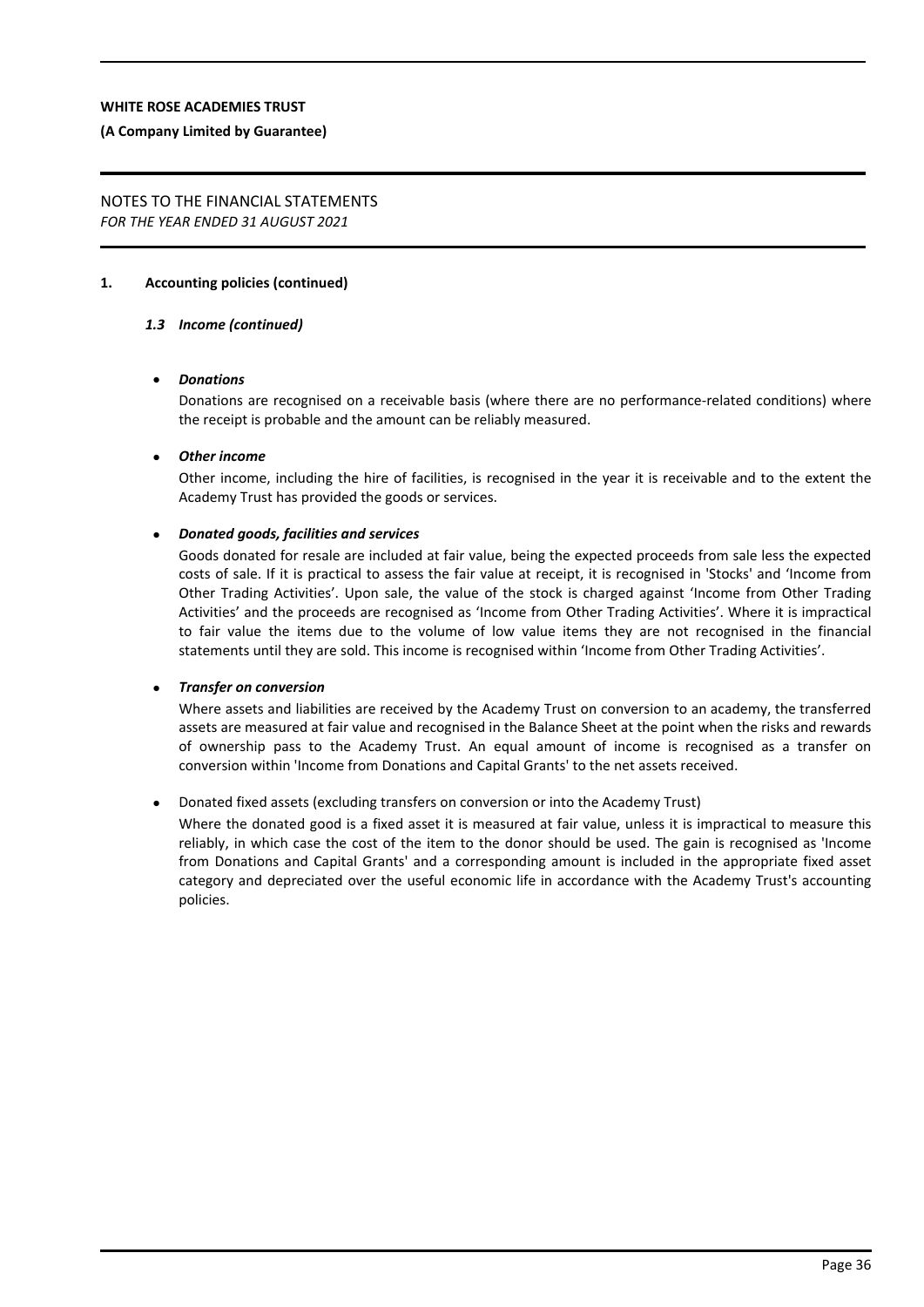## 1. Accounting policies (continued)

### *1.3 Income (continued)*

- ***Donations***

  Donations are recognised on a receivable basis (where there are no performance-related conditions) where the receipt is probable and the amount can be reliably measured.

- ***Other income***

  Other income, including the hire of facilities, is recognised in the year it is receivable and to the extent the Academy Trust has provided the goods or services.

- ***Donated goods, facilities and services***

  Goods donated for resale are included at fair value, being the expected proceeds from sale less the expected costs of sale. If it is practical to assess the fair value at receipt, it is recognised in 'Stocks' and 'Income from Other Trading Activities'. Upon sale, the value of the stock is charged against 'Income from Other Trading Activities' and the proceeds are recognised as 'Income from Other Trading Activities'. Where it is impractical to fair value the items due to the volume of low value items they are not recognised in the financial statements until they are sold. This income is recognised within 'Income from Other Trading Activities'.

- ***Transfer on conversion***

  Where assets and liabilities are received by the Academy Trust on conversion to an academy, the transferred assets are measured at fair value and recognised in the Balance Sheet at the point when the risks and rewards of ownership pass to the Academy Trust. An equal amount of income is recognised as a transfer on conversion within 'Income from Donations and Capital Grants' to the net assets received.

- Donated fixed assets (excluding transfers on conversion or into the Academy Trust)

  Where the donated good is a fixed asset it is measured at fair value, unless it is impractical to measure this reliably, in which case the cost of the item to the donor should be used. The gain is recognised as 'Income from Donations and Capital Grants' and a corresponding amount is included in the appropriate fixed asset category and depreciated over the useful economic life in accordance with the Academy Trust's accounting policies.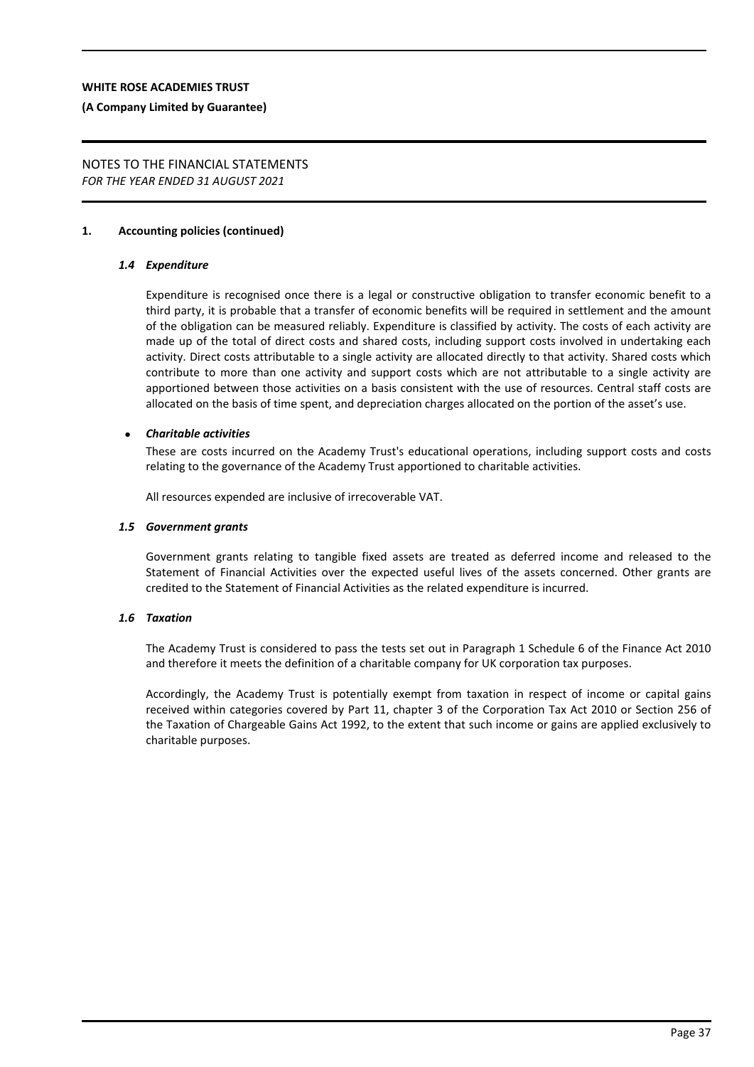## 1. Accounting policies (continued)

### *1.4 Expenditure*

Expenditure is recognised once there is a legal or constructive obligation to transfer economic benefit to a third party, it is probable that a transfer of economic benefits will be required in settlement and the amount of the obligation can be measured reliably. Expenditure is classified by activity. The costs of each activity are made up of the total of direct costs and shared costs, including support costs involved in undertaking each activity. Direct costs attributable to a single activity are allocated directly to that activity. Shared costs which contribute to more than one activity and support costs which are not attributable to a single activity are apportioned between those activities on a basis consistent with the use of resources. Central staff costs are allocated on the basis of time spent, and depreciation charges allocated on the portion of the asset's use.

- ***Charitable activities***

  These are costs incurred on the Academy Trust's educational operations, including support costs and costs relating to the governance of the Academy Trust apportioned to charitable activities.

All resources expended are inclusive of irrecoverable VAT.

### *1.5 Government grants*

Government grants relating to tangible fixed assets are treated as deferred income and released to the Statement of Financial Activities over the expected useful lives of the assets concerned. Other grants are credited to the Statement of Financial Activities as the related expenditure is incurred.

### *1.6 Taxation*

The Academy Trust is considered to pass the tests set out in Paragraph 1 Schedule 6 of the Finance Act 2010 and therefore it meets the definition of a charitable company for UK corporation tax purposes.

Accordingly, the Academy Trust is potentially exempt from taxation in respect of income or capital gains received within categories covered by Part 11, chapter 3 of the Corporation Tax Act 2010 or Section 256 of the Taxation of Chargeable Gains Act 1992, to the extent that such income or gains are applied exclusively to charitable purposes.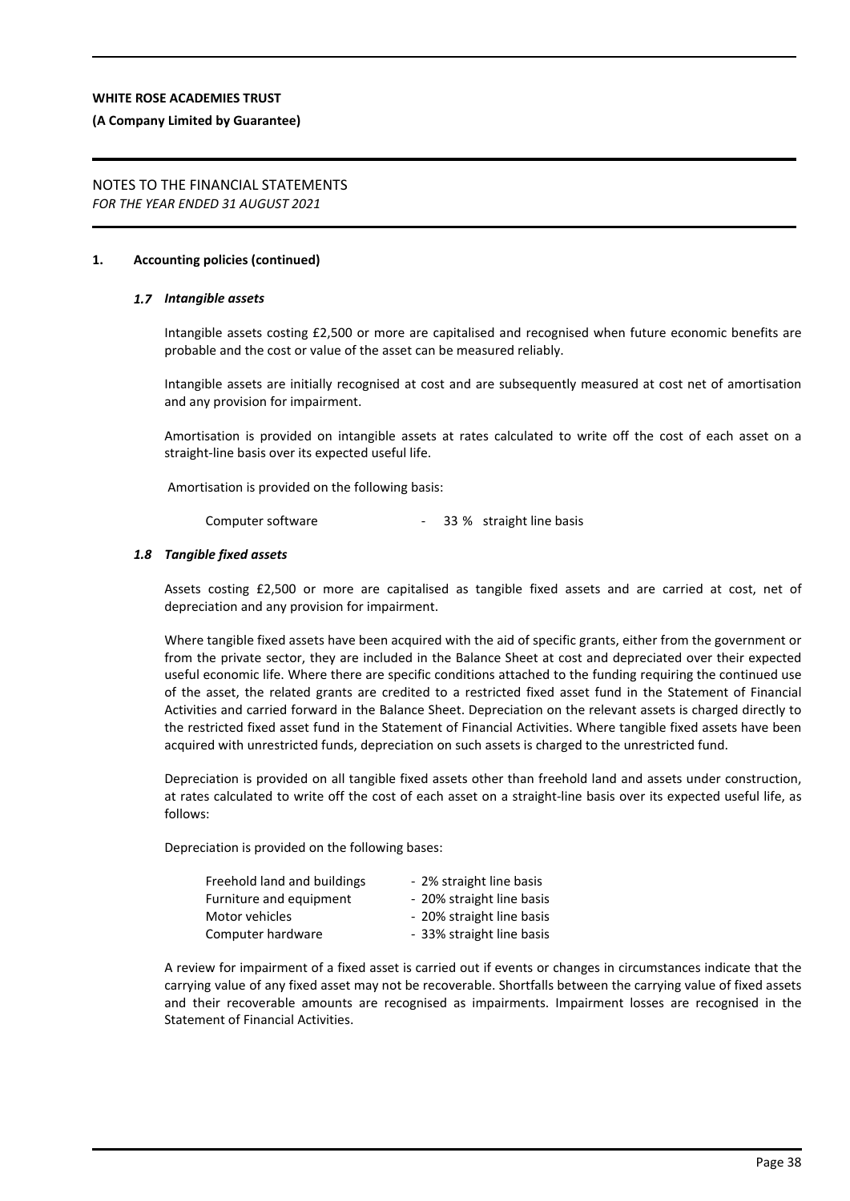**1. Accounting policies (continued)**

### *1.7 Intangible assets*

Intangible assets costing £2,500 or more are capitalised and recognised when future economic benefits are probable and the cost or value of the asset can be measured reliably.

Intangible assets are initially recognised at cost and are subsequently measured at cost net of amortisation and any provision for impairment.

Amortisation is provided on intangible assets at rates calculated to write off the cost of each asset on a straight-line basis over its expected useful life.

Amortisation is provided on the following basis:

| | |
|---|---|
| Computer software | - 33 % straight line basis |

### *1.8 Tangible fixed assets*

Assets costing £2,500 or more are capitalised as tangible fixed assets and are carried at cost, net of depreciation and any provision for impairment.

Where tangible fixed assets have been acquired with the aid of specific grants, either from the government or from the private sector, they are included in the Balance Sheet at cost and depreciated over their expected useful economic life. Where there are specific conditions attached to the funding requiring the continued use of the asset, the related grants are credited to a restricted fixed asset fund in the Statement of Financial Activities and carried forward in the Balance Sheet. Depreciation on the relevant assets is charged directly to the restricted fixed asset fund in the Statement of Financial Activities. Where tangible fixed assets have been acquired with unrestricted funds, depreciation on such assets is charged to the unrestricted fund.

Depreciation is provided on all tangible fixed assets other than freehold land and assets under construction, at rates calculated to write off the cost of each asset on a straight-line basis over its expected useful life, as follows:

Depreciation is provided on the following bases:

| | |
|---|---|
| Freehold land and buildings | - 2% straight line basis |
| Furniture and equipment | - 20% straight line basis |
| Motor vehicles | - 20% straight line basis |
| Computer hardware | - 33% straight line basis |

A review for impairment of a fixed asset is carried out if events or changes in circumstances indicate that the carrying value of any fixed asset may not be recoverable. Shortfalls between the carrying value of fixed assets and their recoverable amounts are recognised as impairments. Impairment losses are recognised in the Statement of Financial Activities.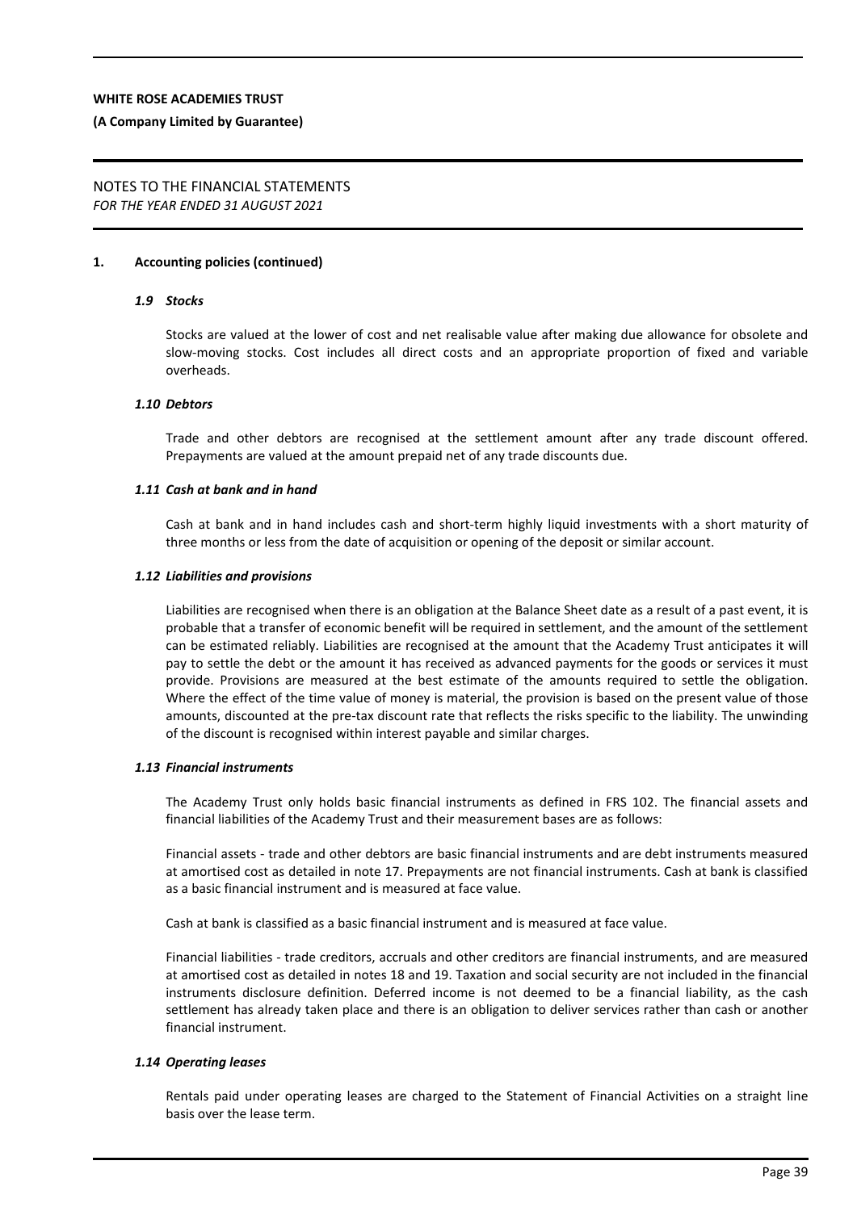# NOTES TO THE FINANCIAL STATEMENTS
*FOR THE YEAR ENDED 31 AUGUST 2021*

## 1. Accounting policies (continued)

### *1.9 Stocks*

Stocks are valued at the lower of cost and net realisable value after making due allowance for obsolete and slow-moving stocks. Cost includes all direct costs and an appropriate proportion of fixed and variable overheads.

### *1.10 Debtors*

Trade and other debtors are recognised at the settlement amount after any trade discount offered. Prepayments are valued at the amount prepaid net of any trade discounts due.

### *1.11 Cash at bank and in hand*

Cash at bank and in hand includes cash and short-term highly liquid investments with a short maturity of three months or less from the date of acquisition or opening of the deposit or similar account.

### *1.12 Liabilities and provisions*

Liabilities are recognised when there is an obligation at the Balance Sheet date as a result of a past event, it is probable that a transfer of economic benefit will be required in settlement, and the amount of the settlement can be estimated reliably. Liabilities are recognised at the amount that the Academy Trust anticipates it will pay to settle the debt or the amount it has received as advanced payments for the goods or services it must provide. Provisions are measured at the best estimate of the amounts required to settle the obligation. Where the effect of the time value of money is material, the provision is based on the present value of those amounts, discounted at the pre-tax discount rate that reflects the risks specific to the liability. The unwinding of the discount is recognised within interest payable and similar charges.

### *1.13 Financial instruments*

The Academy Trust only holds basic financial instruments as defined in FRS 102. The financial assets and financial liabilities of the Academy Trust and their measurement bases are as follows:

Financial assets - trade and other debtors are basic financial instruments and are debt instruments measured at amortised cost as detailed in note 17. Prepayments are not financial instruments. Cash at bank is classified as a basic financial instrument and is measured at face value.

Cash at bank is classified as a basic financial instrument and is measured at face value.

Financial liabilities - trade creditors, accruals and other creditors are financial instruments, and are measured at amortised cost as detailed in notes 18 and 19. Taxation and social security are not included in the financial instruments disclosure definition. Deferred income is not deemed to be a financial liability, as the cash settlement has already taken place and there is an obligation to deliver services rather than cash or another financial instrument.

### *1.14 Operating leases*

Rentals paid under operating leases are charged to the Statement of Financial Activities on a straight line basis over the lease term.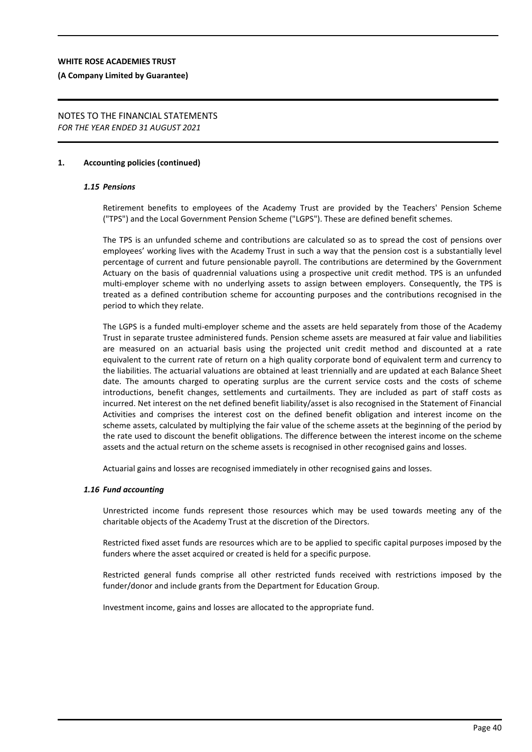## 1. Accounting policies (continued)

### *1.15 Pensions*

Retirement benefits to employees of the Academy Trust are provided by the Teachers' Pension Scheme ("TPS") and the Local Government Pension Scheme ("LGPS"). These are defined benefit schemes.

The TPS is an unfunded scheme and contributions are calculated so as to spread the cost of pensions over employees' working lives with the Academy Trust in such a way that the pension cost is a substantially level percentage of current and future pensionable payroll. The contributions are determined by the Government Actuary on the basis of quadrennial valuations using a prospective unit credit method. TPS is an unfunded multi-employer scheme with no underlying assets to assign between employers. Consequently, the TPS is treated as a defined contribution scheme for accounting purposes and the contributions recognised in the period to which they relate.

The LGPS is a funded multi-employer scheme and the assets are held separately from those of the Academy Trust in separate trustee administered funds. Pension scheme assets are measured at fair value and liabilities are measured on an actuarial basis using the projected unit credit method and discounted at a rate equivalent to the current rate of return on a high quality corporate bond of equivalent term and currency to the liabilities. The actuarial valuations are obtained at least triennially and are updated at each Balance Sheet date. The amounts charged to operating surplus are the current service costs and the costs of scheme introductions, benefit changes, settlements and curtailments. They are included as part of staff costs as incurred. Net interest on the net defined benefit liability/asset is also recognised in the Statement of Financial Activities and comprises the interest cost on the defined benefit obligation and interest income on the scheme assets, calculated by multiplying the fair value of the scheme assets at the beginning of the period by the rate used to discount the benefit obligations. The difference between the interest income on the scheme assets and the actual return on the scheme assets is recognised in other recognised gains and losses.

Actuarial gains and losses are recognised immediately in other recognised gains and losses.

### *1.16 Fund accounting*

Unrestricted income funds represent those resources which may be used towards meeting any of the charitable objects of the Academy Trust at the discretion of the Directors.

Restricted fixed asset funds are resources which are to be applied to specific capital purposes imposed by the funders where the asset acquired or created is held for a specific purpose.

Restricted general funds comprise all other restricted funds received with restrictions imposed by the funder/donor and include grants from the Department for Education Group.

Investment income, gains and losses are allocated to the appropriate fund.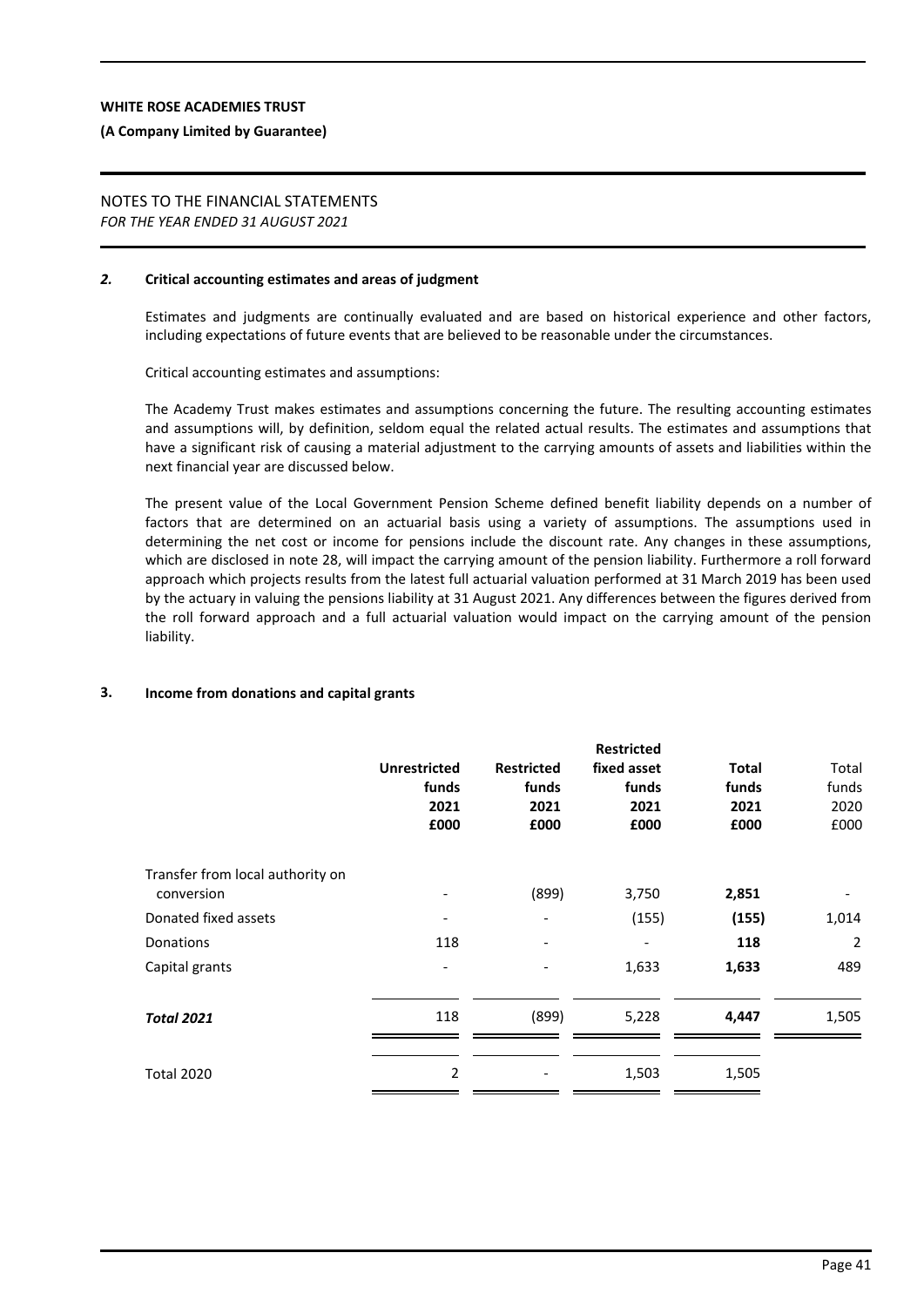## 2. Critical accounting estimates and areas of judgment

Estimates and judgments are continually evaluated and are based on historical experience and other factors, including expectations of future events that are believed to be reasonable under the circumstances.

Critical accounting estimates and assumptions:

The Academy Trust makes estimates and assumptions concerning the future. The resulting accounting estimates and assumptions will, by definition, seldom equal the related actual results. The estimates and assumptions that have a significant risk of causing a material adjustment to the carrying amounts of assets and liabilities within the next financial year are discussed below.

The present value of the Local Government Pension Scheme defined benefit liability depends on a number of factors that are determined on an actuarial basis using a variety of assumptions. The assumptions used in determining the net cost or income for pensions include the discount rate. Any changes in these assumptions, which are disclosed in note 28, will impact the carrying amount of the pension liability. Furthermore a roll forward approach which projects results from the latest full actuarial valuation performed at 31 March 2019 has been used by the actuary in valuing the pensions liability at 31 August 2021. Any differences between the figures derived from the roll forward approach and a full actuarial valuation would impact on the carrying amount of the pension liability.

## 3. Income from donations and capital grants

| | Unrestricted funds 2021 £000 | Restricted funds 2021 £000 | Restricted fixed asset funds 2021 £000 | Total funds 2021 £000 | Total funds 2020 £000 |
|---|---|---|---|---|---|
| Transfer from local authority on conversion | - | (899) | 3,750 | **2,851** | - |
| Donated fixed assets | - | - | (155) | **(155)** | 1,014 |
| Donations | 118 | - | - | **118** | 2 |
| Capital grants | - | - | 1,633 | **1,633** | 489 |
| ***Total 2021*** | 118 | (899) | 5,228 | **4,447** | 1,505 |
| Total 2020 | 2 | - | 1,503 | 1,505 | |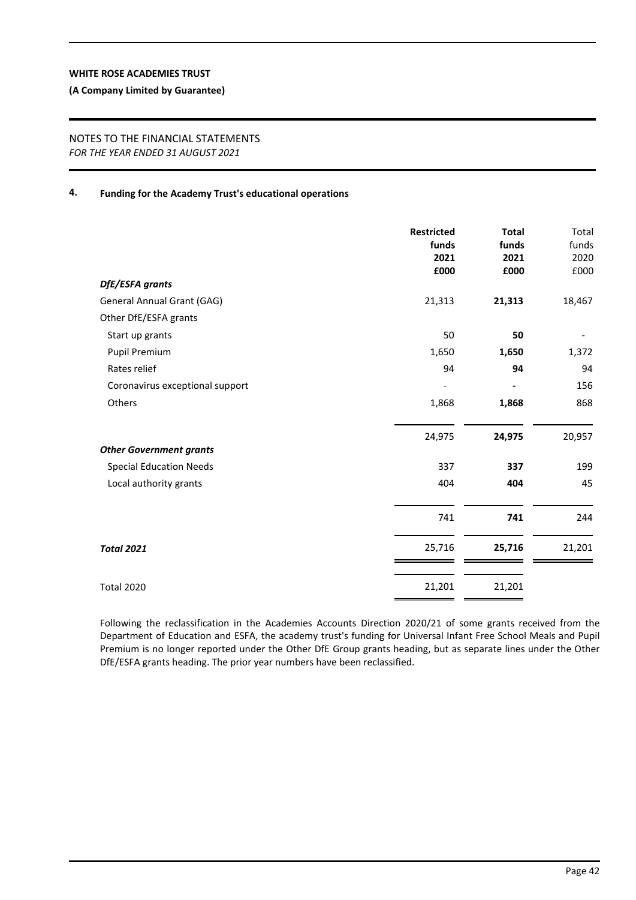WHITE ROSE ACADEMIES TRUST

(A Company Limited by Guarantee)

NOTES TO THE FINANCIAL STATEMENTS
*FOR THE YEAR ENDED 31 AUGUST 2021*

## 4. Funding for the Academy Trust's educational operations

| | **Restricted funds 2021 £000** | **Total funds 2021 £000** | Total funds 2020 £000 |
|---|---|---|---|
| ***DfE/ESFA grants*** | | | |
| General Annual Grant (GAG) | 21,313 | **21,313** | 18,467 |
| Other DfE/ESFA grants | | | |
| Start up grants | 50 | **50** | - |
| Pupil Premium | 1,650 | **1,650** | 1,372 |
| Rates relief | 94 | **94** | 94 |
| Coronavirus exceptional support | - | **-** | 156 |
| Others | 1,868 | **1,868** | 868 |
| | 24,975 | **24,975** | 20,957 |
| ***Other Government grants*** | | | |
| Special Education Needs | 337 | **337** | 199 |
| Local authority grants | 404 | **404** | 45 |
| | 741 | **741** | 244 |
| ***Total 2021*** | 25,716 | **25,716** | 21,201 |
| Total 2020 | 21,201 | 21,201 | |

Following the reclassification in the Academies Accounts Direction 2020/21 of some grants received from the Department of Education and ESFA, the academy trust's funding for Universal Infant Free School Meals and Pupil Premium is no longer reported under the Other DfE Group grants heading, but as separate lines under the Other DfE/ESFA grants heading. The prior year numbers have been reclassified.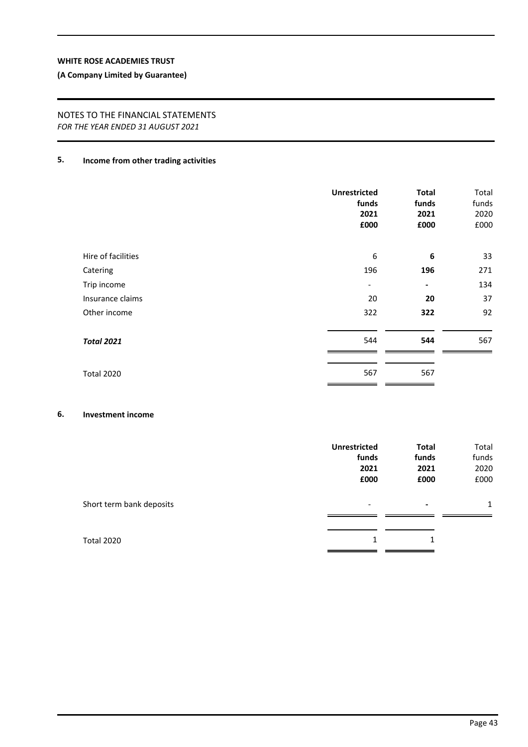WHITE ROSE ACADEMIES TRUST

**(A Company Limited by Guarantee)**

NOTES TO THE FINANCIAL STATEMENTS
*FOR THE YEAR ENDED 31 AUGUST 2021*

## 5. Income from other trading activities

| | **Unrestricted funds 2021 £000** | **Total funds 2021 £000** | Total funds 2020 £000 |
|---|---|---|---|
| Hire of facilities | 6 | **6** | 33 |
| Catering | 196 | **196** | 271 |
| Trip income | - | **-** | 134 |
| Insurance claims | 20 | **20** | 37 |
| Other income | 322 | **322** | 92 |
| ***Total 2021*** | 544 | **544** | 567 |
| Total 2020 | 567 | 567 | |

## 6. Investment income

| | **Unrestricted funds 2021 £000** | **Total funds 2021 £000** | Total funds 2020 £000 |
|---|---|---|---|
| Short term bank deposits | - | **-** | 1 |
| Total 2020 | 1 | 1 | |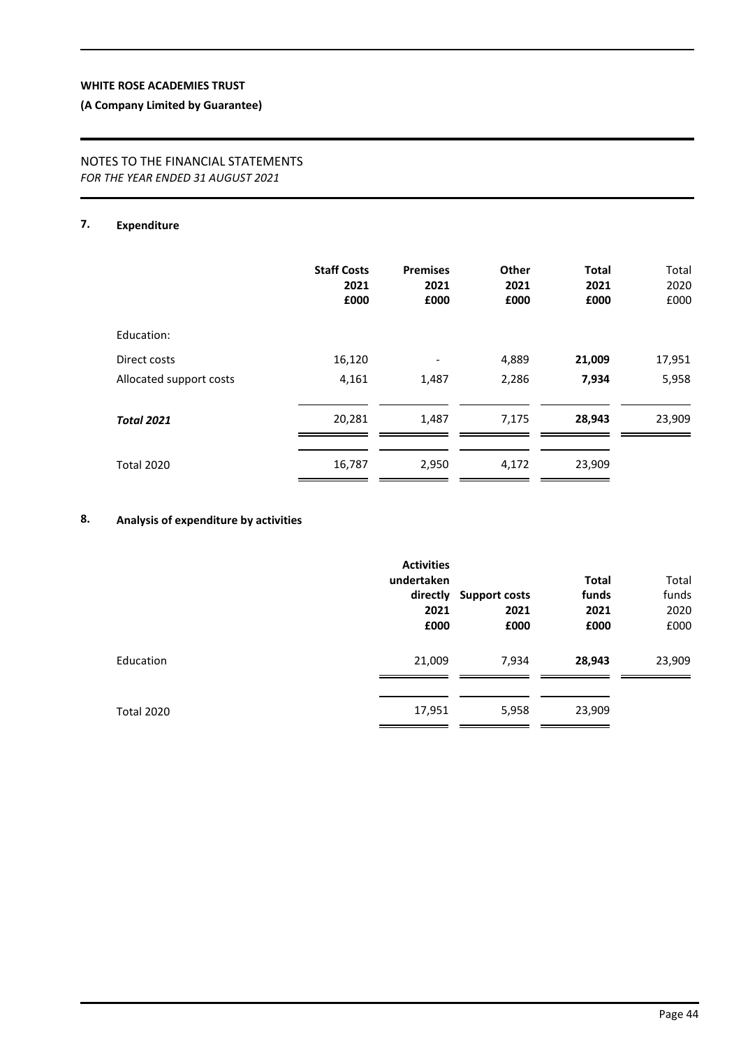## 7. Expenditure

| | Staff Costs 2021 £000 | Premises 2021 £000 | Other 2021 £000 | Total 2021 £000 | Total 2020 £000 |
|---|---|---|---|---|---|
| Education: | | | | | |
| Direct costs | 16,120 | - | 4,889 | **21,009** | 17,951 |
| Allocated support costs | 4,161 | 1,487 | 2,286 | **7,934** | 5,958 |
| ***Total 2021*** | 20,281 | 1,487 | 7,175 | **28,943** | 23,909 |
| Total 2020 | 16,787 | 2,950 | 4,172 | 23,909 | |

## 8. Analysis of expenditure by activities

| | Activities undertaken directly 2021 £000 | Support costs 2021 £000 | Total funds 2021 £000 | Total funds 2020 £000 |
|---|---|---|---|---|
| Education | 21,009 | 7,934 | **28,943** | 23,909 |
| Total 2020 | 17,951 | 5,958 | 23,909 | |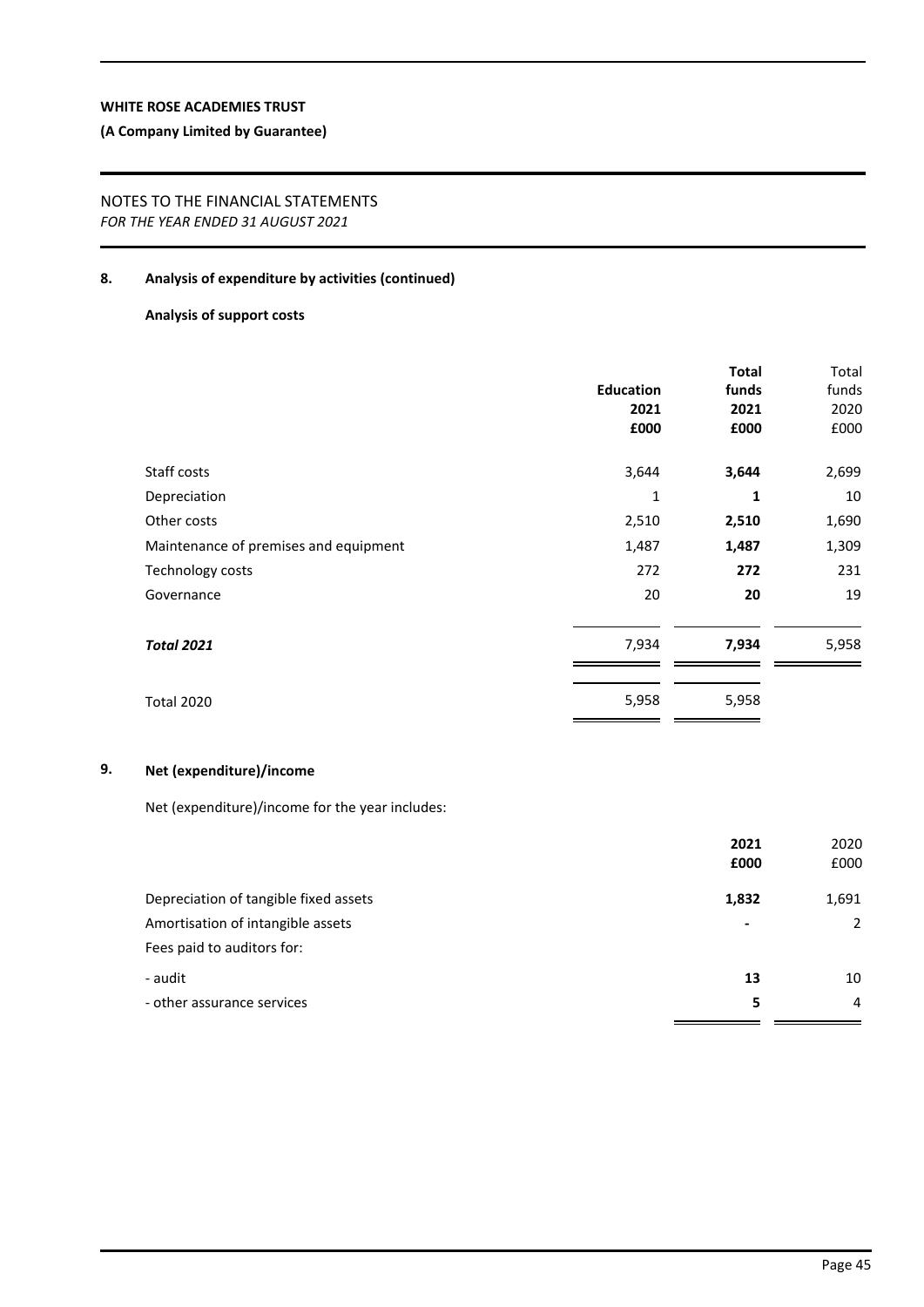**WHITE ROSE ACADEMIES TRUST**

**(A Company Limited by Guarantee)**

NOTES TO THE FINANCIAL STATEMENTS
*FOR THE YEAR ENDED 31 AUGUST 2021*

## 8. Analysis of expenditure by activities (continued)

### Analysis of support costs

| | **Education 2021 £000** | **Total funds 2021 £000** | Total funds 2020 £000 |
|---|---|---|---|
| Staff costs | 3,644 | **3,644** | 2,699 |
| Depreciation | 1 | **1** | 10 |
| Other costs | 2,510 | **2,510** | 1,690 |
| Maintenance of premises and equipment | 1,487 | **1,487** | 1,309 |
| Technology costs | 272 | **272** | 231 |
| Governance | 20 | **20** | 19 |
| ***Total 2021*** | 7,934 | **7,934** | 5,958 |
| Total 2020 | 5,958 | 5,958 | |

## 9. Net (expenditure)/income

Net (expenditure)/income for the year includes:

| | **2021 £000** | 2020 £000 |
|---|---|---|
| Depreciation of tangible fixed assets | **1,832** | 1,691 |
| Amortisation of intangible assets | **-** | 2 |
| Fees paid to auditors for: | | |
| - audit | **13** | 10 |
| - other assurance services | **5** | 4 |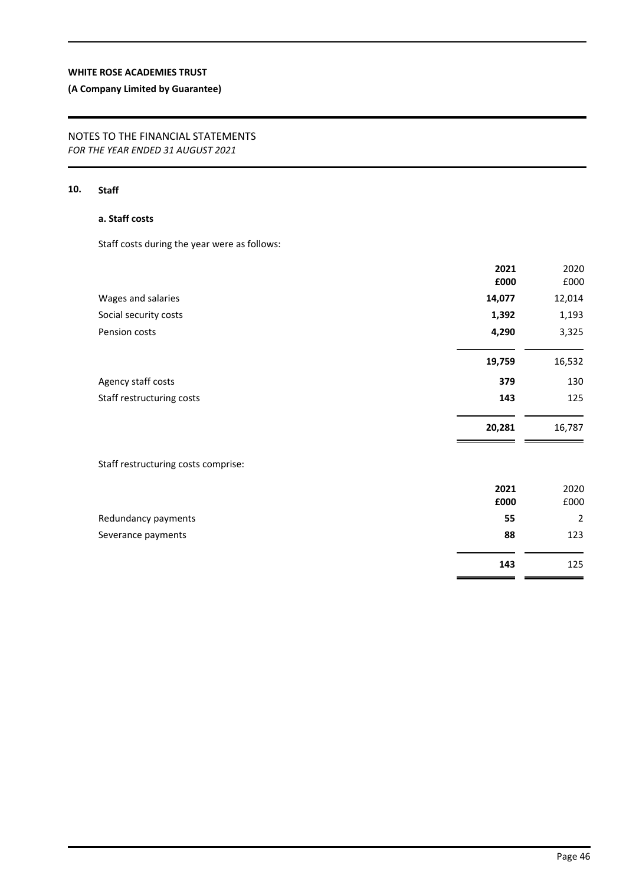**WHITE ROSE ACADEMIES TRUST**

**(A Company Limited by Guarantee)**

NOTES TO THE FINANCIAL STATEMENTS
*FOR THE YEAR ENDED 31 AUGUST 2021*

## 10. Staff

### a. Staff costs

Staff costs during the year were as follows:

| | **2021** | 2020 |
|---|---|---|
| | **£000** | £000 |
| Wages and salaries | **14,077** | 12,014 |
| Social security costs | **1,392** | 1,193 |
| Pension costs | **4,290** | 3,325 |
| | **19,759** | 16,532 |
| Agency staff costs | **379** | 130 |
| Staff restructuring costs | **143** | 125 |
| | **20,281** | 16,787 |

Staff restructuring costs comprise:

| | **2021** | 2020 |
|---|---|---|
| | **£000** | £000 |
| Redundancy payments | **55** | 2 |
| Severance payments | **88** | 123 |
| | **143** | 125 |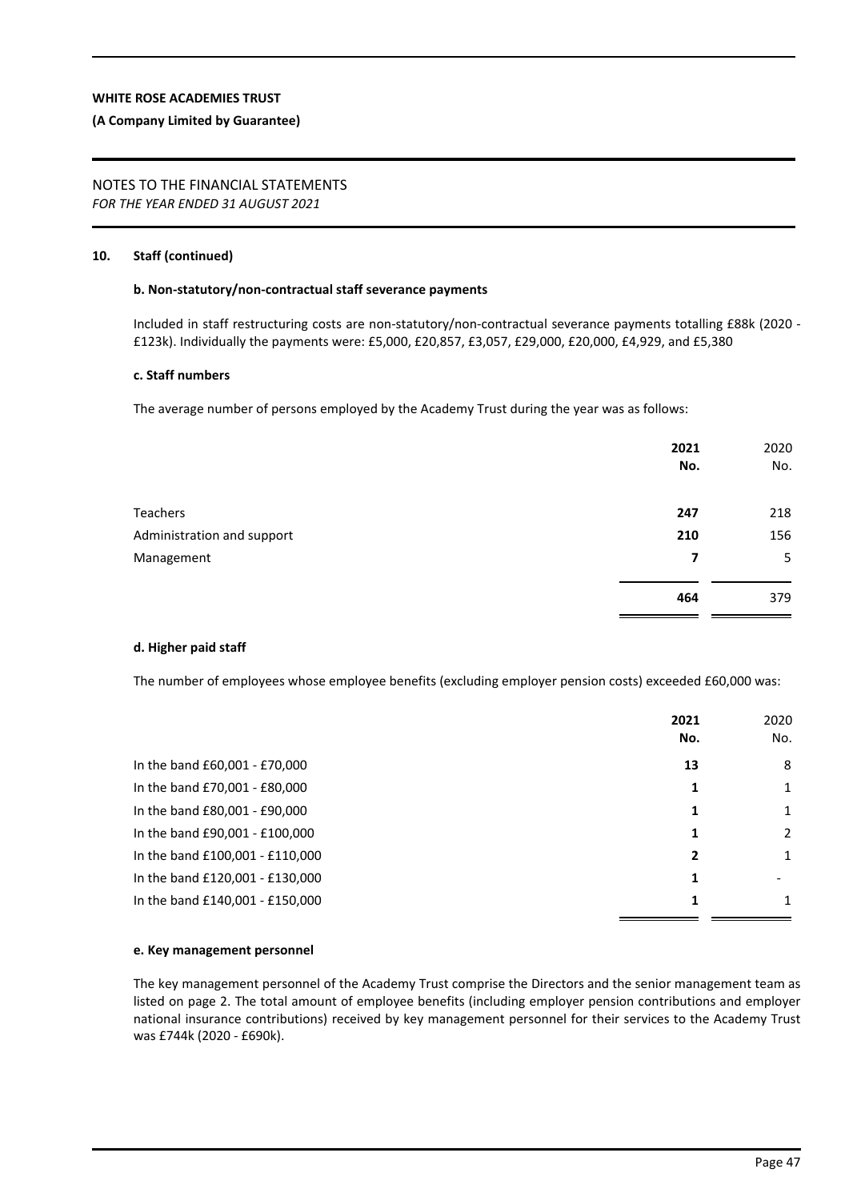**WHITE ROSE ACADEMIES TRUST**

**(A Company Limited by Guarantee)**

NOTES TO THE FINANCIAL STATEMENTS
*FOR THE YEAR ENDED 31 AUGUST 2021*

**10. Staff (continued)**

**b. Non-statutory/non-contractual staff severance payments**

Included in staff restructuring costs are non-statutory/non-contractual severance payments totalling £88k (2020 - £123k). Individually the payments were: £5,000, £20,857, £3,057, £29,000, £20,000, £4,929, and £5,380

**c. Staff numbers**

The average number of persons employed by the Academy Trust during the year was as follows:

| | **2021 No.** | 2020 No. |
|---|---|---|
| Teachers | **247** | 218 |
| Administration and support | **210** | 156 |
| Management | **7** | 5 |
| | **464** | 379 |

**d. Higher paid staff**

The number of employees whose employee benefits (excluding employer pension costs) exceeded £60,000 was:

| | **2021 No.** | 2020 No. |
|---|---|---|
| In the band £60,001 - £70,000 | **13** | 8 |
| In the band £70,001 - £80,000 | **1** | 1 |
| In the band £80,001 - £90,000 | **1** | 1 |
| In the band £90,001 - £100,000 | **1** | 2 |
| In the band £100,001 - £110,000 | **2** | 1 |
| In the band £120,001 - £130,000 | **1** | - |
| In the band £140,001 - £150,000 | **1** | 1 |

**e. Key management personnel**

The key management personnel of the Academy Trust comprise the Directors and the senior management team as listed on page 2. The total amount of employee benefits (including employer pension contributions and employer national insurance contributions) received by key management personnel for their services to the Academy Trust was £744k (2020 - £690k).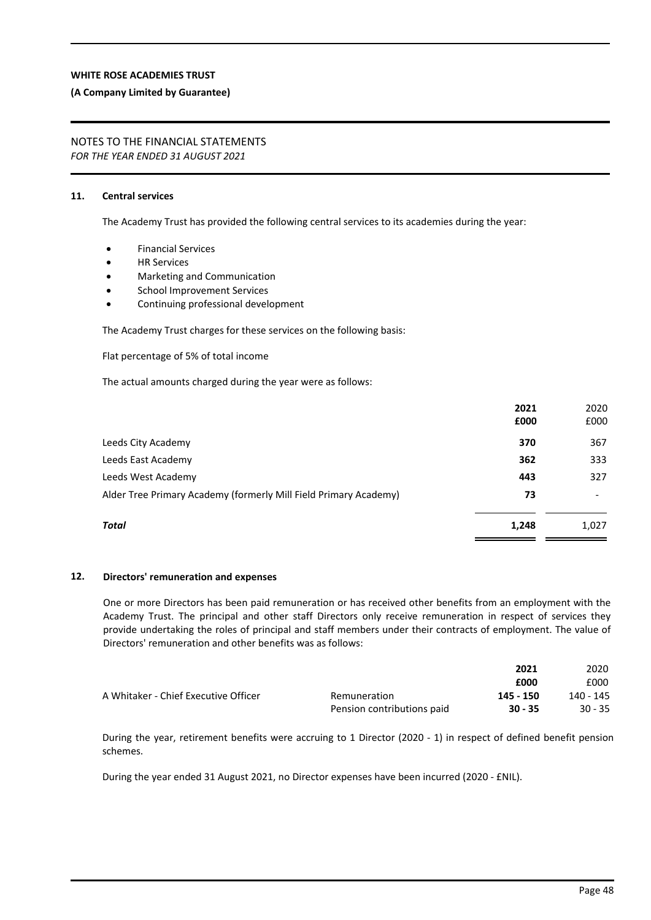**WHITE ROSE ACADEMIES TRUST**

**(A Company Limited by Guarantee)**

NOTES TO THE FINANCIAL STATEMENTS
*FOR THE YEAR ENDED 31 AUGUST 2021*

## 11. Central services

The Academy Trust has provided the following central services to its academies during the year:

- Financial Services
- HR Services
- Marketing and Communication
- School Improvement Services
- Continuing professional development

The Academy Trust charges for these services on the following basis:

Flat percentage of 5% of total income

The actual amounts charged during the year were as follows:

| | 2021 £000 | 2020 £000 |
|---|---|---|
| Leeds City Academy | **370** | 367 |
| Leeds East Academy | **362** | 333 |
| Leeds West Academy | **443** | 327 |
| Alder Tree Primary Academy (formerly Mill Field Primary Academy) | **73** | - |
| ***Total*** | **1,248** | 1,027 |

## 12. Directors' remuneration and expenses

One or more Directors has been paid remuneration or has received other benefits from an employment with the Academy Trust. The principal and other staff Directors only receive remuneration in respect of services they provide undertaking the roles of principal and staff members under their contracts of employment. The value of Directors' remuneration and other benefits was as follows:

| | | 2021 £000 | 2020 £000 |
|---|---|---|---|
| A Whitaker - Chief Executive Officer | Remuneration | **145 - 150** | 140 - 145 |
| | Pension contributions paid | **30 - 35** | 30 - 35 |

During the year, retirement benefits were accruing to 1 Director (2020 - 1) in respect of defined benefit pension schemes.

During the year ended 31 August 2021, no Director expenses have been incurred (2020 - £NIL).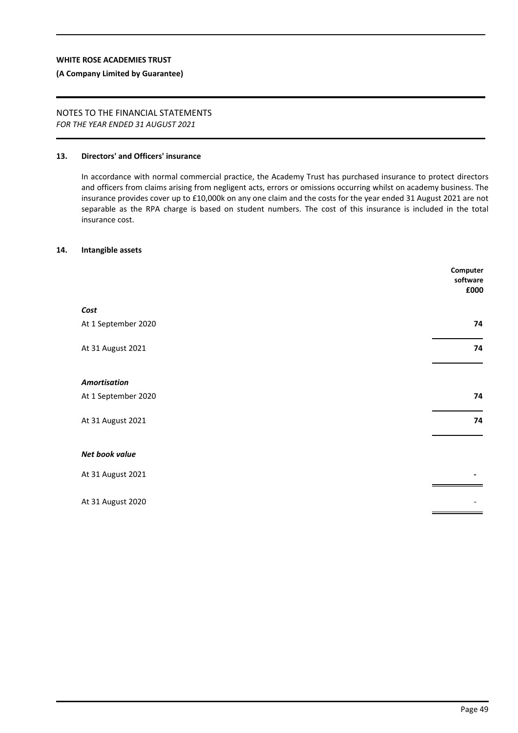**WHITE ROSE ACADEMIES TRUST**

**(A Company Limited by Guarantee)**

NOTES TO THE FINANCIAL STATEMENTS
*FOR THE YEAR ENDED 31 AUGUST 2021*

### 13. Directors' and Officers' insurance

In accordance with normal commercial practice, the Academy Trust has purchased insurance to protect directors and officers from claims arising from negligent acts, errors or omissions occurring whilst on academy business. The insurance provides cover up to £10,000k on any one claim and the costs for the year ended 31 August 2021 are not separable as the RPA charge is based on student numbers. The cost of this insurance is included in the total insurance cost.

### 14. Intangible assets

| | **Computer software £000** |
|---|---|
| ***Cost*** | |
| At 1 September 2020 | **74** |
| At 31 August 2021 | **74** |
| ***Amortisation*** | |
| At 1 September 2020 | **74** |
| At 31 August 2021 | **74** |
| ***Net book value*** | |
| At 31 August 2021 | **-** |
| At 31 August 2020 | - |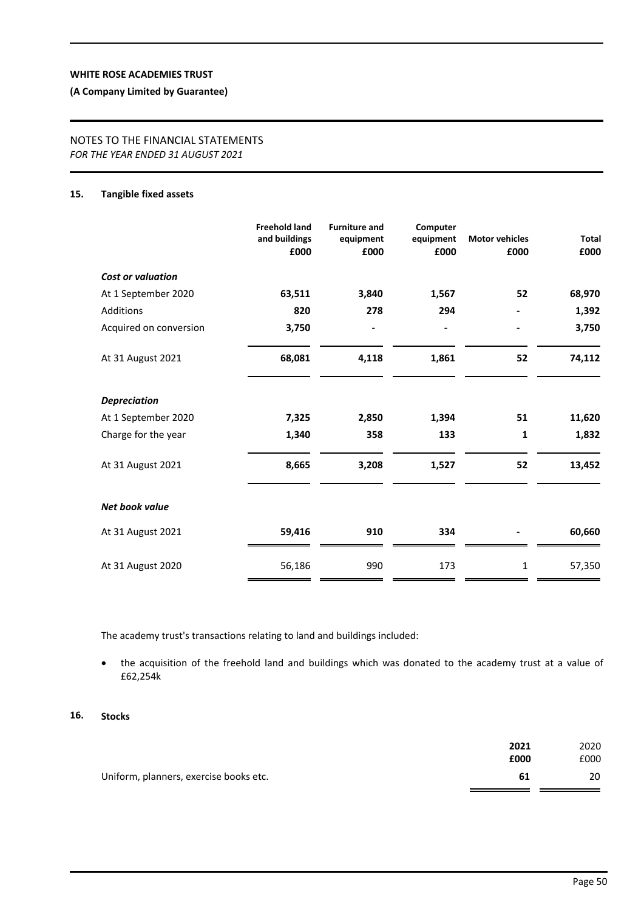WHITE ROSE ACADEMIES TRUST

(A Company Limited by Guarantee)

NOTES TO THE FINANCIAL STATEMENTS
*FOR THE YEAR ENDED 31 AUGUST 2021*

## 15. Tangible fixed assets

| | Freehold land and buildings £000 | Furniture and equipment £000 | Computer equipment £000 | Motor vehicles £000 | Total £000 |
|---|---|---|---|---|---|
| ***Cost or valuation*** | | | | | |
| At 1 September 2020 | **63,511** | **3,840** | **1,567** | **52** | **68,970** |
| Additions | **820** | **278** | **294** | **-** | **1,392** |
| Acquired on conversion | **3,750** | **-** | **-** | **-** | **3,750** |
| At 31 August 2021 | **68,081** | **4,118** | **1,861** | **52** | **74,112** |
| ***Depreciation*** | | | | | |
| At 1 September 2020 | **7,325** | **2,850** | **1,394** | **51** | **11,620** |
| Charge for the year | **1,340** | **358** | **133** | **1** | **1,832** |
| At 31 August 2021 | **8,665** | **3,208** | **1,527** | **52** | **13,452** |
| ***Net book value*** | | | | | |
| At 31 August 2021 | **59,416** | **910** | **334** | **-** | **60,660** |
| At 31 August 2020 | 56,186 | 990 | 173 | 1 | 57,350 |

The academy trust's transactions relating to land and buildings included:

- the acquisition of the freehold land and buildings which was donated to the academy trust at a value of £62,254k

## 16. Stocks

| | 2021 £000 | 2020 £000 |
|---|---|---|
| Uniform, planners, exercise books etc. | **61** | 20 |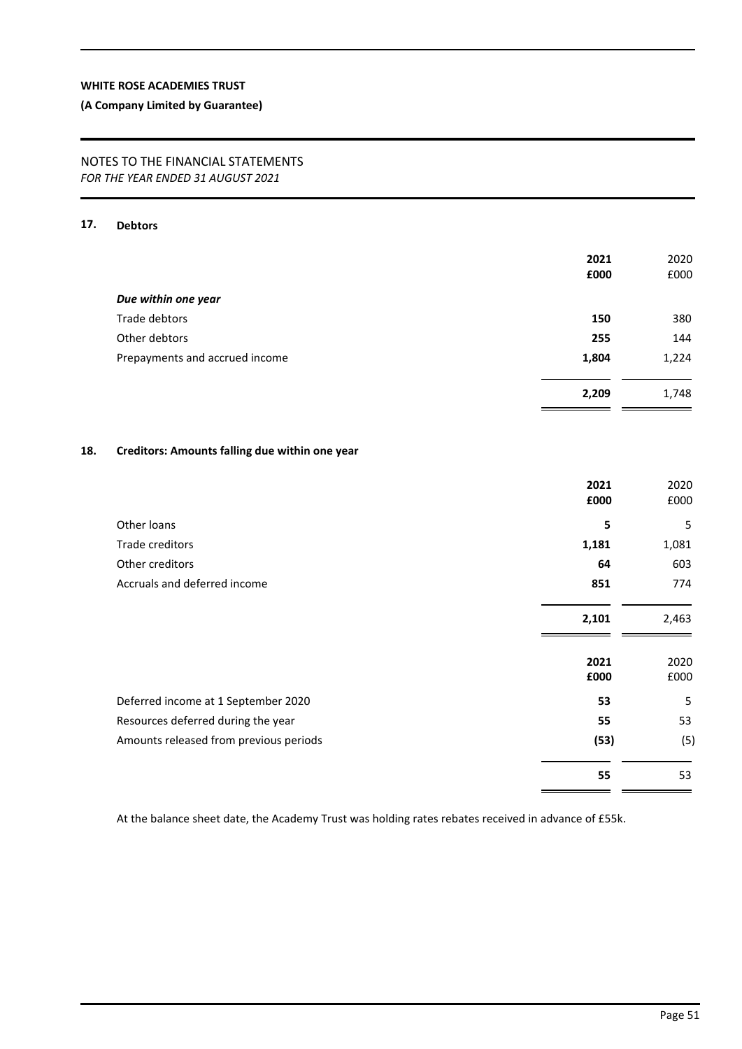WHITE ROSE ACADEMIES TRUST

(A Company Limited by Guarantee)

NOTES TO THE FINANCIAL STATEMENTS
*FOR THE YEAR ENDED 31 AUGUST 2021*

## 17. Debtors

| | 2021 £000 | 2020 £000 |
|---|---|---|
| ***Due within one year*** | | |
| Trade debtors | **150** | 380 |
| Other debtors | **255** | 144 |
| Prepayments and accrued income | **1,804** | 1,224 |
| | **2,209** | 1,748 |

## 18. Creditors: Amounts falling due within one year

| | 2021 £000 | 2020 £000 |
|---|---|---|
| Other loans | **5** | 5 |
| Trade creditors | **1,181** | 1,081 |
| Other creditors | **64** | 603 |
| Accruals and deferred income | **851** | 774 |
| | **2,101** | 2,463 |

| | 2021 £000 | 2020 £000 |
|---|---|---|
| Deferred income at 1 September 2020 | **53** | 5 |
| Resources deferred during the year | **55** | 53 |
| Amounts released from previous periods | **(53)** | (5) |
| | **55** | 53 |

At the balance sheet date, the Academy Trust was holding rates rebates received in advance of £55k.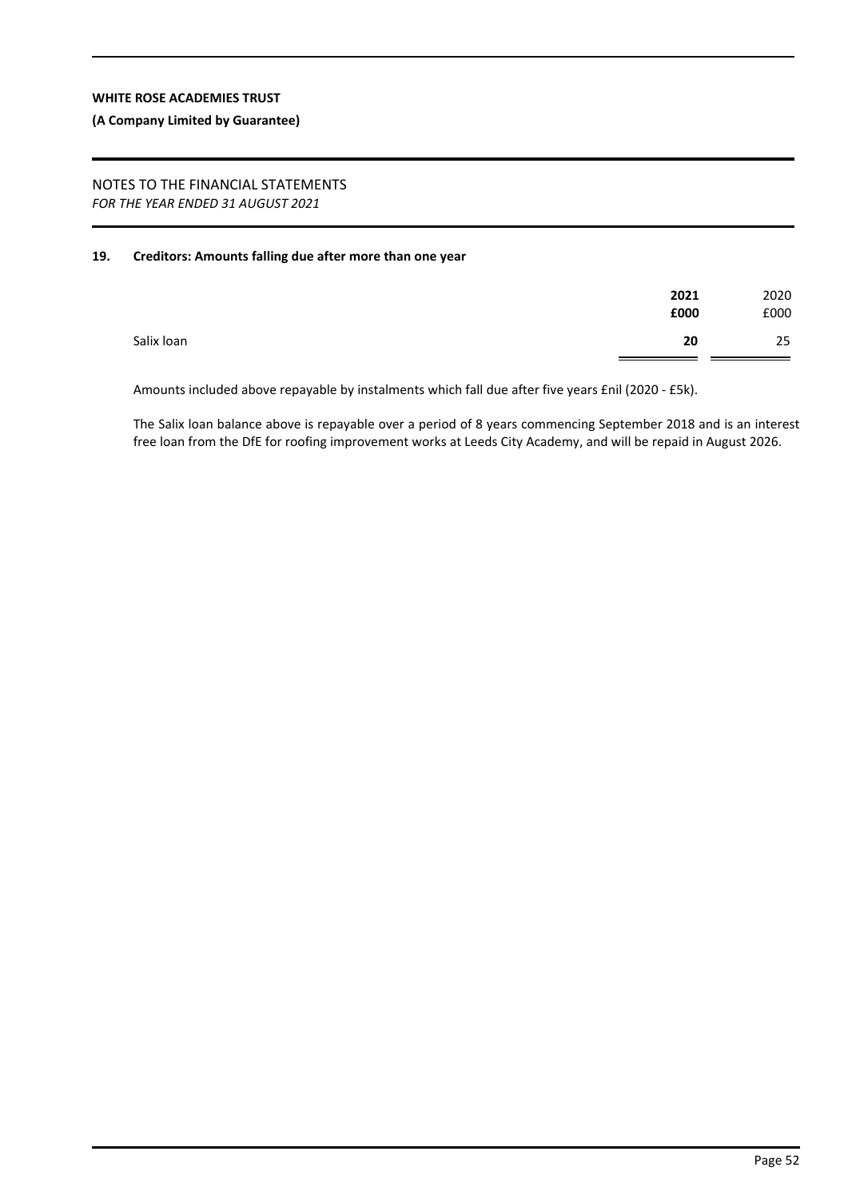## 19. Creditors: Amounts falling due after more than one year

| | **2021** | 2020 |
|---|---|---|
| | **£000** | £000 |
| Salix loan | **20** | 25 |

Amounts included above repayable by instalments which fall due after five years £nil (2020 - £5k).

The Salix loan balance above is repayable over a period of 8 years commencing September 2018 and is an interest free loan from the DfE for roofing improvement works at Leeds City Academy, and will be repaid in August 2026.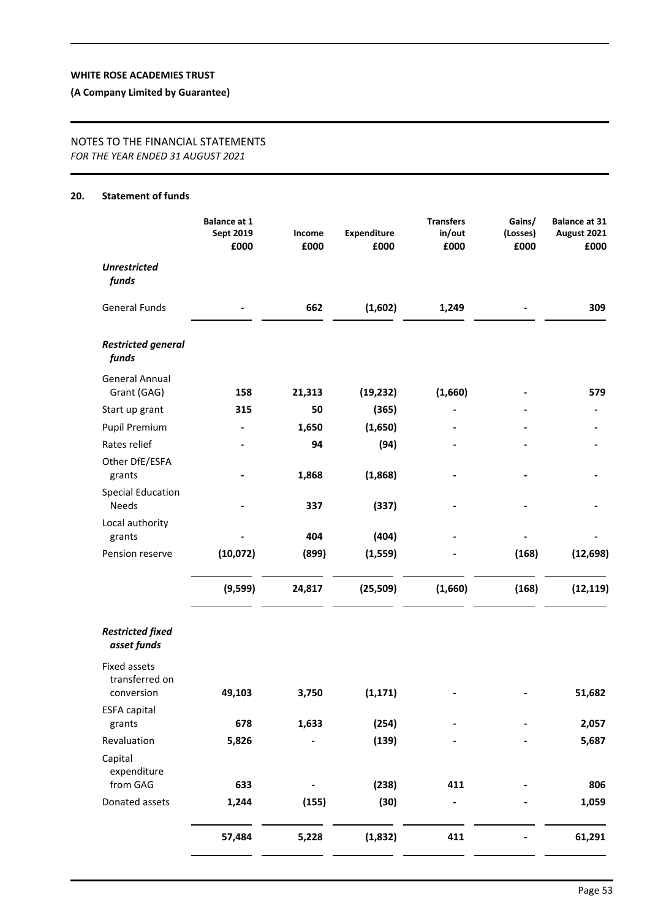**WHITE ROSE ACADEMIES TRUST**

**(A Company Limited by Guarantee)**

NOTES TO THE FINANCIAL STATEMENTS
*FOR THE YEAR ENDED 31 AUGUST 2021*

## 20. Statement of funds

| | Balance at 1 Sept 2019 £000 | Income £000 | Expenditure £000 | Transfers in/out £000 | Gains/ (Losses) £000 | Balance at 31 August 2021 £000 |
|---|---|---|---|---|---|---|
| ***Unrestricted funds*** | | | | | | |
| General Funds | - | 662 | (1,602) | 1,249 | - | 309 |
| ***Restricted general funds*** | | | | | | |
| General Annual Grant (GAG) | 158 | 21,313 | (19,232) | (1,660) | - | 579 |
| Start up grant | 315 | 50 | (365) | - | - | - |
| Pupil Premium | - | 1,650 | (1,650) | - | - | - |
| Rates relief | - | 94 | (94) | - | - | - |
| Other DfE/ESFA grants | - | 1,868 | (1,868) | - | - | - |
| Special Education Needs | - | 337 | (337) | - | - | - |
| Local authority grants | - | 404 | (404) | - | - | - |
| Pension reserve | (10,072) | (899) | (1,559) | - | (168) | (12,698) |
| | (9,599) | 24,817 | (25,509) | (1,660) | (168) | (12,119) |
| ***Restricted fixed asset funds*** | | | | | | |
| Fixed assets transferred on conversion | 49,103 | 3,750 | (1,171) | - | - | 51,682 |
| ESFA capital grants | 678 | 1,633 | (254) | - | - | 2,057 |
| Revaluation | 5,826 | - | (139) | - | - | 5,687 |
| Capital expenditure from GAG | 633 | - | (238) | 411 | - | 806 |
| Donated assets | 1,244 | (155) | (30) | - | - | 1,059 |
| | 57,484 | 5,228 | (1,832) | 411 | - | 61,291 |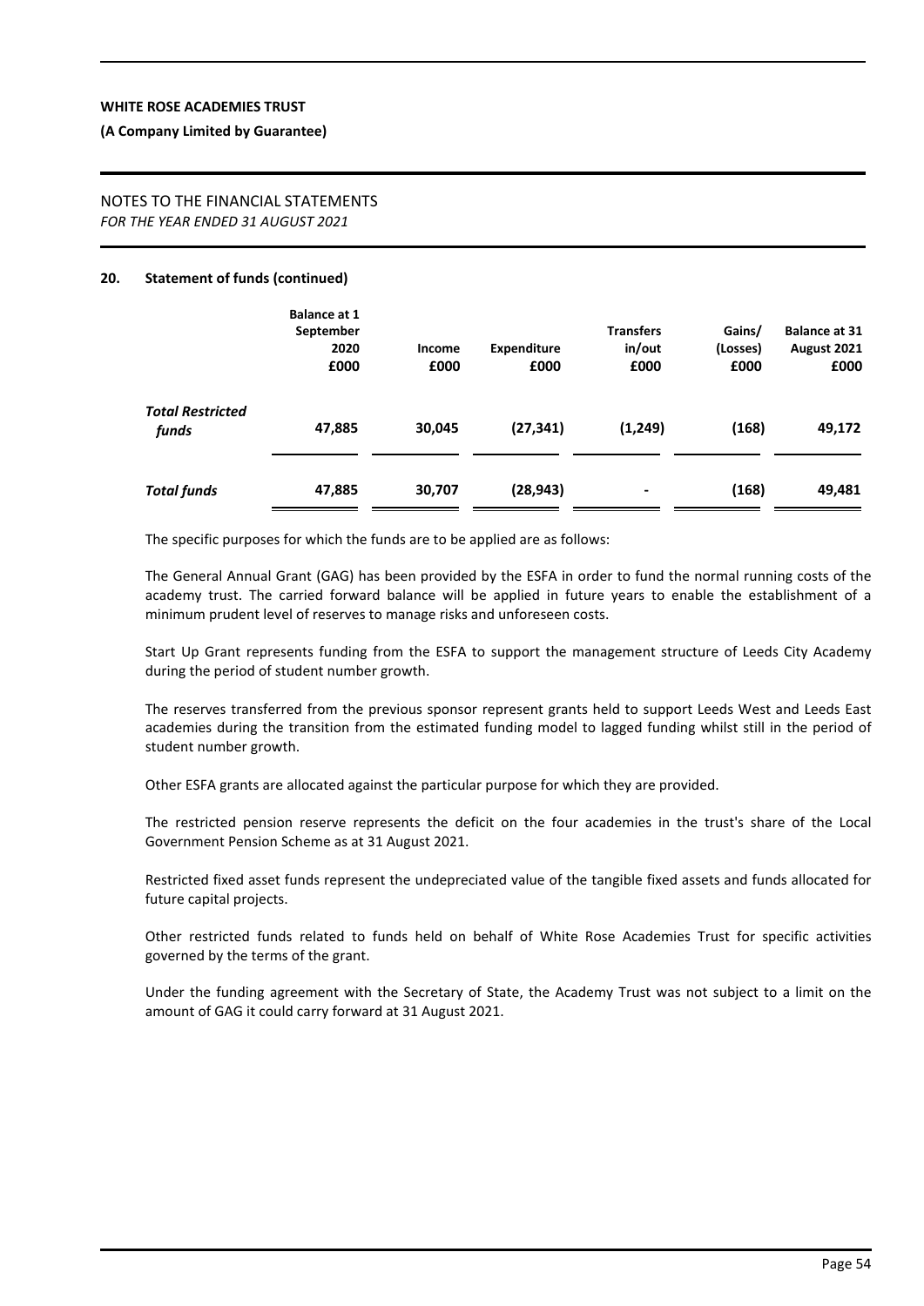## 20. Statement of funds (continued)

| | Balance at 1 September 2020 £000 | Income £000 | Expenditure £000 | Transfers in/out £000 | Gains/ (Losses) £000 | Balance at 31 August 2021 £000 |
|---|---|---|---|---|---|---|
| ***Total Restricted funds*** | **47,885** | **30,045** | **(27,341)** | **(1,249)** | **(168)** | **49,172** |
| ***Total funds*** | **47,885** | **30,707** | **(28,943)** | **-** | **(168)** | **49,481** |

The specific purposes for which the funds are to be applied are as follows:

The General Annual Grant (GAG) has been provided by the ESFA in order to fund the normal running costs of the academy trust. The carried forward balance will be applied in future years to enable the establishment of a minimum prudent level of reserves to manage risks and unforeseen costs.

Start Up Grant represents funding from the ESFA to support the management structure of Leeds City Academy during the period of student number growth.

The reserves transferred from the previous sponsor represent grants held to support Leeds West and Leeds East academies during the transition from the estimated funding model to lagged funding whilst still in the period of student number growth.

Other ESFA grants are allocated against the particular purpose for which they are provided.

The restricted pension reserve represents the deficit on the four academies in the trust's share of the Local Government Pension Scheme as at 31 August 2021.

Restricted fixed asset funds represent the undepreciated value of the tangible fixed assets and funds allocated for future capital projects.

Other restricted funds related to funds held on behalf of White Rose Academies Trust for specific activities governed by the terms of the grant.

Under the funding agreement with the Secretary of State, the Academy Trust was not subject to a limit on the amount of GAG it could carry forward at 31 August 2021.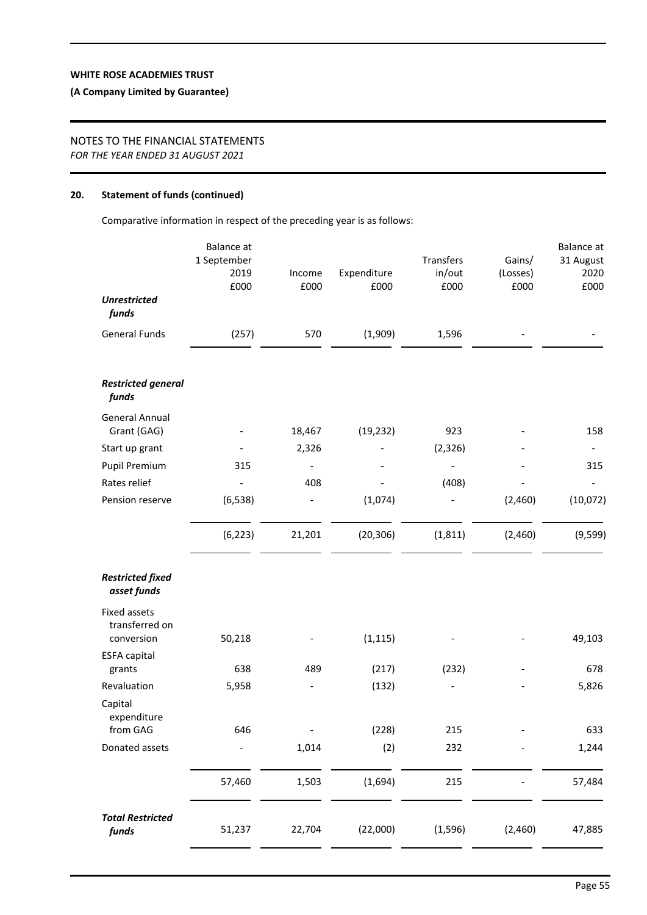## 20. Statement of funds (continued)

Comparative information in respect of the preceding year is as follows:

| | Balance at 1 September 2019 £000 | Income £000 | Expenditure £000 | Transfers in/out £000 | Gains/ (Losses) £000 | Balance at 31 August 2020 £000 |
|---|---|---|---|---|---|---|
| ***Unrestricted funds*** | | | | | | |
| General Funds | (257) | 570 | (1,909) | 1,596 | - | - |
| ***Restricted general funds*** | | | | | | |
| General Annual Grant (GAG) | - | 18,467 | (19,232) | 923 | - | 158 |
| Start up grant | - | 2,326 | - | (2,326) | - | - |
| Pupil Premium | 315 | - | - | - | - | 315 |
| Rates relief | - | 408 | - | (408) | - | - |
| Pension reserve | (6,538) | - | (1,074) | - | (2,460) | (10,072) |
| | (6,223) | 21,201 | (20,306) | (1,811) | (2,460) | (9,599) |
| ***Restricted fixed asset funds*** | | | | | | |
| Fixed assets transferred on conversion | 50,218 | - | (1,115) | - | - | 49,103 |
| ESFA capital grants | 638 | 489 | (217) | (232) | - | 678 |
| Revaluation | 5,958 | - | (132) | - | - | 5,826 |
| Capital expenditure from GAG | 646 | - | (228) | 215 | - | 633 |
| Donated assets | - | 1,014 | (2) | 232 | - | 1,244 |
| | 57,460 | 1,503 | (1,694) | 215 | - | 57,484 |
| ***Total Restricted funds*** | 51,237 | 22,704 | (22,000) | (1,596) | (2,460) | 47,885 |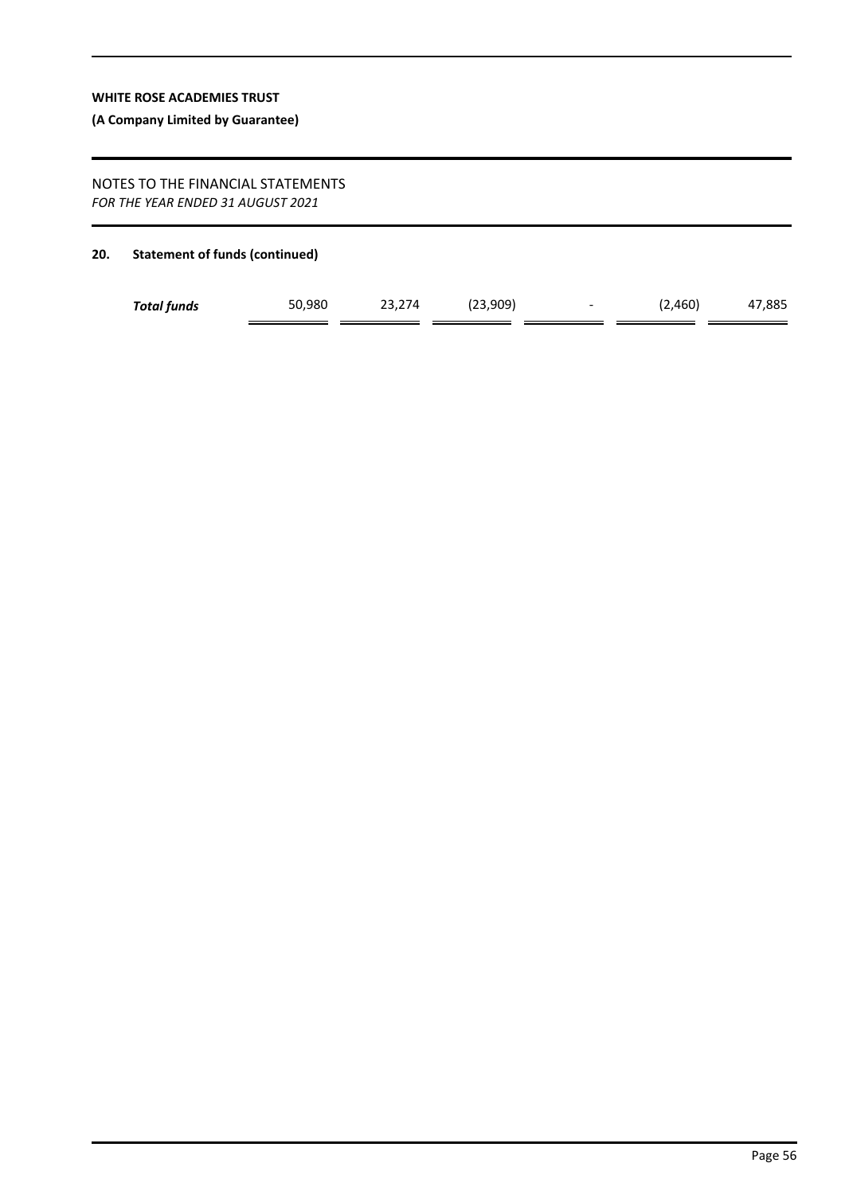## 20. Statement of funds (continued)

| | | | | | | |
|---|---|---|---|---|---|---|
| ***Total funds*** | 50,980 | 23,274 | (23,909) | - | (2,460) | 47,885 |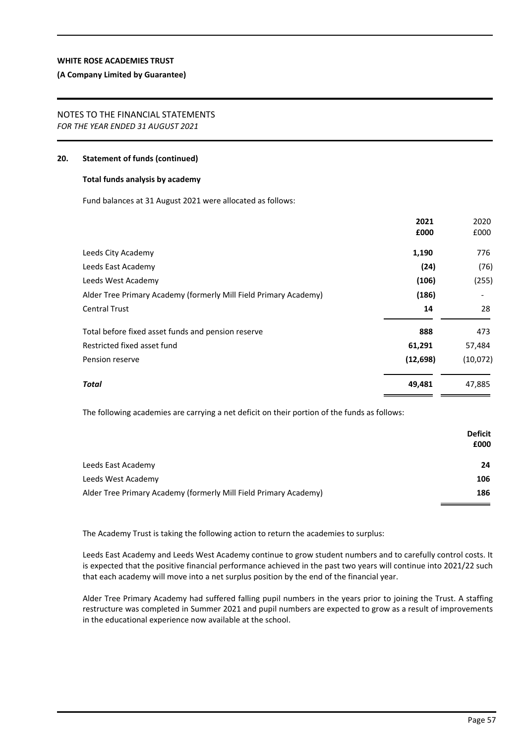## 20. Statement of funds (continued)

### Total funds analysis by academy

Fund balances at 31 August 2021 were allocated as follows:

| | **2021 £000** | 2020 £000 |
|---|---|---|
| Leeds City Academy | **1,190** | 776 |
| Leeds East Academy | **(24)** | (76) |
| Leeds West Academy | **(106)** | (255) |
| Alder Tree Primary Academy (formerly Mill Field Primary Academy) | **(186)** | - |
| Central Trust | **14** | 28 |
| Total before fixed asset funds and pension reserve | **888** | 473 |
| Restricted fixed asset fund | **61,291** | 57,484 |
| Pension reserve | **(12,698)** | (10,072) |
| ***Total*** | **49,481** | 47,885 |

The following academies are carrying a net deficit on their portion of the funds as follows:

| | **Deficit £000** |
|---|---|
| Leeds East Academy | **24** |
| Leeds West Academy | **106** |
| Alder Tree Primary Academy (formerly Mill Field Primary Academy) | **186** |

The Academy Trust is taking the following action to return the academies to surplus:

Leeds East Academy and Leeds West Academy continue to grow student numbers and to carefully control costs. It is expected that the positive financial performance achieved in the past two years will continue into 2021/22 such that each academy will move into a net surplus position by the end of the financial year.

Alder Tree Primary Academy had suffered falling pupil numbers in the years prior to joining the Trust. A staffing restructure was completed in Summer 2021 and pupil numbers are expected to grow as a result of improvements in the educational experience now available at the school.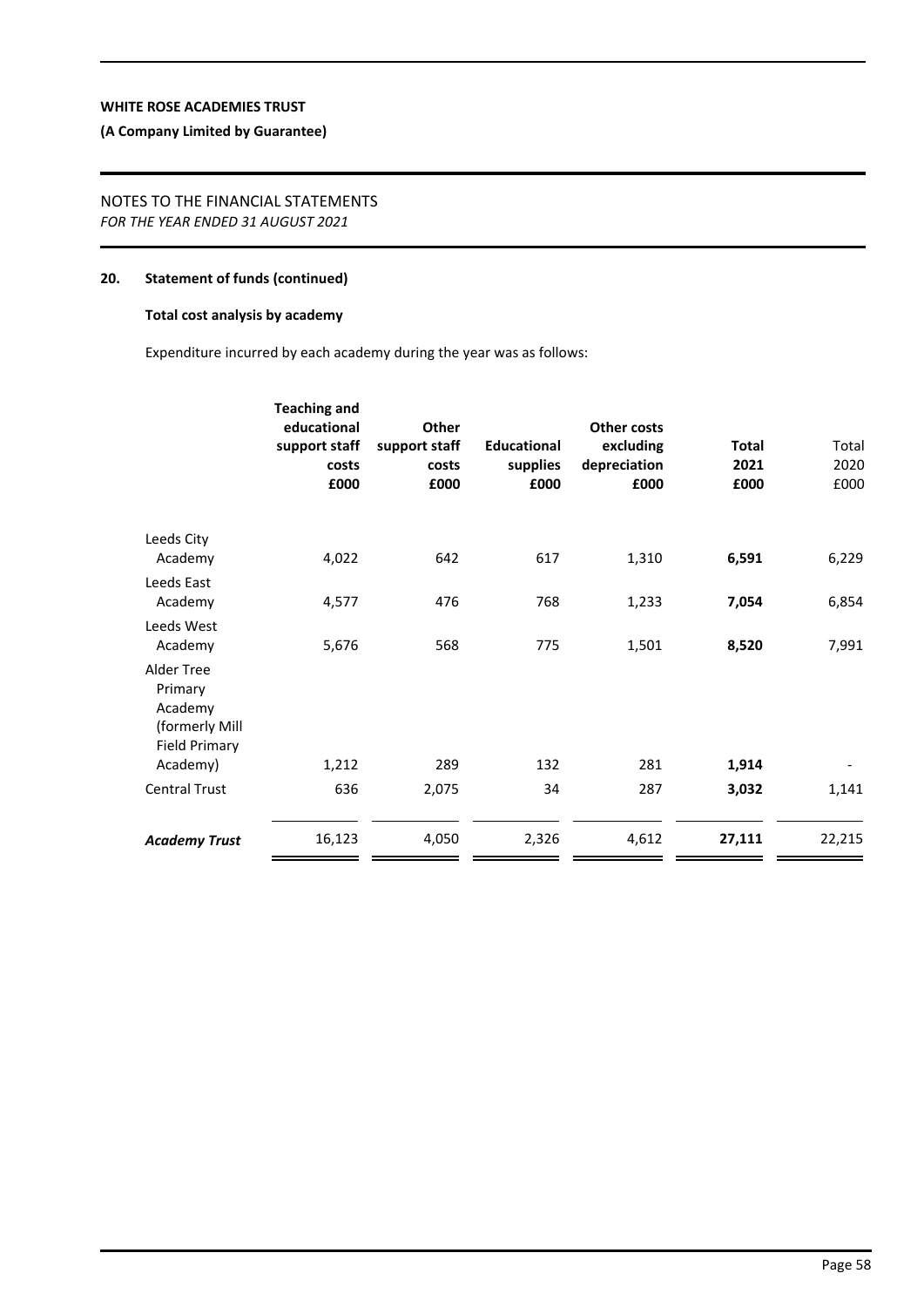## 20. Statement of funds (continued)

### Total cost analysis by academy

Expenditure incurred by each academy during the year was as follows:

| | Teaching and educational support staff costs £000 | Other support staff costs £000 | Educational supplies £000 | Other costs excluding depreciation £000 | Total 2021 £000 | Total 2020 £000 |
|---|---|---|---|---|---|---|
| Leeds City Academy | 4,022 | 642 | 617 | 1,310 | **6,591** | 6,229 |
| Leeds East Academy | 4,577 | 476 | 768 | 1,233 | **7,054** | 6,854 |
| Leeds West Academy | 5,676 | 568 | 775 | 1,501 | **8,520** | 7,991 |
| Alder Tree Primary Academy (formerly Mill Field Primary Academy) | 1,212 | 289 | 132 | 281 | **1,914** | - |
| Central Trust | 636 | 2,075 | 34 | 287 | **3,032** | 1,141 |
| ***Academy Trust*** | 16,123 | 4,050 | 2,326 | 4,612 | **27,111** | 22,215 |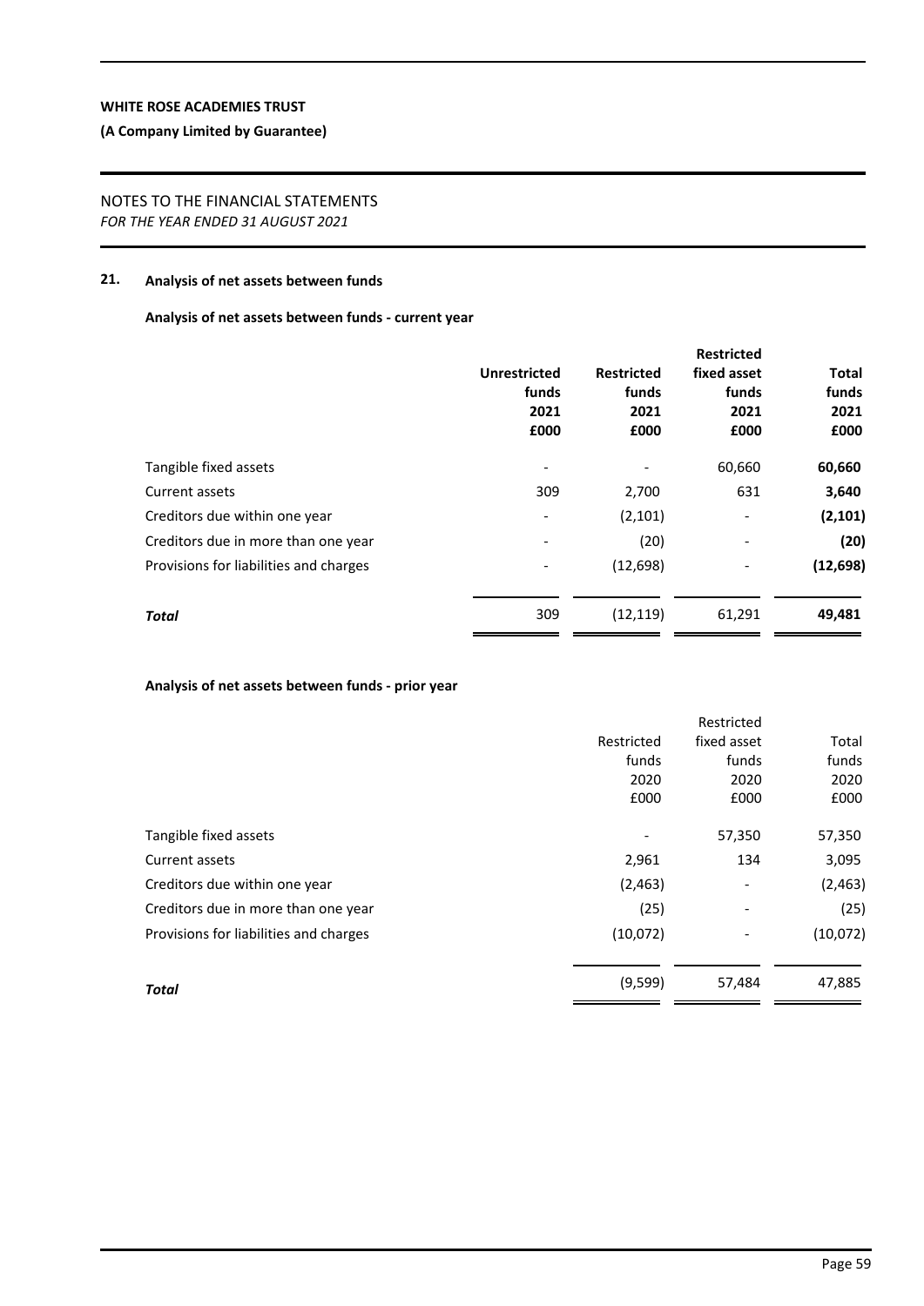**WHITE ROSE ACADEMIES TRUST**

**(A Company Limited by Guarantee)**

NOTES TO THE FINANCIAL STATEMENTS
*FOR THE YEAR ENDED 31 AUGUST 2021*

## 21. Analysis of net assets between funds

### Analysis of net assets between funds - current year

| | Unrestricted funds 2021 £000 | Restricted funds 2021 £000 | Restricted fixed asset funds 2021 £000 | Total funds 2021 £000 |
|---|---|---|---|---|
| Tangible fixed assets | - | - | 60,660 | **60,660** |
| Current assets | 309 | 2,700 | 631 | **3,640** |
| Creditors due within one year | - | (2,101) | - | **(2,101)** |
| Creditors due in more than one year | - | (20) | - | **(20)** |
| Provisions for liabilities and charges | - | (12,698) | - | **(12,698)** |
| ***Total*** | 309 | (12,119) | 61,291 | **49,481** |

### Analysis of net assets between funds - prior year

| | Restricted funds 2020 £000 | Restricted fixed asset funds 2020 £000 | Total funds 2020 £000 |
|---|---|---|---|
| Tangible fixed assets | - | 57,350 | 57,350 |
| Current assets | 2,961 | 134 | 3,095 |
| Creditors due within one year | (2,463) | - | (2,463) |
| Creditors due in more than one year | (25) | - | (25) |
| Provisions for liabilities and charges | (10,072) | - | (10,072) |
| ***Total*** | (9,599) | 57,484 | 47,885 |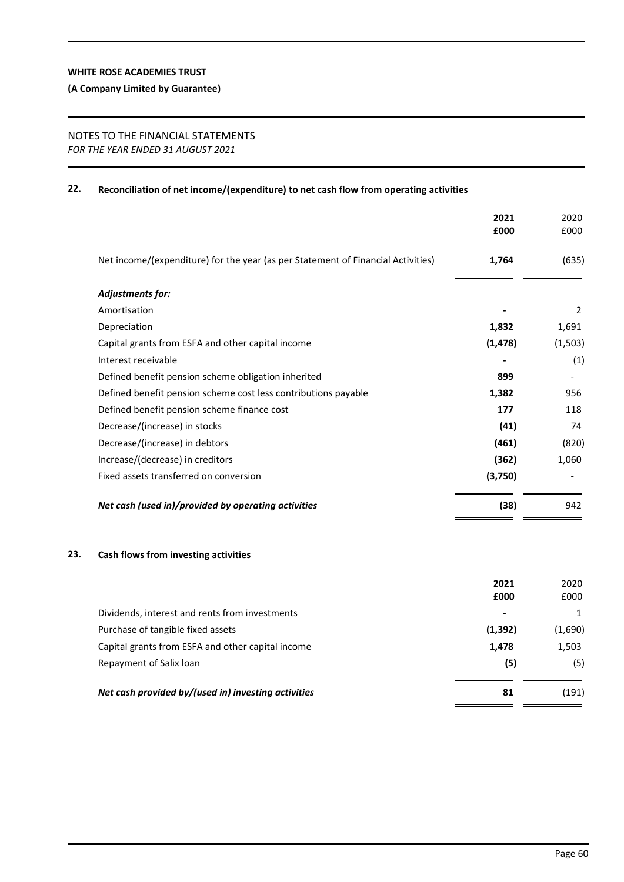**WHITE ROSE ACADEMIES TRUST**

**(A Company Limited by Guarantee)**

NOTES TO THE FINANCIAL STATEMENTS
*FOR THE YEAR ENDED 31 AUGUST 2021*

## 22. Reconciliation of net income/(expenditure) to net cash flow from operating activities

| | 2021 £000 | 2020 £000 |
|---|---|---|
| Net income/(expenditure) for the year (as per Statement of Financial Activities) | **1,764** | (635) |
| ***Adjustments for:*** | | |
| Amortisation | **-** | 2 |
| Depreciation | **1,832** | 1,691 |
| Capital grants from ESFA and other capital income | **(1,478)** | (1,503) |
| Interest receivable | **-** | (1) |
| Defined benefit pension scheme obligation inherited | **899** | - |
| Defined benefit pension scheme cost less contributions payable | **1,382** | 956 |
| Defined benefit pension scheme finance cost | **177** | 118 |
| Decrease/(increase) in stocks | **(41)** | 74 |
| Decrease/(increase) in debtors | **(461)** | (820) |
| Increase/(decrease) in creditors | **(362)** | 1,060 |
| Fixed assets transferred on conversion | **(3,750)** | - |
| ***Net cash (used in)/provided by operating activities*** | **(38)** | 942 |

## 23. Cash flows from investing activities

| | 2021 £000 | 2020 £000 |
|---|---|---|
| Dividends, interest and rents from investments | **-** | 1 |
| Purchase of tangible fixed assets | **(1,392)** | (1,690) |
| Capital grants from ESFA and other capital income | **1,478** | 1,503 |
| Repayment of Salix loan | **(5)** | (5) |
| ***Net cash provided by/(used in) investing activities*** | **81** | (191) |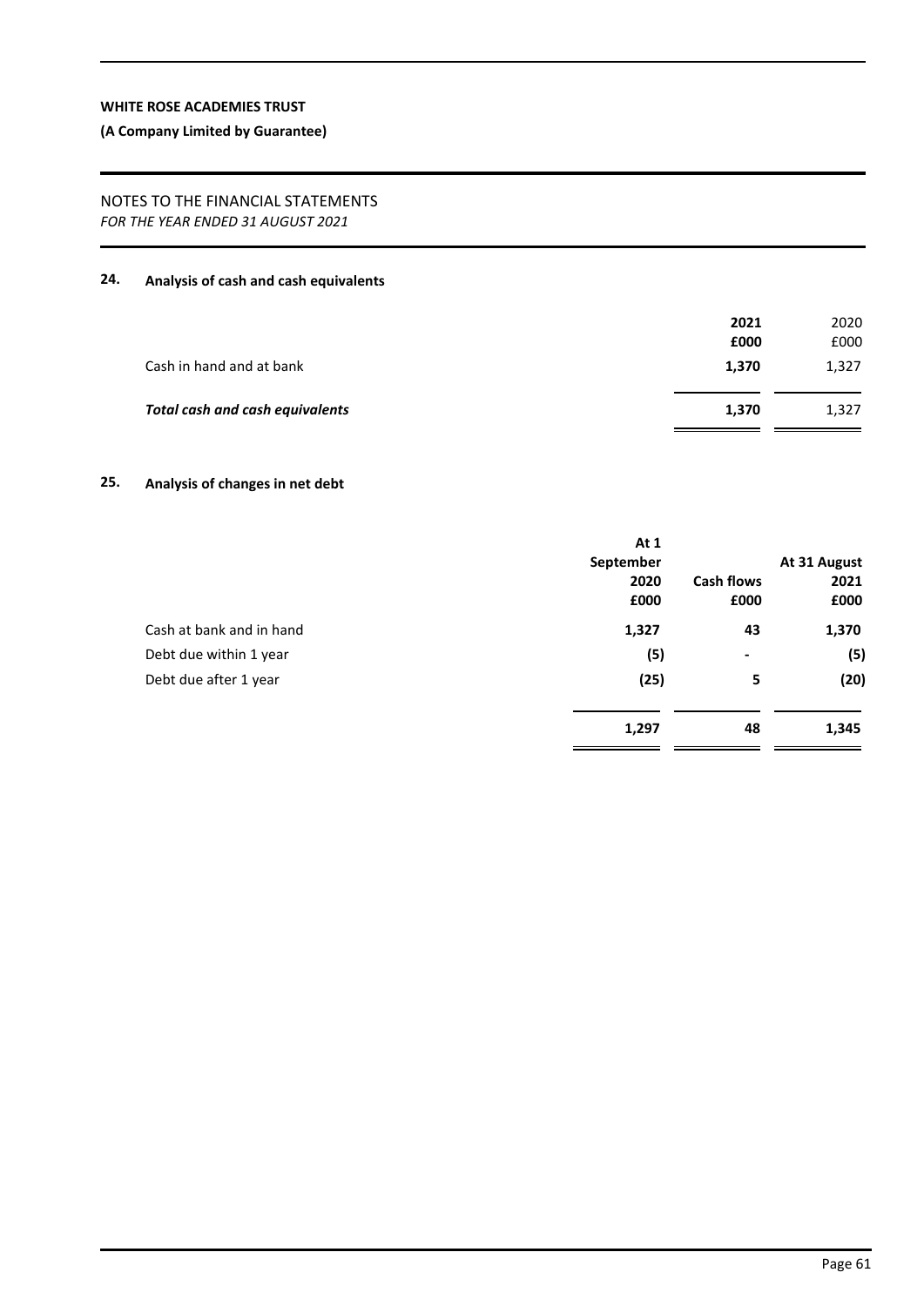**WHITE ROSE ACADEMIES TRUST**

**(A Company Limited by Guarantee)**

NOTES TO THE FINANCIAL STATEMENTS
*FOR THE YEAR ENDED 31 AUGUST 2021*

## 24. Analysis of cash and cash equivalents

| | **2021** **£000** | 2020 £000 |
|---|---|---|
| Cash in hand and at bank | **1,370** | 1,327 |
| ***Total cash and cash equivalents*** | **1,370** | 1,327 |

## 25. Analysis of changes in net debt

| | **At 1 September 2020** **£000** | **Cash flows** **£000** | **At 31 August 2021** **£000** |
|---|---|---|---|
| Cash at bank and in hand | **1,327** | **43** | **1,370** |
| Debt due within 1 year | **(5)** | **-** | **(5)** |
| Debt due after 1 year | **(25)** | **5** | **(20)** |
| | **1,297** | **48** | **1,345** |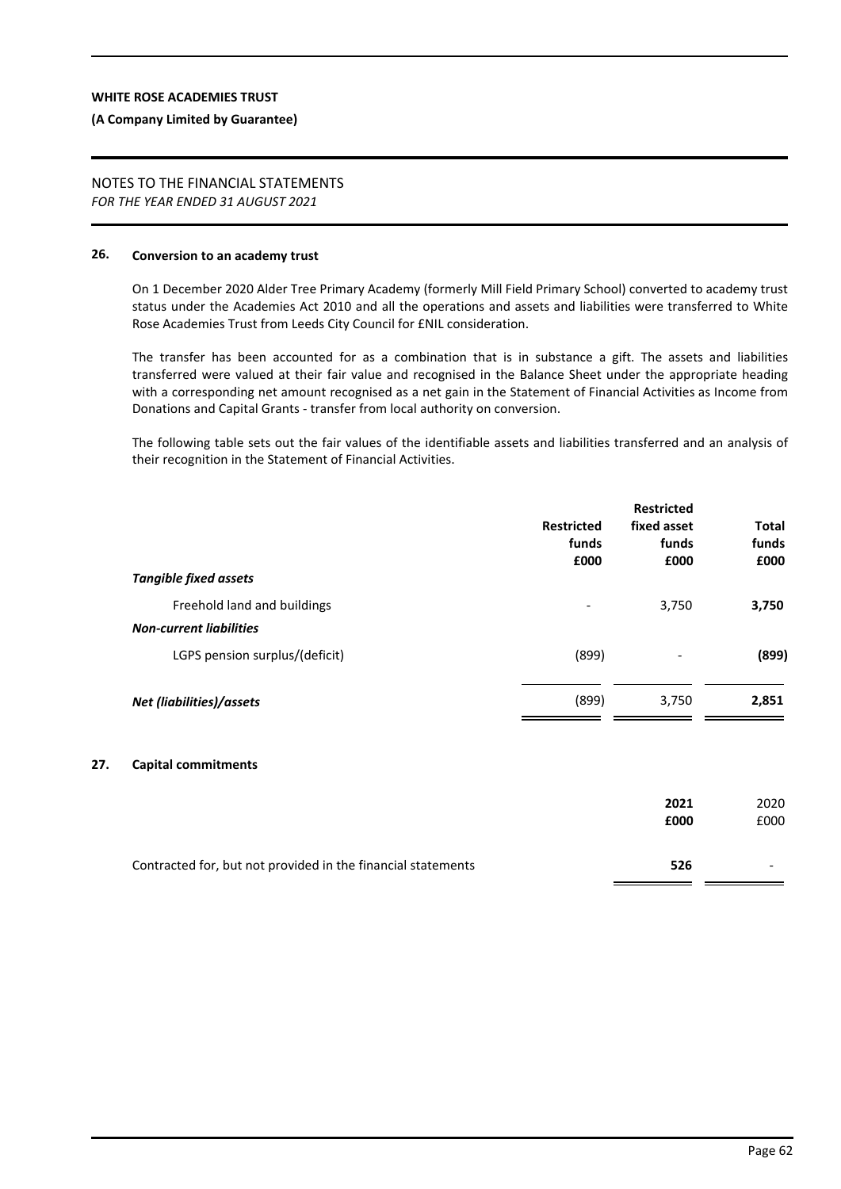## 26. Conversion to an academy trust

On 1 December 2020 Alder Tree Primary Academy (formerly Mill Field Primary School) converted to academy trust status under the Academies Act 2010 and all the operations and assets and liabilities were transferred to White Rose Academies Trust from Leeds City Council for £NIL consideration.

The transfer has been accounted for as a combination that is in substance a gift. The assets and liabilities transferred were valued at their fair value and recognised in the Balance Sheet under the appropriate heading with a corresponding net amount recognised as a net gain in the Statement of Financial Activities as Income from Donations and Capital Grants - transfer from local authority on conversion.

The following table sets out the fair values of the identifiable assets and liabilities transferred and an analysis of their recognition in the Statement of Financial Activities.

| | Restricted funds £000 | Restricted fixed asset funds £000 | Total funds £000 |
|---|---|---|---|
| ***Tangible fixed assets*** | | | |
| Freehold land and buildings | - | 3,750 | **3,750** |
| ***Non-current liabilities*** | | | |
| LGPS pension surplus/(deficit) | (899) | - | **(899)** |
| ***Net (liabilities)/assets*** | (899) | 3,750 | **2,851** |

## 27. Capital commitments

| | 2021 £000 | 2020 £000 |
|---|---|---|
| Contracted for, but not provided in the financial statements | **526** | - |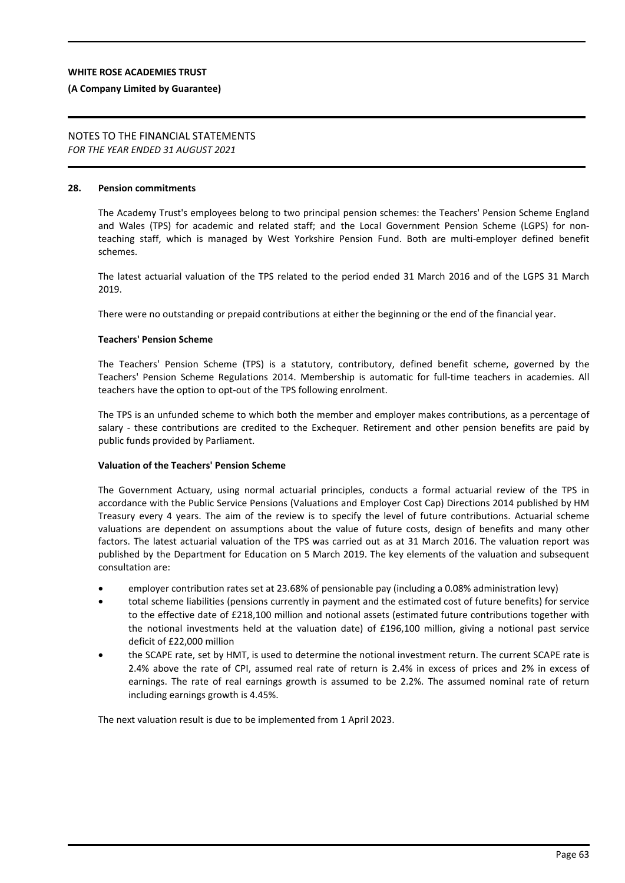## 28. Pension commitments

The Academy Trust's employees belong to two principal pension schemes: the Teachers' Pension Scheme England and Wales (TPS) for academic and related staff; and the Local Government Pension Scheme (LGPS) for non-teaching staff, which is managed by West Yorkshire Pension Fund. Both are multi-employer defined benefit schemes.

The latest actuarial valuation of the TPS related to the period ended 31 March 2016 and of the LGPS 31 March 2019.

There were no outstanding or prepaid contributions at either the beginning or the end of the financial year.

### Teachers' Pension Scheme

The Teachers' Pension Scheme (TPS) is a statutory, contributory, defined benefit scheme, governed by the Teachers' Pension Scheme Regulations 2014. Membership is automatic for full-time teachers in academies. All teachers have the option to opt-out of the TPS following enrolment.

The TPS is an unfunded scheme to which both the member and employer makes contributions, as a percentage of salary - these contributions are credited to the Exchequer. Retirement and other pension benefits are paid by public funds provided by Parliament.

### Valuation of the Teachers' Pension Scheme

The Government Actuary, using normal actuarial principles, conducts a formal actuarial review of the TPS in accordance with the Public Service Pensions (Valuations and Employer Cost Cap) Directions 2014 published by HM Treasury every 4 years. The aim of the review is to specify the level of future contributions. Actuarial scheme valuations are dependent on assumptions about the value of future costs, design of benefits and many other factors. The latest actuarial valuation of the TPS was carried out as at 31 March 2016. The valuation report was published by the Department for Education on 5 March 2019. The key elements of the valuation and subsequent consultation are:

- employer contribution rates set at 23.68% of pensionable pay (including a 0.08% administration levy)
- total scheme liabilities (pensions currently in payment and the estimated cost of future benefits) for service to the effective date of £218,100 million and notional assets (estimated future contributions together with the notional investments held at the valuation date) of £196,100 million, giving a notional past service deficit of £22,000 million
- the SCAPE rate, set by HMT, is used to determine the notional investment return. The current SCAPE rate is 2.4% above the rate of CPI, assumed real rate of return is 2.4% in excess of prices and 2% in excess of earnings. The rate of real earnings growth is assumed to be 2.2%. The assumed nominal rate of return including earnings growth is 4.45%.

The next valuation result is due to be implemented from 1 April 2023.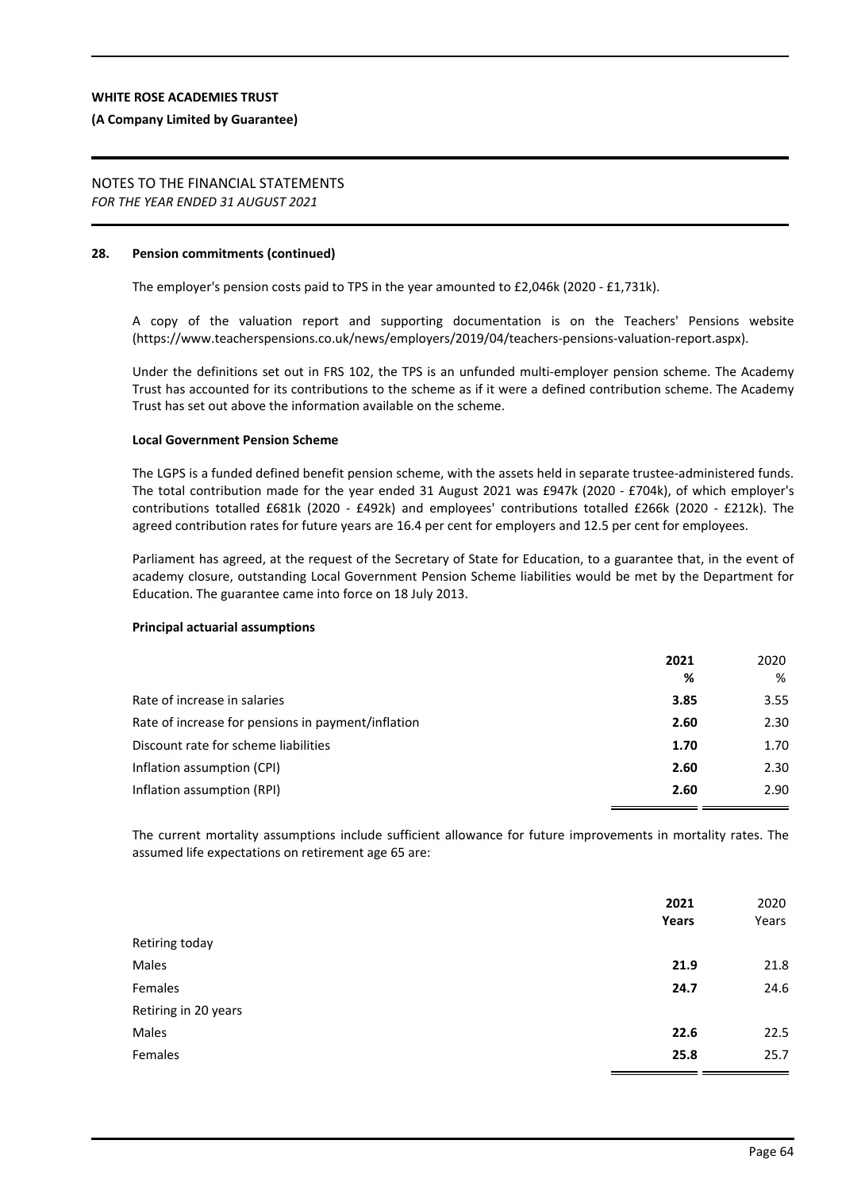## 28. Pension commitments (continued)

The employer's pension costs paid to TPS in the year amounted to £2,046k (2020 - £1,731k).

A copy of the valuation report and supporting documentation is on the Teachers' Pensions website (https://www.teacherspensions.co.uk/news/employers/2019/04/teachers-pensions-valuation-report.aspx).

Under the definitions set out in FRS 102, the TPS is an unfunded multi-employer pension scheme. The Academy Trust has accounted for its contributions to the scheme as if it were a defined contribution scheme. The Academy Trust has set out above the information available on the scheme.

### Local Government Pension Scheme

The LGPS is a funded defined benefit pension scheme, with the assets held in separate trustee-administered funds. The total contribution made for the year ended 31 August 2021 was £947k (2020 - £704k), of which employer's contributions totalled £681k (2020 - £492k) and employees' contributions totalled £266k (2020 - £212k). The agreed contribution rates for future years are 16.4 per cent for employers and 12.5 per cent for employees.

Parliament has agreed, at the request of the Secretary of State for Education, to a guarantee that, in the event of academy closure, outstanding Local Government Pension Scheme liabilities would be met by the Department for Education. The guarantee came into force on 18 July 2013.

### Principal actuarial assumptions

| | **2021** | 2020 |
|---|---|---|
| | **%** | % |
| Rate of increase in salaries | **3.85** | 3.55 |
| Rate of increase for pensions in payment/inflation | **2.60** | 2.30 |
| Discount rate for scheme liabilities | **1.70** | 1.70 |
| Inflation assumption (CPI) | **2.60** | 2.30 |
| Inflation assumption (RPI) | **2.60** | 2.90 |

The current mortality assumptions include sufficient allowance for future improvements in mortality rates. The assumed life expectations on retirement age 65 are:

| | **2021** | 2020 |
|---|---|---|
| | **Years** | Years |
| Retiring today | | |
| Males | **21.9** | 21.8 |
| Females | **24.7** | 24.6 |
| Retiring in 20 years | | |
| Males | **22.6** | 22.5 |
| Females | **25.8** | 25.7 |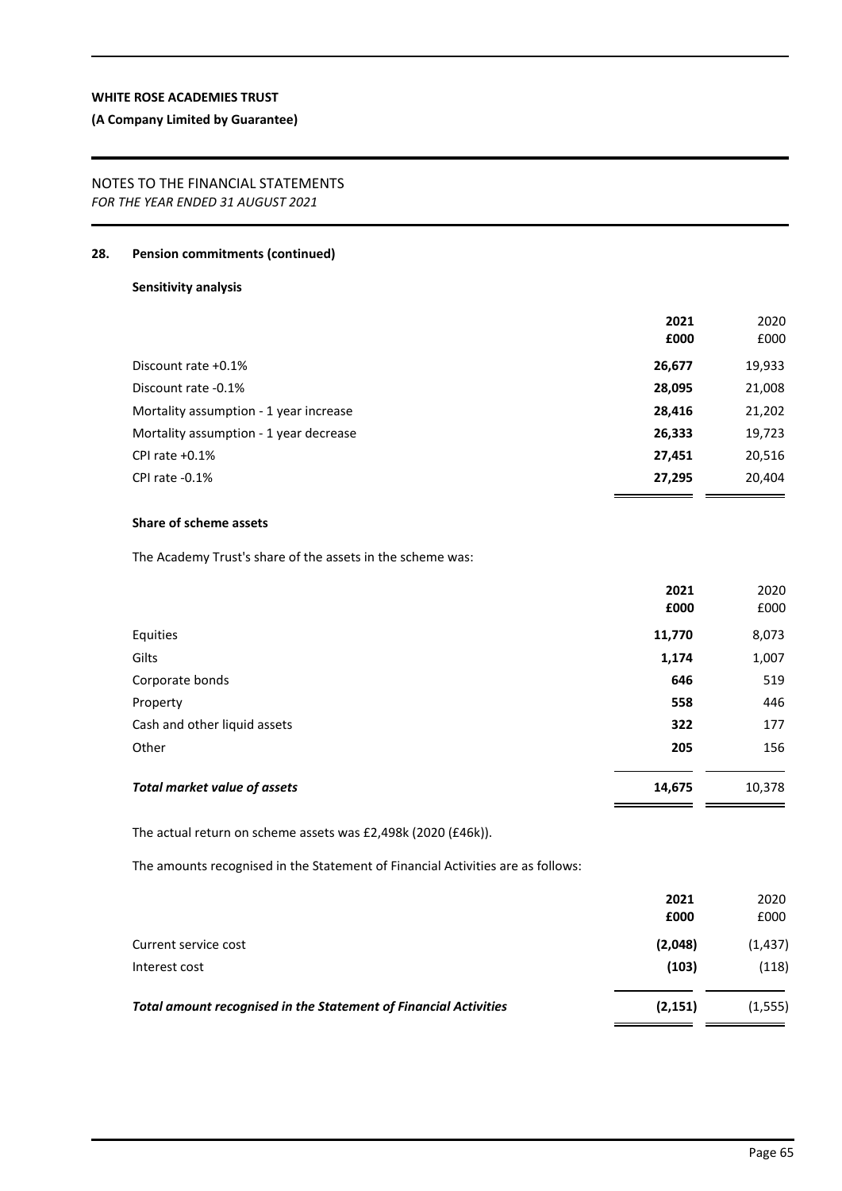WHITE ROSE ACADEMIES TRUST

**(A Company Limited by Guarantee)**

NOTES TO THE FINANCIAL STATEMENTS
*FOR THE YEAR ENDED 31 AUGUST 2021*

## 28. Pension commitments (continued)

### Sensitivity analysis

| | 2021 £000 | 2020 £000 |
|---|---|---|
| Discount rate +0.1% | **26,677** | 19,933 |
| Discount rate -0.1% | **28,095** | 21,008 |
| Mortality assumption - 1 year increase | **28,416** | 21,202 |
| Mortality assumption - 1 year decrease | **26,333** | 19,723 |
| CPI rate +0.1% | **27,451** | 20,516 |
| CPI rate -0.1% | **27,295** | 20,404 |

### Share of scheme assets

The Academy Trust's share of the assets in the scheme was:

| | 2021 £000 | 2020 £000 |
|---|---|---|
| Equities | **11,770** | 8,073 |
| Gilts | **1,174** | 1,007 |
| Corporate bonds | **646** | 519 |
| Property | **558** | 446 |
| Cash and other liquid assets | **322** | 177 |
| Other | **205** | 156 |
| ***Total market value of assets*** | **14,675** | 10,378 |

The actual return on scheme assets was £2,498k (2020 (£46k)).

The amounts recognised in the Statement of Financial Activities are as follows:

| | 2021 £000 | 2020 £000 |
|---|---|---|
| Current service cost | **(2,048)** | (1,437) |
| Interest cost | **(103)** | (118) |
| ***Total amount recognised in the Statement of Financial Activities*** | **(2,151)** | (1,555) |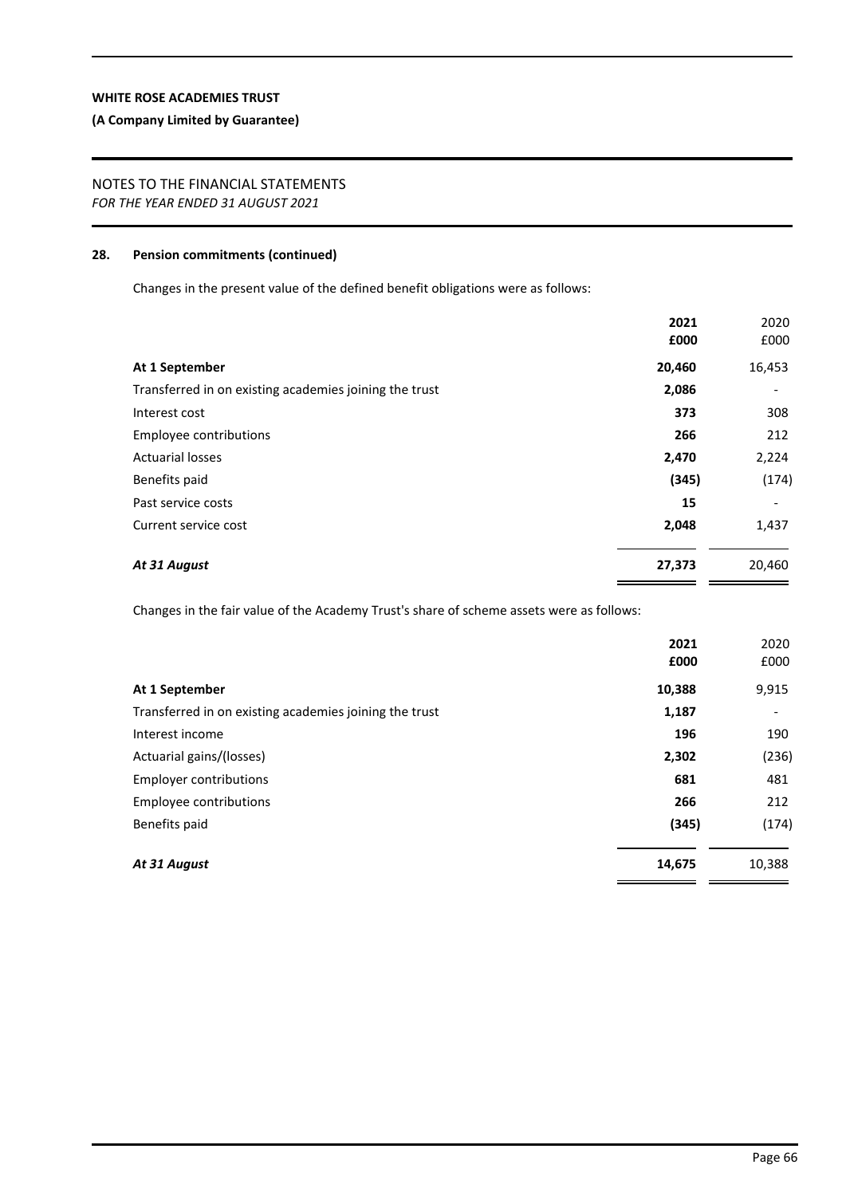## 28. Pension commitments (continued)

Changes in the present value of the defined benefit obligations were as follows:

| | 2021<br>£000 | 2020<br>£000 |
|---|---|---|
| **At 1 September** | **20,460** | 16,453 |
| Transferred in on existing academies joining the trust | **2,086** | - |
| Interest cost | **373** | 308 |
| Employee contributions | **266** | 212 |
| Actuarial losses | **2,470** | 2,224 |
| Benefits paid | **(345)** | (174) |
| Past service costs | **15** | - |
| Current service cost | **2,048** | 1,437 |
| ***At 31 August*** | **27,373** | 20,460 |

Changes in the fair value of the Academy Trust's share of scheme assets were as follows:

| | 2021<br>£000 | 2020<br>£000 |
|---|---|---|
| **At 1 September** | **10,388** | 9,915 |
| Transferred in on existing academies joining the trust | **1,187** | - |
| Interest income | **196** | 190 |
| Actuarial gains/(losses) | **2,302** | (236) |
| Employer contributions | **681** | 481 |
| Employee contributions | **266** | 212 |
| Benefits paid | **(345)** | (174) |
| ***At 31 August*** | **14,675** | 10,388 |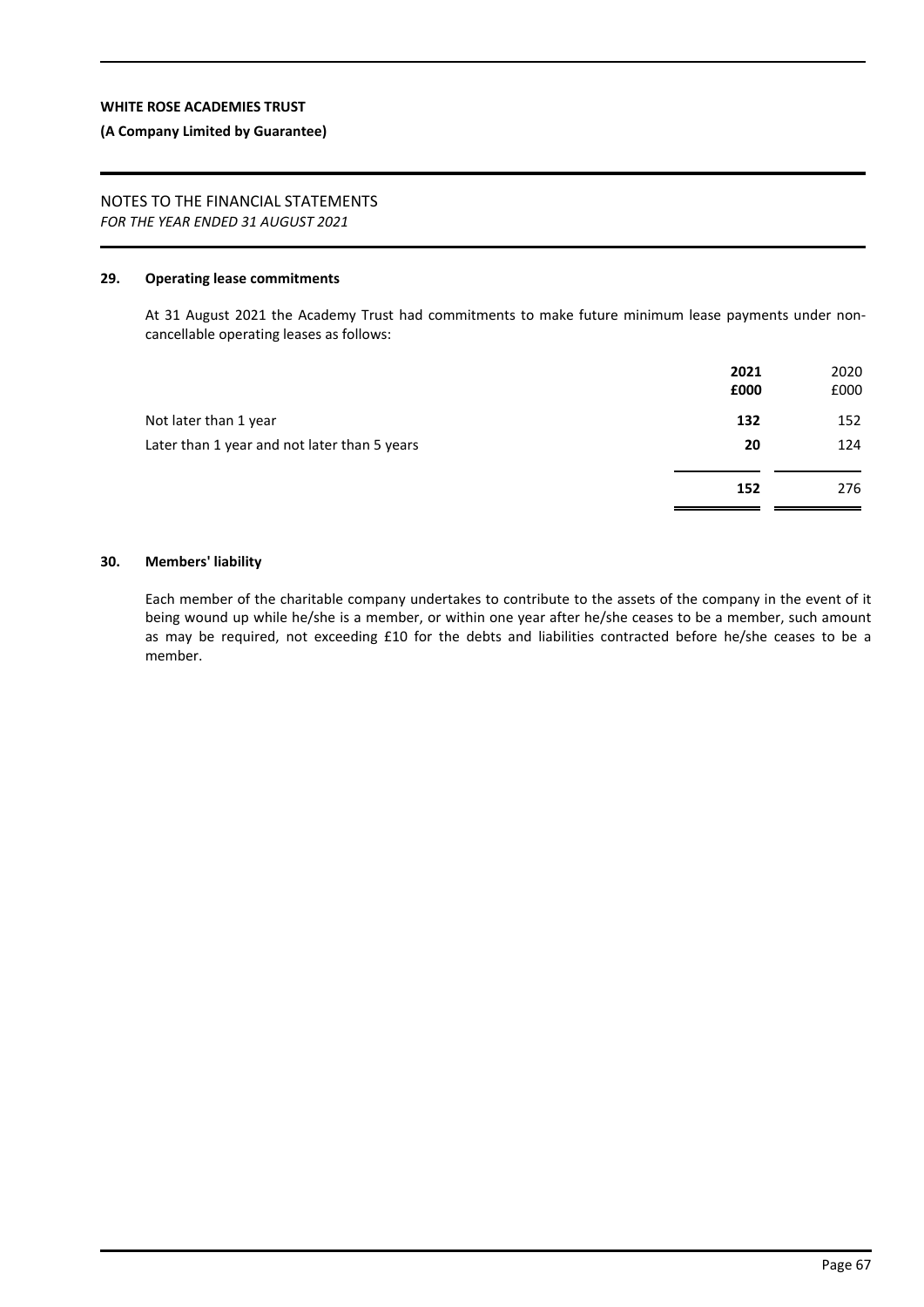## 29. Operating lease commitments

At 31 August 2021 the Academy Trust had commitments to make future minimum lease payments under non-cancellable operating leases as follows:

| | **2021** | 2020 |
|---|---|---|
| | **£000** | £000 |
| Not later than 1 year | **132** | 152 |
| Later than 1 year and not later than 5 years | **20** | 124 |
| | **152** | 276 |

## 30. Members' liability

Each member of the charitable company undertakes to contribute to the assets of the company in the event of it being wound up while he/she is a member, or within one year after he/she ceases to be a member, such amount as may be required, not exceeding £10 for the debts and liabilities contracted before he/she ceases to be a member.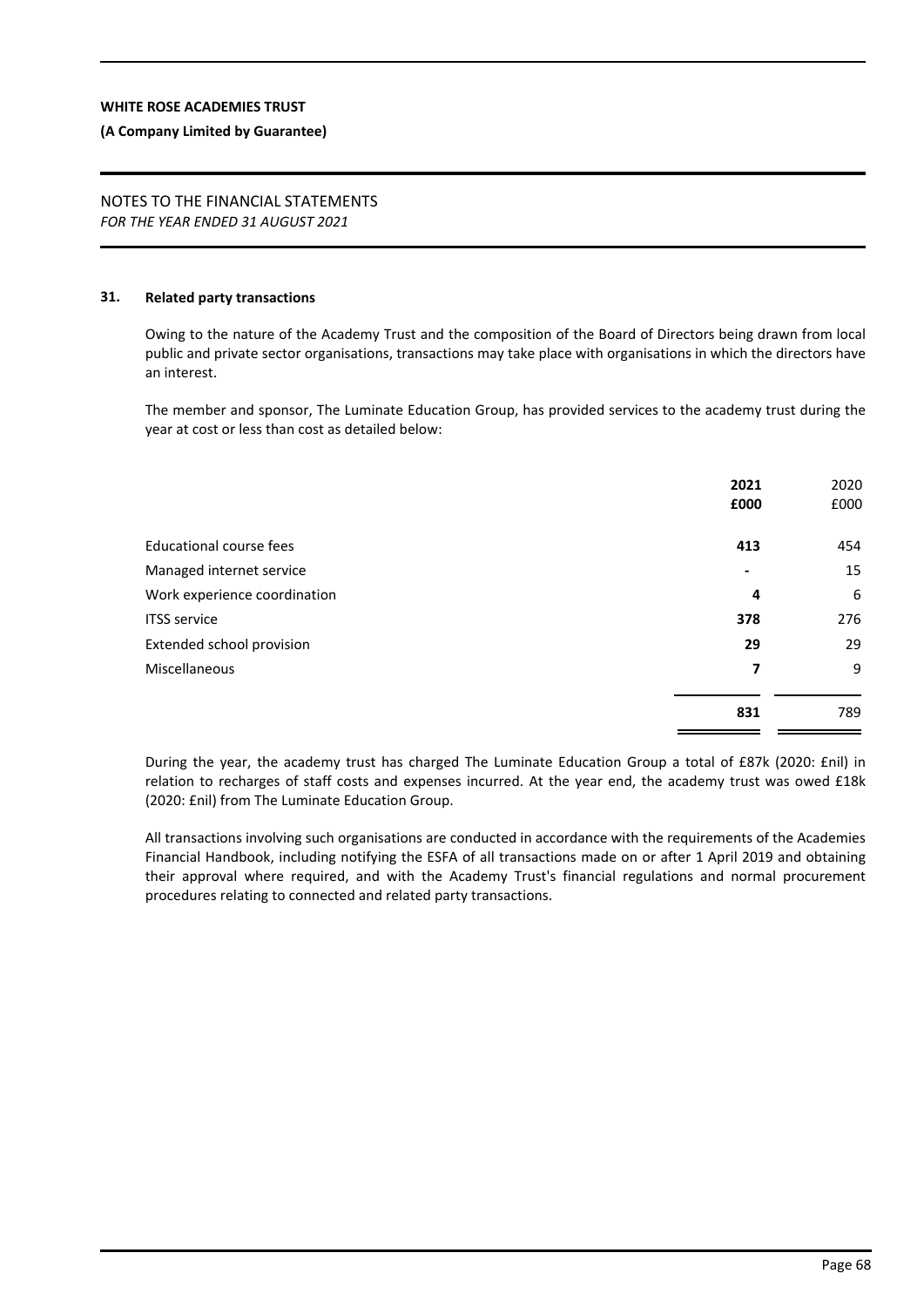## 31. Related party transactions

Owing to the nature of the Academy Trust and the composition of the Board of Directors being drawn from local public and private sector organisations, transactions may take place with organisations in which the directors have an interest.

The member and sponsor, The Luminate Education Group, has provided services to the academy trust during the year at cost or less than cost as detailed below:

| | **2021** | 2020 |
|---|---|---|
| | **£000** | £000 |
| Educational course fees | **413** | 454 |
| Managed internet service | **-** | 15 |
| Work experience coordination | **4** | 6 |
| ITSS service | **378** | 276 |
| Extended school provision | **29** | 29 |
| Miscellaneous | **7** | 9 |
| | **831** | 789 |

During the year, the academy trust has charged The Luminate Education Group a total of £87k (2020: £nil) in relation to recharges of staff costs and expenses incurred. At the year end, the academy trust was owed £18k (2020: £nil) from The Luminate Education Group.

All transactions involving such organisations are conducted in accordance with the requirements of the Academies Financial Handbook, including notifying the ESFA of all transactions made on or after 1 April 2019 and obtaining their approval where required, and with the Academy Trust's financial regulations and normal procurement procedures relating to connected and related party transactions.